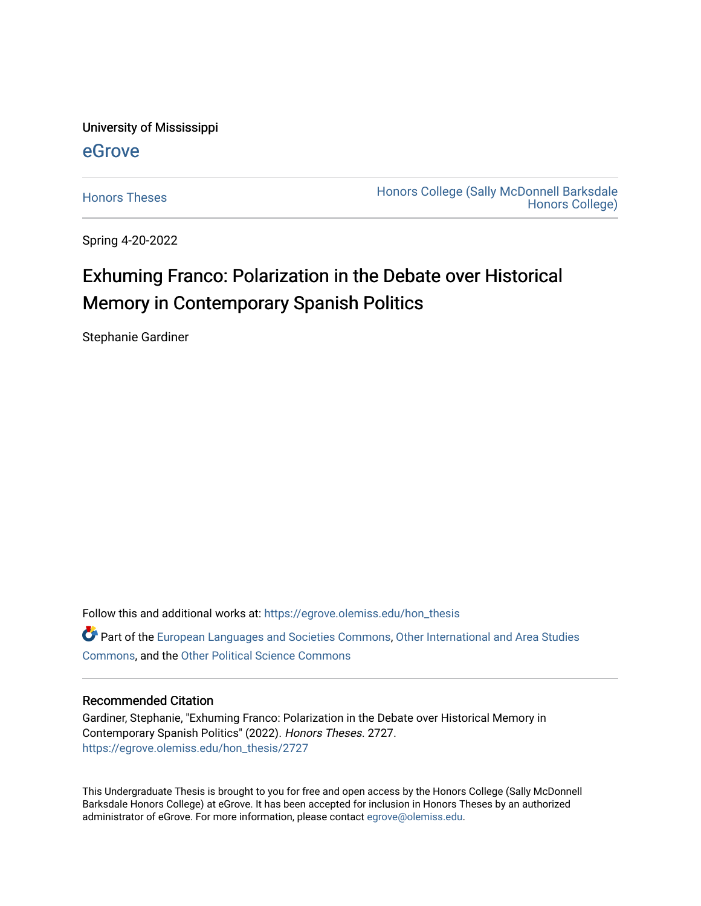University of Mississippi

eGrove

Honors Theses

Honors College (Sally McDonnell Barksdale Honors College)

Spring 4-20-2022

# Exhuming Franco: Polarization in the Debate over Historical Memory in Contemporary Spanish Politics

Stephanie Gardiner

Follow this and additional works at: https://egrove.olemiss.edu/hon_thesis

Part of the European Languages and Societies Commons, Other International and Area Studies Commons, and the Other Political Science Commons

## Recommended Citation

Gardiner, Stephanie, "Exhuming Franco: Polarization in the Debate over Historical Memory in Contemporary Spanish Politics" (2022). *Honors Theses*. 2727.
https://egrove.olemiss.edu/hon_thesis/2727

This Undergraduate Thesis is brought to you for free and open access by the Honors College (Sally McDonnell Barksdale Honors College) at eGrove. It has been accepted for inclusion in Honors Theses by an authorized administrator of eGrove. For more information, please contact egrove@olemiss.edu.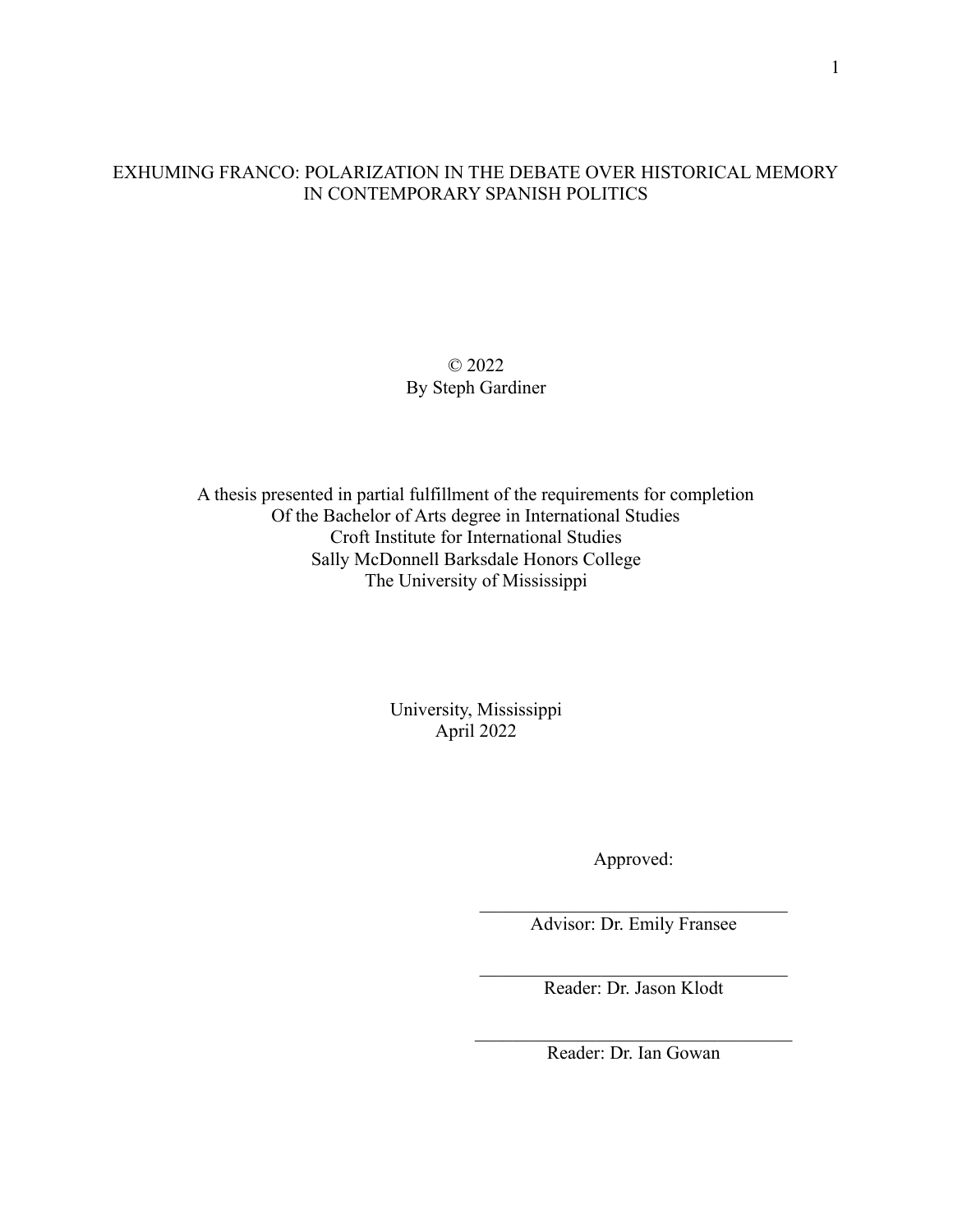# EXHUMING FRANCO: POLARIZATION IN THE DEBATE OVER HISTORICAL MEMORY IN CONTEMPORARY SPANISH POLITICS

© 2022
By Steph Gardiner

A thesis presented in partial fulfillment of the requirements for completion
Of the Bachelor of Arts degree in International Studies
Croft Institute for International Studies
Sally McDonnell Barksdale Honors College
The University of Mississippi

University, Mississippi
April 2022

Approved:

\_\_\_\_\_\_\_\_\_\_\_\_\_\_\_\_\_\_\_\_\_\_\_\_\_\_\_\_\_\_\_\_
Advisor: Dr. Emily Fransee

\_\_\_\_\_\_\_\_\_\_\_\_\_\_\_\_\_\_\_\_\_\_\_\_\_\_\_\_\_\_\_\_
Reader: Dr. Jason Klodt

\_\_\_\_\_\_\_\_\_\_\_\_\_\_\_\_\_\_\_\_\_\_\_\_\_\_\_\_\_\_\_\_
Reader: Dr. Ian Gowan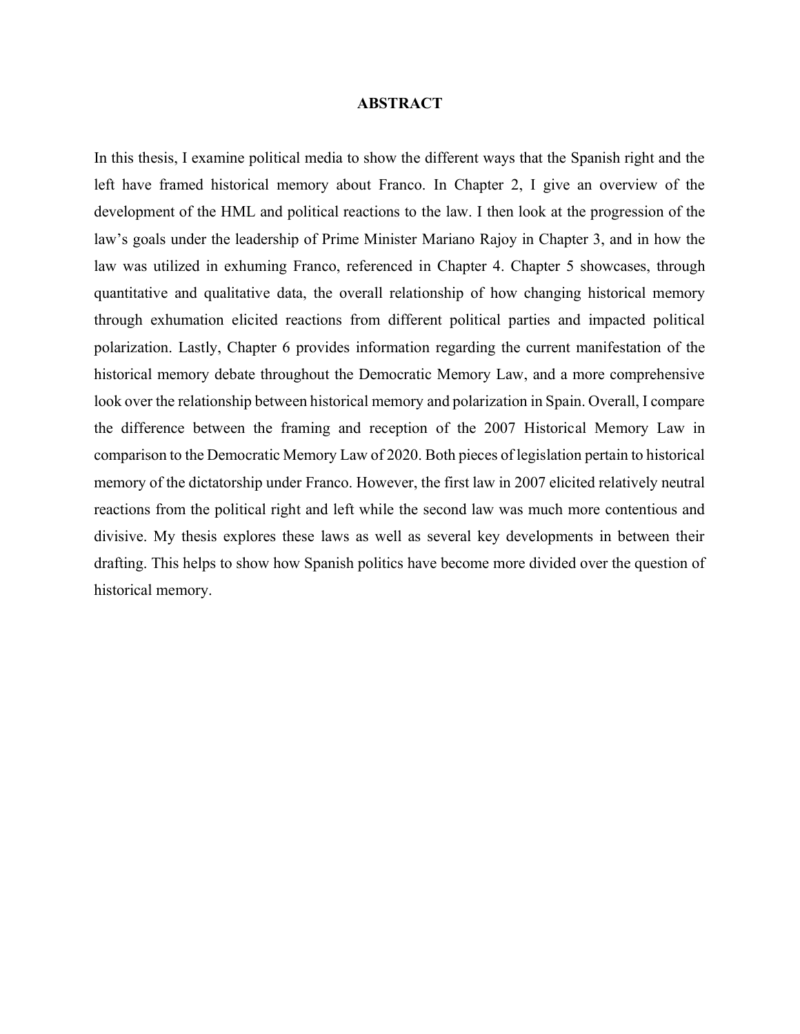# ABSTRACT

In this thesis, I examine political media to show the different ways that the Spanish right and the left have framed historical memory about Franco. In Chapter 2, I give an overview of the development of the HML and political reactions to the law. I then look at the progression of the law's goals under the leadership of Prime Minister Mariano Rajoy in Chapter 3, and in how the law was utilized in exhuming Franco, referenced in Chapter 4. Chapter 5 showcases, through quantitative and qualitative data, the overall relationship of how changing historical memory through exhumation elicited reactions from different political parties and impacted political polarization. Lastly, Chapter 6 provides information regarding the current manifestation of the historical memory debate throughout the Democratic Memory Law, and a more comprehensive look over the relationship between historical memory and polarization in Spain. Overall, I compare the difference between the framing and reception of the 2007 Historical Memory Law in comparison to the Democratic Memory Law of 2020. Both pieces of legislation pertain to historical memory of the dictatorship under Franco. However, the first law in 2007 elicited relatively neutral reactions from the political right and left while the second law was much more contentious and divisive. My thesis explores these laws as well as several key developments in between their drafting. This helps to show how Spanish politics have become more divided over the question of historical memory.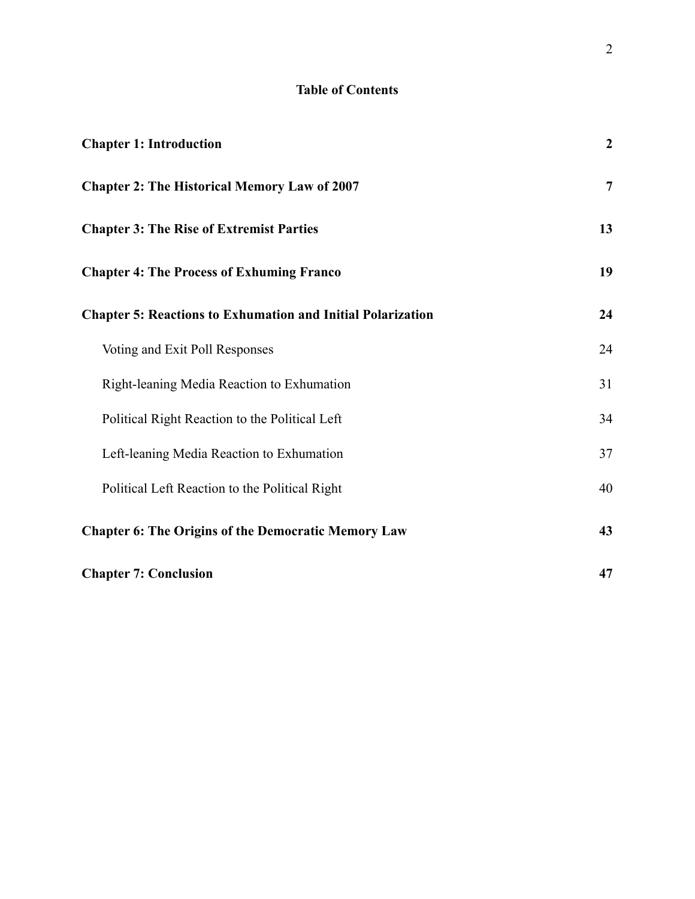**Table of Contents**

| | |
|---|---|
| **Chapter 1: Introduction** | **2** |
| **Chapter 2: The Historical Memory Law of 2007** | **7** |
| **Chapter 3: The Rise of Extremist Parties** | **13** |
| **Chapter 4: The Process of Exhuming Franco** | **19** |
| **Chapter 5: Reactions to Exhumation and Initial Polarization** | **24** |
| Voting and Exit Poll Responses | 24 |
| Right-leaning Media Reaction to Exhumation | 31 |
| Political Right Reaction to the Political Left | 34 |
| Left-leaning Media Reaction to Exhumation | 37 |
| Political Left Reaction to the Political Right | 40 |
| **Chapter 6: The Origins of the Democratic Memory Law** | **43** |
| **Chapter 7: Conclusion** | **47** |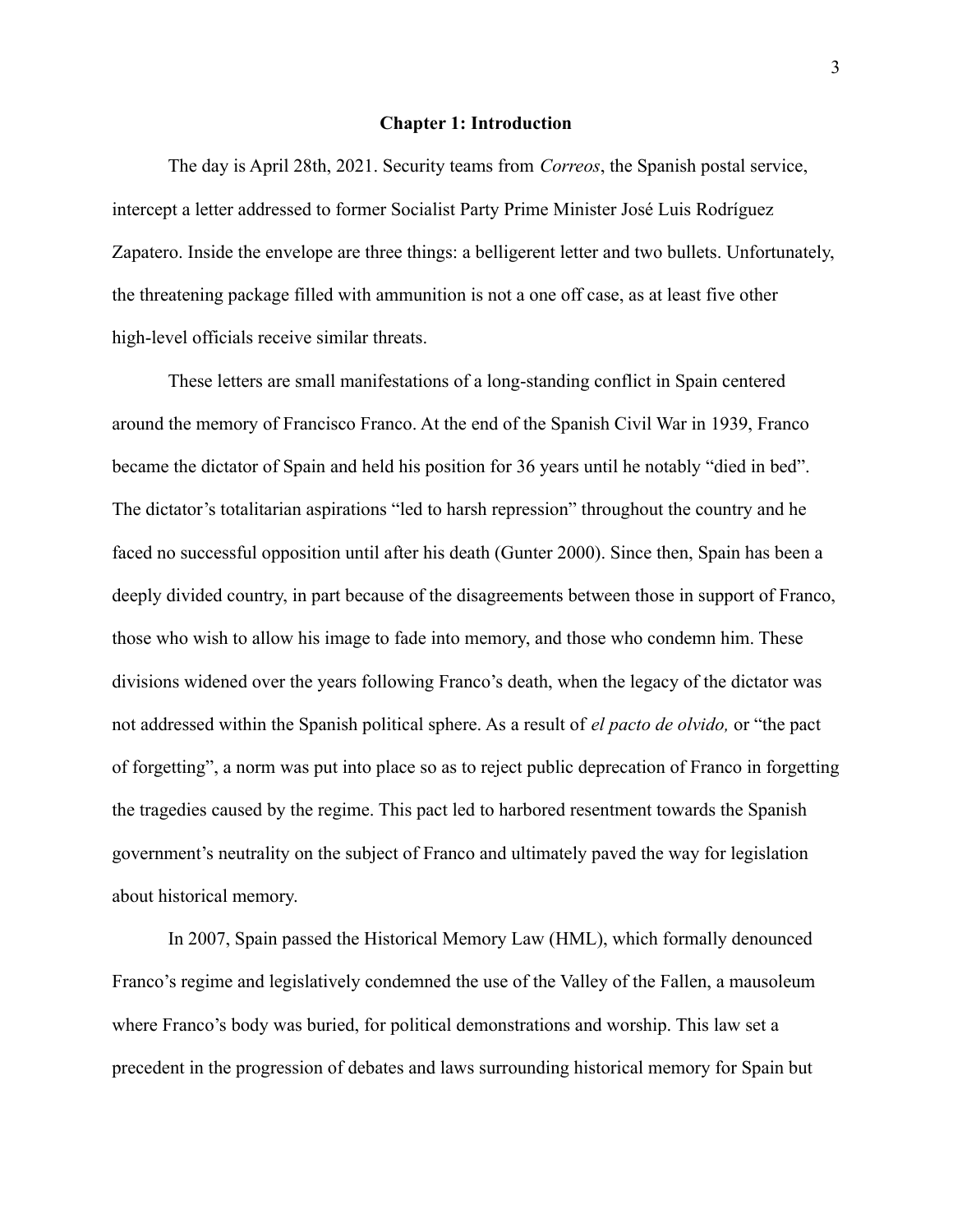## Chapter 1: Introduction

The day is April 28th, 2021. Security teams from *Correos*, the Spanish postal service, intercept a letter addressed to former Socialist Party Prime Minister José Luis Rodríguez Zapatero. Inside the envelope are three things: a belligerent letter and two bullets. Unfortunately, the threatening package filled with ammunition is not a one off case, as at least five other high-level officials receive similar threats.

These letters are small manifestations of a long-standing conflict in Spain centered around the memory of Francisco Franco. At the end of the Spanish Civil War in 1939, Franco became the dictator of Spain and held his position for 36 years until he notably "died in bed". The dictator's totalitarian aspirations "led to harsh repression" throughout the country and he faced no successful opposition until after his death (Gunter 2000). Since then, Spain has been a deeply divided country, in part because of the disagreements between those in support of Franco, those who wish to allow his image to fade into memory, and those who condemn him. These divisions widened over the years following Franco's death, when the legacy of the dictator was not addressed within the Spanish political sphere. As a result of *el pacto de olvido,* or "the pact of forgetting", a norm was put into place so as to reject public deprecation of Franco in forgetting the tragedies caused by the regime. This pact led to harbored resentment towards the Spanish government's neutrality on the subject of Franco and ultimately paved the way for legislation about historical memory.

In 2007, Spain passed the Historical Memory Law (HML), which formally denounced Franco's regime and legislatively condemned the use of the Valley of the Fallen, a mausoleum where Franco's body was buried, for political demonstrations and worship. This law set a precedent in the progression of debates and laws surrounding historical memory for Spain but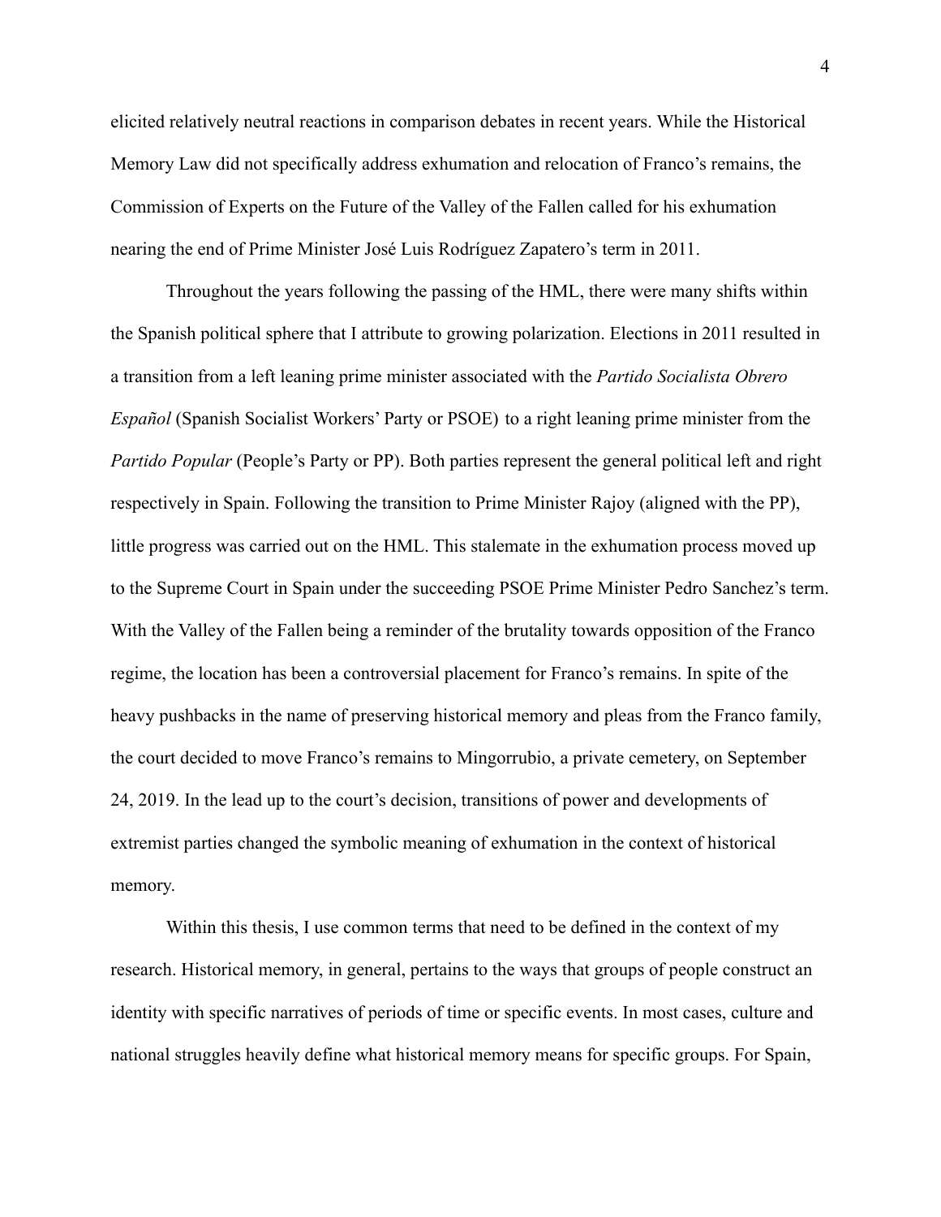elicited relatively neutral reactions in comparison debates in recent years. While the Historical Memory Law did not specifically address exhumation and relocation of Franco's remains, the Commission of Experts on the Future of the Valley of the Fallen called for his exhumation nearing the end of Prime Minister José Luis Rodríguez Zapatero's term in 2011.

Throughout the years following the passing of the HML, there were many shifts within the Spanish political sphere that I attribute to growing polarization. Elections in 2011 resulted in a transition from a left leaning prime minister associated with the *Partido Socialista Obrero Español* (Spanish Socialist Workers' Party or PSOE) to a right leaning prime minister from the *Partido Popular* (People's Party or PP). Both parties represent the general political left and right respectively in Spain. Following the transition to Prime Minister Rajoy (aligned with the PP), little progress was carried out on the HML. This stalemate in the exhumation process moved up to the Supreme Court in Spain under the succeeding PSOE Prime Minister Pedro Sanchez's term. With the Valley of the Fallen being a reminder of the brutality towards opposition of the Franco regime, the location has been a controversial placement for Franco's remains. In spite of the heavy pushbacks in the name of preserving historical memory and pleas from the Franco family, the court decided to move Franco's remains to Mingorrubio, a private cemetery, on September 24, 2019. In the lead up to the court's decision, transitions of power and developments of extremist parties changed the symbolic meaning of exhumation in the context of historical memory.

Within this thesis, I use common terms that need to be defined in the context of my research. Historical memory, in general, pertains to the ways that groups of people construct an identity with specific narratives of periods of time or specific events. In most cases, culture and national struggles heavily define what historical memory means for specific groups. For Spain,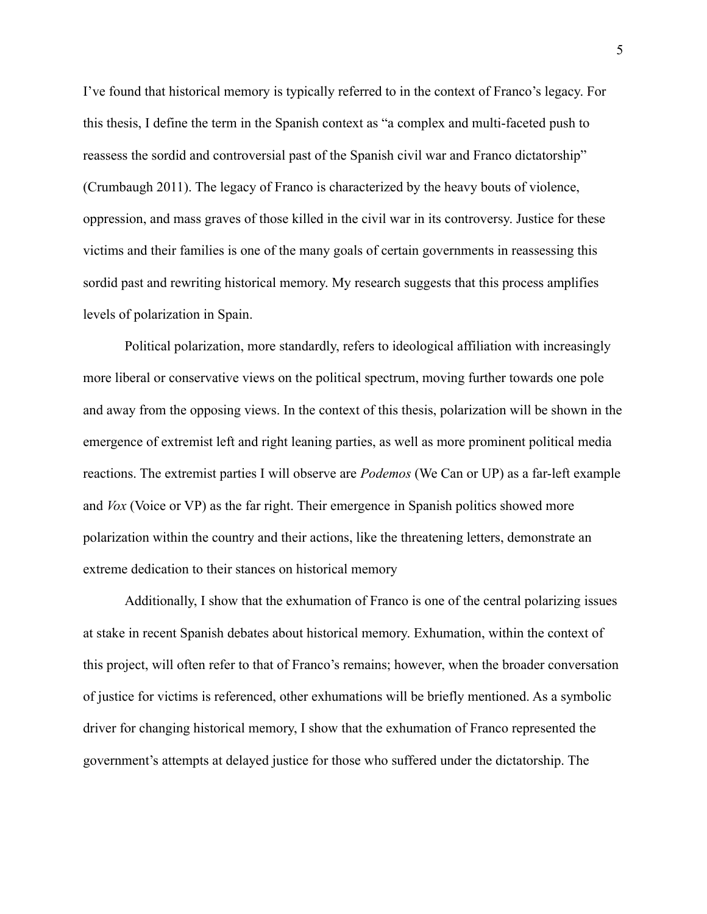I've found that historical memory is typically referred to in the context of Franco's legacy. For this thesis, I define the term in the Spanish context as "a complex and multi-faceted push to reassess the sordid and controversial past of the Spanish civil war and Franco dictatorship" (Crumbaugh 2011). The legacy of Franco is characterized by the heavy bouts of violence, oppression, and mass graves of those killed in the civil war in its controversy. Justice for these victims and their families is one of the many goals of certain governments in reassessing this sordid past and rewriting historical memory. My research suggests that this process amplifies levels of polarization in Spain.

Political polarization, more standardly, refers to ideological affiliation with increasingly more liberal or conservative views on the political spectrum, moving further towards one pole and away from the opposing views. In the context of this thesis, polarization will be shown in the emergence of extremist left and right leaning parties, as well as more prominent political media reactions. The extremist parties I will observe are *Podemos* (We Can or UP) as a far-left example and *Vox* (Voice or VP) as the far right. Their emergence in Spanish politics showed more polarization within the country and their actions, like the threatening letters, demonstrate an extreme dedication to their stances on historical memory

Additionally, I show that the exhumation of Franco is one of the central polarizing issues at stake in recent Spanish debates about historical memory. Exhumation, within the context of this project, will often refer to that of Franco's remains; however, when the broader conversation of justice for victims is referenced, other exhumations will be briefly mentioned. As a symbolic driver for changing historical memory, I show that the exhumation of Franco represented the government's attempts at delayed justice for those who suffered under the dictatorship. The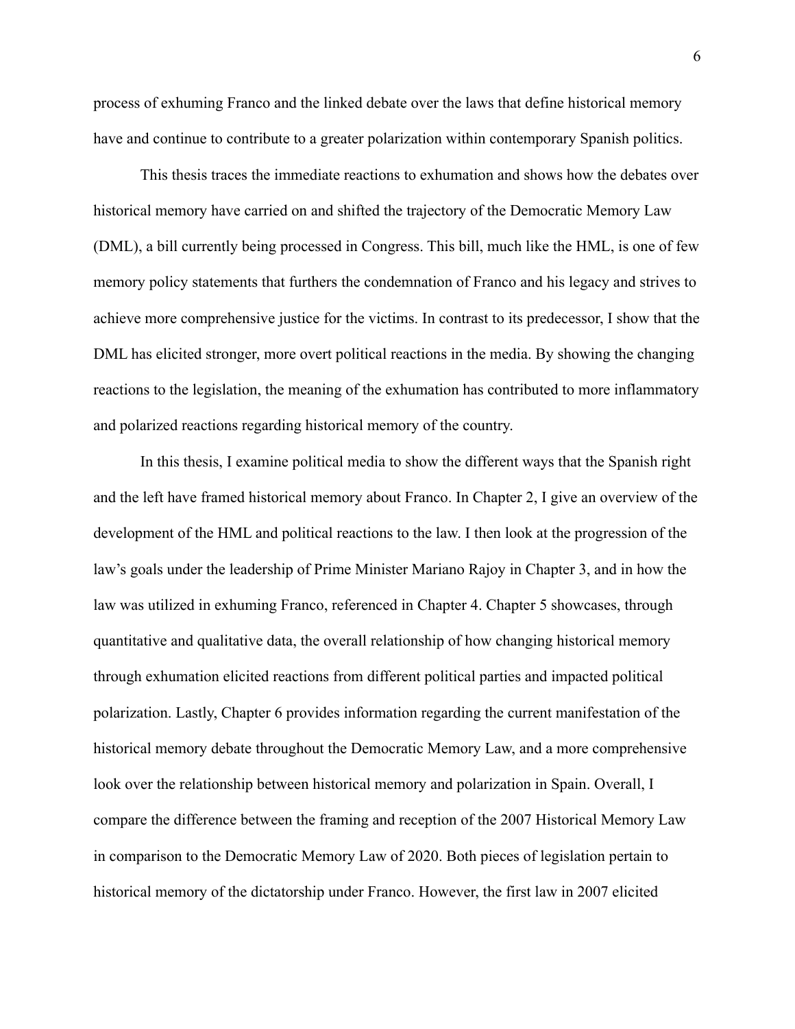process of exhuming Franco and the linked debate over the laws that define historical memory have and continue to contribute to a greater polarization within contemporary Spanish politics.

This thesis traces the immediate reactions to exhumation and shows how the debates over historical memory have carried on and shifted the trajectory of the Democratic Memory Law (DML), a bill currently being processed in Congress. This bill, much like the HML, is one of few memory policy statements that furthers the condemnation of Franco and his legacy and strives to achieve more comprehensive justice for the victims. In contrast to its predecessor, I show that the DML has elicited stronger, more overt political reactions in the media. By showing the changing reactions to the legislation, the meaning of the exhumation has contributed to more inflammatory and polarized reactions regarding historical memory of the country.

In this thesis, I examine political media to show the different ways that the Spanish right and the left have framed historical memory about Franco. In Chapter 2, I give an overview of the development of the HML and political reactions to the law. I then look at the progression of the law's goals under the leadership of Prime Minister Mariano Rajoy in Chapter 3, and in how the law was utilized in exhuming Franco, referenced in Chapter 4. Chapter 5 showcases, through quantitative and qualitative data, the overall relationship of how changing historical memory through exhumation elicited reactions from different political parties and impacted political polarization. Lastly, Chapter 6 provides information regarding the current manifestation of the historical memory debate throughout the Democratic Memory Law, and a more comprehensive look over the relationship between historical memory and polarization in Spain. Overall, I compare the difference between the framing and reception of the 2007 Historical Memory Law in comparison to the Democratic Memory Law of 2020. Both pieces of legislation pertain to historical memory of the dictatorship under Franco. However, the first law in 2007 elicited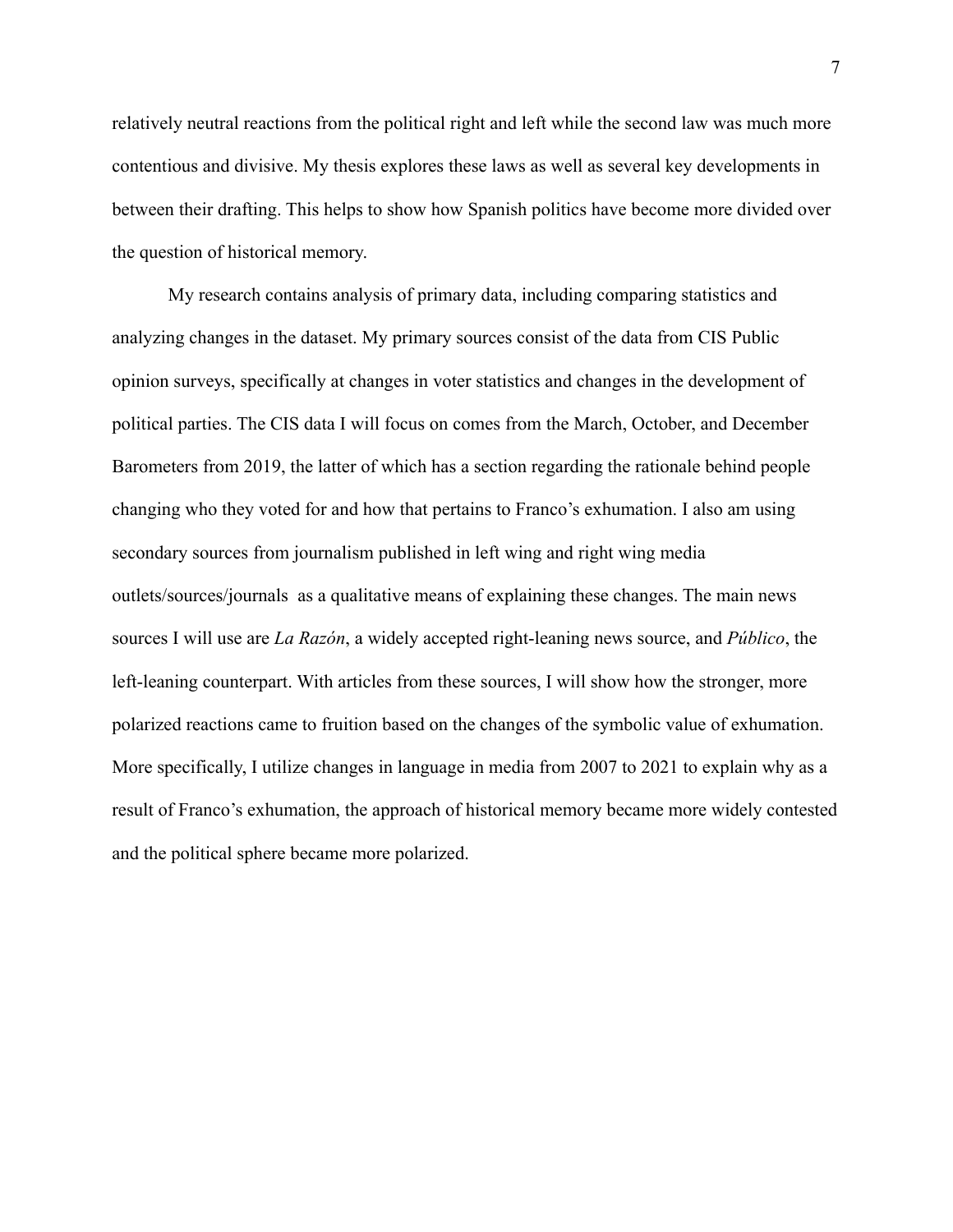relatively neutral reactions from the political right and left while the second law was much more contentious and divisive. My thesis explores these laws as well as several key developments in between their drafting. This helps to show how Spanish politics have become more divided over the question of historical memory.

My research contains analysis of primary data, including comparing statistics and analyzing changes in the dataset. My primary sources consist of the data from CIS Public opinion surveys, specifically at changes in voter statistics and changes in the development of political parties. The CIS data I will focus on comes from the March, October, and December Barometers from 2019, the latter of which has a section regarding the rationale behind people changing who they voted for and how that pertains to Franco's exhumation. I also am using secondary sources from journalism published in left wing and right wing media outlets/sources/journals  as a qualitative means of explaining these changes. The main news sources I will use are *La Razón*, a widely accepted right-leaning news source, and *Público*, the left-leaning counterpart. With articles from these sources, I will show how the stronger, more polarized reactions came to fruition based on the changes of the symbolic value of exhumation. More specifically, I utilize changes in language in media from 2007 to 2021 to explain why as a result of Franco's exhumation, the approach of historical memory became more widely contested and the political sphere became more polarized.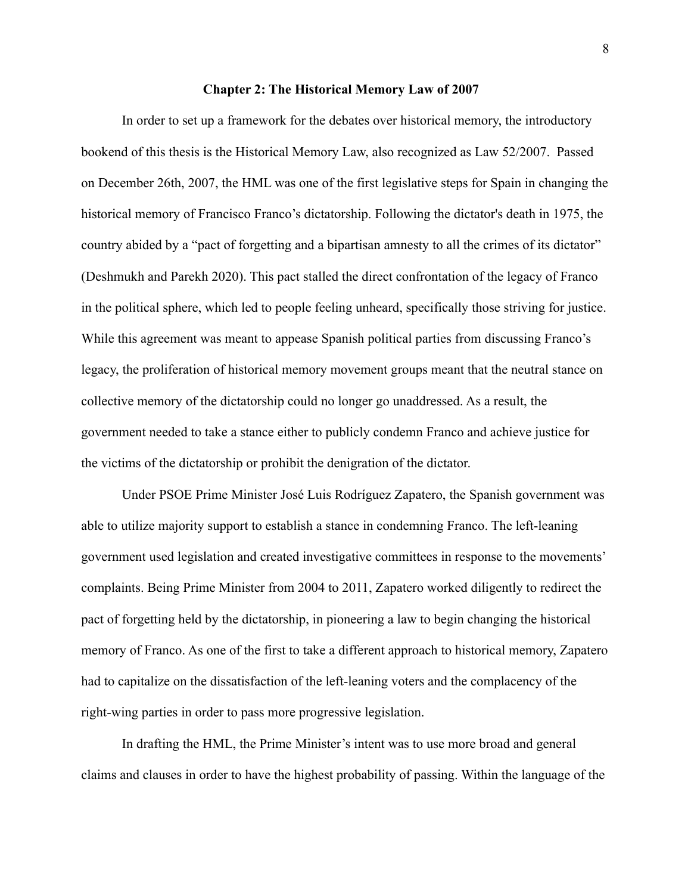## Chapter 2: The Historical Memory Law of 2007

In order to set up a framework for the debates over historical memory, the introductory bookend of this thesis is the Historical Memory Law, also recognized as Law 52/2007. Passed on December 26th, 2007, the HML was one of the first legislative steps for Spain in changing the historical memory of Francisco Franco's dictatorship. Following the dictator's death in 1975, the country abided by a "pact of forgetting and a bipartisan amnesty to all the crimes of its dictator" (Deshmukh and Parekh 2020). This pact stalled the direct confrontation of the legacy of Franco in the political sphere, which led to people feeling unheard, specifically those striving for justice. While this agreement was meant to appease Spanish political parties from discussing Franco's legacy, the proliferation of historical memory movement groups meant that the neutral stance on collective memory of the dictatorship could no longer go unaddressed. As a result, the government needed to take a stance either to publicly condemn Franco and achieve justice for the victims of the dictatorship or prohibit the denigration of the dictator.

Under PSOE Prime Minister José Luis Rodríguez Zapatero, the Spanish government was able to utilize majority support to establish a stance in condemning Franco. The left-leaning government used legislation and created investigative committees in response to the movements' complaints. Being Prime Minister from 2004 to 2011, Zapatero worked diligently to redirect the pact of forgetting held by the dictatorship, in pioneering a law to begin changing the historical memory of Franco. As one of the first to take a different approach to historical memory, Zapatero had to capitalize on the dissatisfaction of the left-leaning voters and the complacency of the right-wing parties in order to pass more progressive legislation.

In drafting the HML, the Prime Minister's intent was to use more broad and general claims and clauses in order to have the highest probability of passing. Within the language of the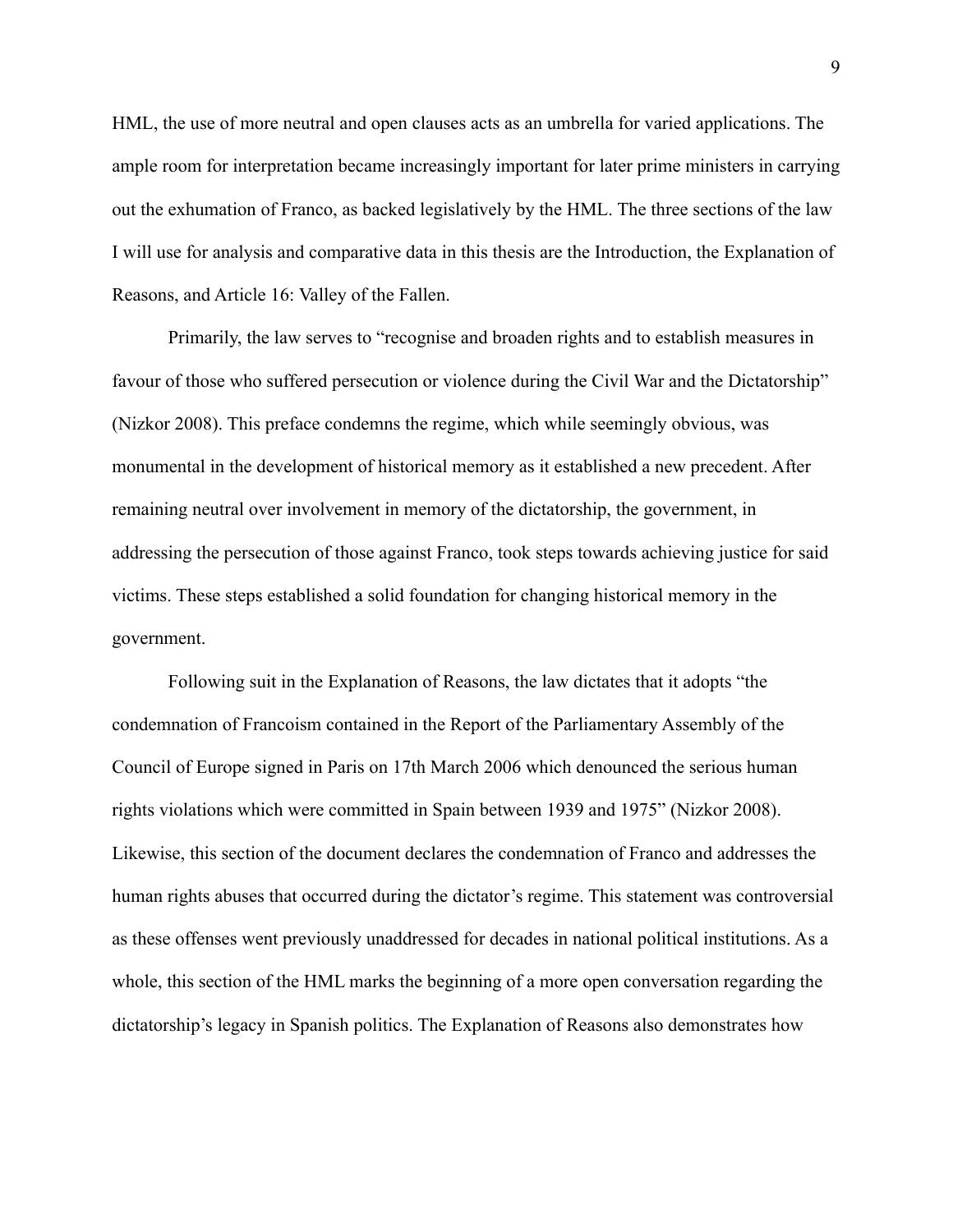HML, the use of more neutral and open clauses acts as an umbrella for varied applications. The ample room for interpretation became increasingly important for later prime ministers in carrying out the exhumation of Franco, as backed legislatively by the HML. The three sections of the law I will use for analysis and comparative data in this thesis are the Introduction, the Explanation of Reasons, and Article 16: Valley of the Fallen.

Primarily, the law serves to "recognise and broaden rights and to establish measures in favour of those who suffered persecution or violence during the Civil War and the Dictatorship" (Nizkor 2008). This preface condemns the regime, which while seemingly obvious, was monumental in the development of historical memory as it established a new precedent. After remaining neutral over involvement in memory of the dictatorship, the government, in addressing the persecution of those against Franco, took steps towards achieving justice for said victims. These steps established a solid foundation for changing historical memory in the government.

Following suit in the Explanation of Reasons, the law dictates that it adopts "the condemnation of Francoism contained in the Report of the Parliamentary Assembly of the Council of Europe signed in Paris on 17th March 2006 which denounced the serious human rights violations which were committed in Spain between 1939 and 1975" (Nizkor 2008). Likewise, this section of the document declares the condemnation of Franco and addresses the human rights abuses that occurred during the dictator's regime. This statement was controversial as these offenses went previously unaddressed for decades in national political institutions. As a whole, this section of the HML marks the beginning of a more open conversation regarding the dictatorship's legacy in Spanish politics. The Explanation of Reasons also demonstrates how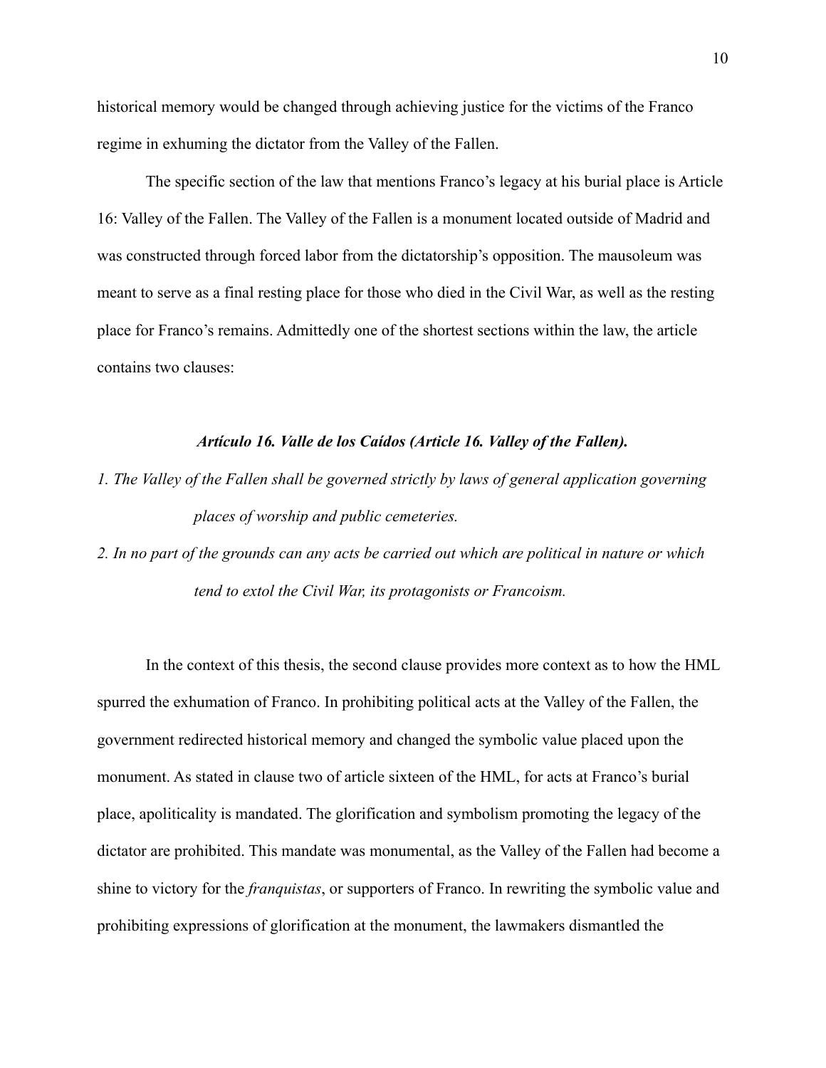historical memory would be changed through achieving justice for the victims of the Franco regime in exhuming the dictator from the Valley of the Fallen.

The specific section of the law that mentions Franco's legacy at his burial place is Article 16: Valley of the Fallen. The Valley of the Fallen is a monument located outside of Madrid and was constructed through forced labor from the dictatorship's opposition. The mausoleum was meant to serve as a final resting place for those who died in the Civil War, as well as the resting place for Franco's remains. Admittedly one of the shortest sections within the law, the article contains two clauses:

***Artículo 16. Valle de los Caídos (Article 16. Valley of the Fallen).***

*1. The Valley of the Fallen shall be governed strictly by laws of general application governing places of worship and public cemeteries.*

*2. In no part of the grounds can any acts be carried out which are political in nature or which tend to extol the Civil War, its protagonists or Francoism.*

In the context of this thesis, the second clause provides more context as to how the HML spurred the exhumation of Franco. In prohibiting political acts at the Valley of the Fallen, the government redirected historical memory and changed the symbolic value placed upon the monument. As stated in clause two of article sixteen of the HML, for acts at Franco's burial place, apoliticality is mandated. The glorification and symbolism promoting the legacy of the dictator are prohibited. This mandate was monumental, as the Valley of the Fallen had become a shine to victory for the *franquistas*, or supporters of Franco. In rewriting the symbolic value and prohibiting expressions of glorification at the monument, the lawmakers dismantled the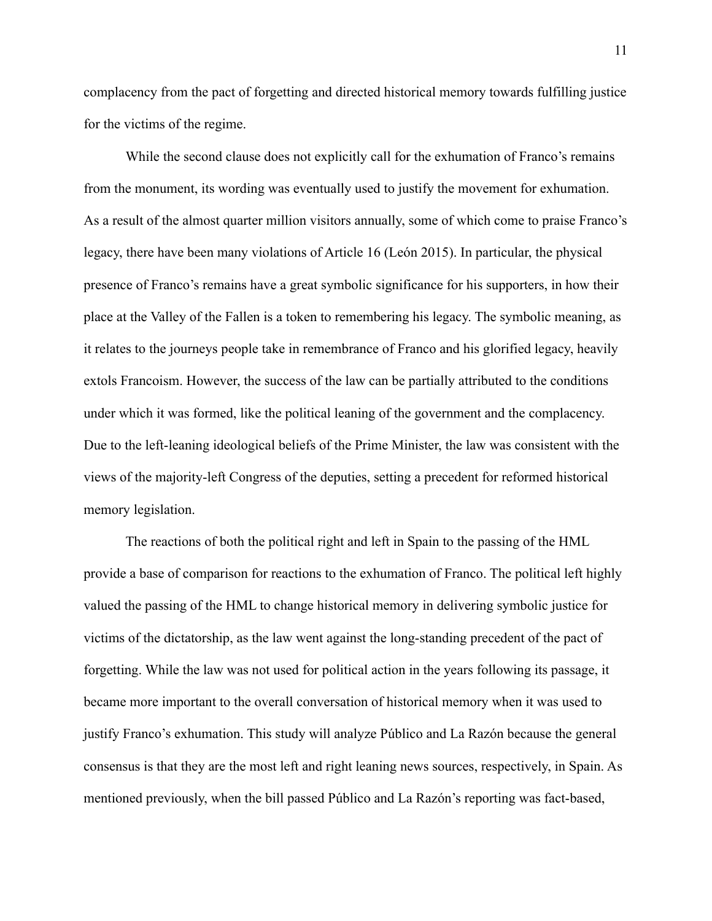complacency from the pact of forgetting and directed historical memory towards fulfilling justice for the victims of the regime.

While the second clause does not explicitly call for the exhumation of Franco's remains from the monument, its wording was eventually used to justify the movement for exhumation. As a result of the almost quarter million visitors annually, some of which come to praise Franco's legacy, there have been many violations of Article 16 (León 2015). In particular, the physical presence of Franco's remains have a great symbolic significance for his supporters, in how their place at the Valley of the Fallen is a token to remembering his legacy. The symbolic meaning, as it relates to the journeys people take in remembrance of Franco and his glorified legacy, heavily extols Francoism. However, the success of the law can be partially attributed to the conditions under which it was formed, like the political leaning of the government and the complacency. Due to the left-leaning ideological beliefs of the Prime Minister, the law was consistent with the views of the majority-left Congress of the deputies, setting a precedent for reformed historical memory legislation.

The reactions of both the political right and left in Spain to the passing of the HML provide a base of comparison for reactions to the exhumation of Franco. The political left highly valued the passing of the HML to change historical memory in delivering symbolic justice for victims of the dictatorship, as the law went against the long-standing precedent of the pact of forgetting. While the law was not used for political action in the years following its passage, it became more important to the overall conversation of historical memory when it was used to justify Franco's exhumation. This study will analyze Público and La Razón because the general consensus is that they are the most left and right leaning news sources, respectively, in Spain. As mentioned previously, when the bill passed Público and La Razón's reporting was fact-based,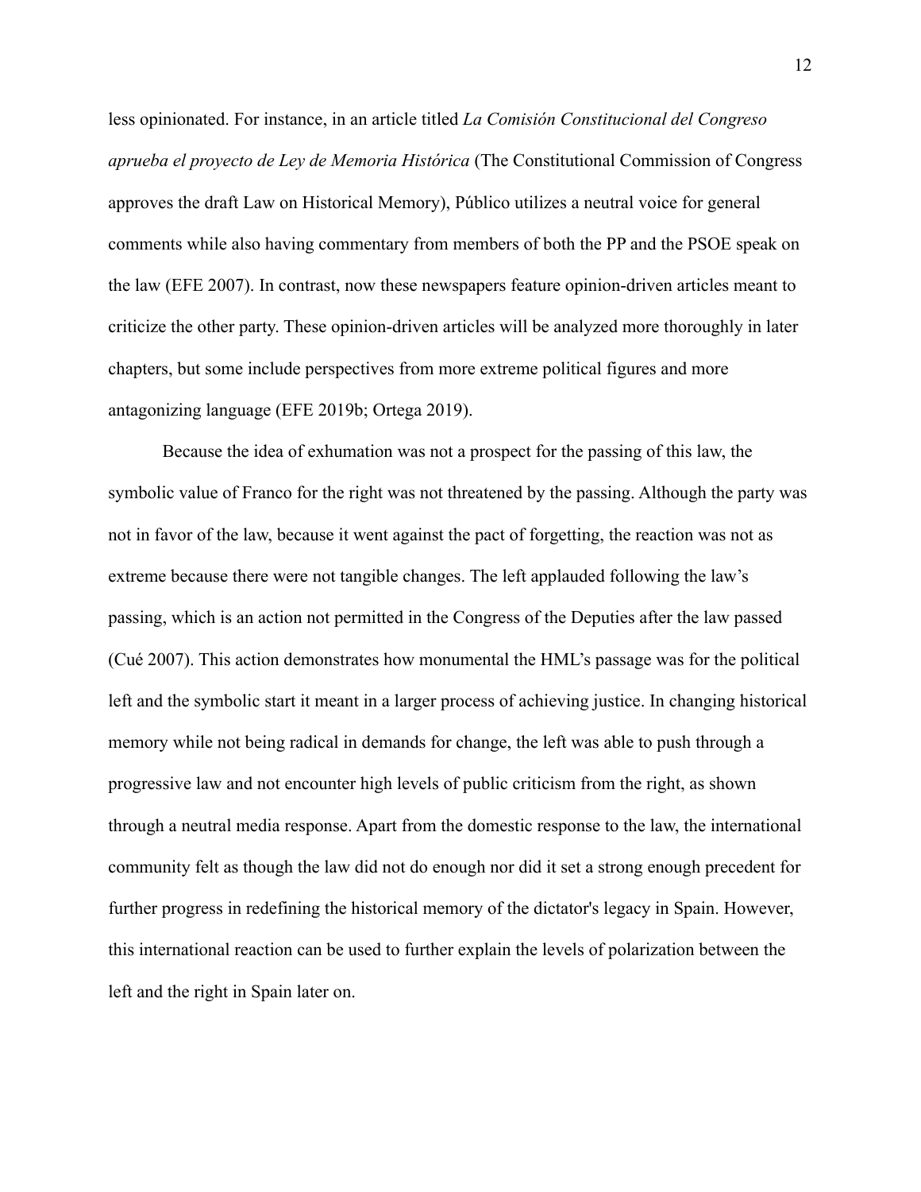less opinionated. For instance, in an article titled *La Comisión Constitucional del Congreso aprueba el proyecto de Ley de Memoria Histórica* (The Constitutional Commission of Congress approves the draft Law on Historical Memory), Público utilizes a neutral voice for general comments while also having commentary from members of both the PP and the PSOE speak on the law (EFE 2007). In contrast, now these newspapers feature opinion-driven articles meant to criticize the other party. These opinion-driven articles will be analyzed more thoroughly in later chapters, but some include perspectives from more extreme political figures and more antagonizing language (EFE 2019b; Ortega 2019).

Because the idea of exhumation was not a prospect for the passing of this law, the symbolic value of Franco for the right was not threatened by the passing. Although the party was not in favor of the law, because it went against the pact of forgetting, the reaction was not as extreme because there were not tangible changes. The left applauded following the law's passing, which is an action not permitted in the Congress of the Deputies after the law passed (Cué 2007). This action demonstrates how monumental the HML's passage was for the political left and the symbolic start it meant in a larger process of achieving justice. In changing historical memory while not being radical in demands for change, the left was able to push through a progressive law and not encounter high levels of public criticism from the right, as shown through a neutral media response. Apart from the domestic response to the law, the international community felt as though the law did not do enough nor did it set a strong enough precedent for further progress in redefining the historical memory of the dictator's legacy in Spain. However, this international reaction can be used to further explain the levels of polarization between the left and the right in Spain later on.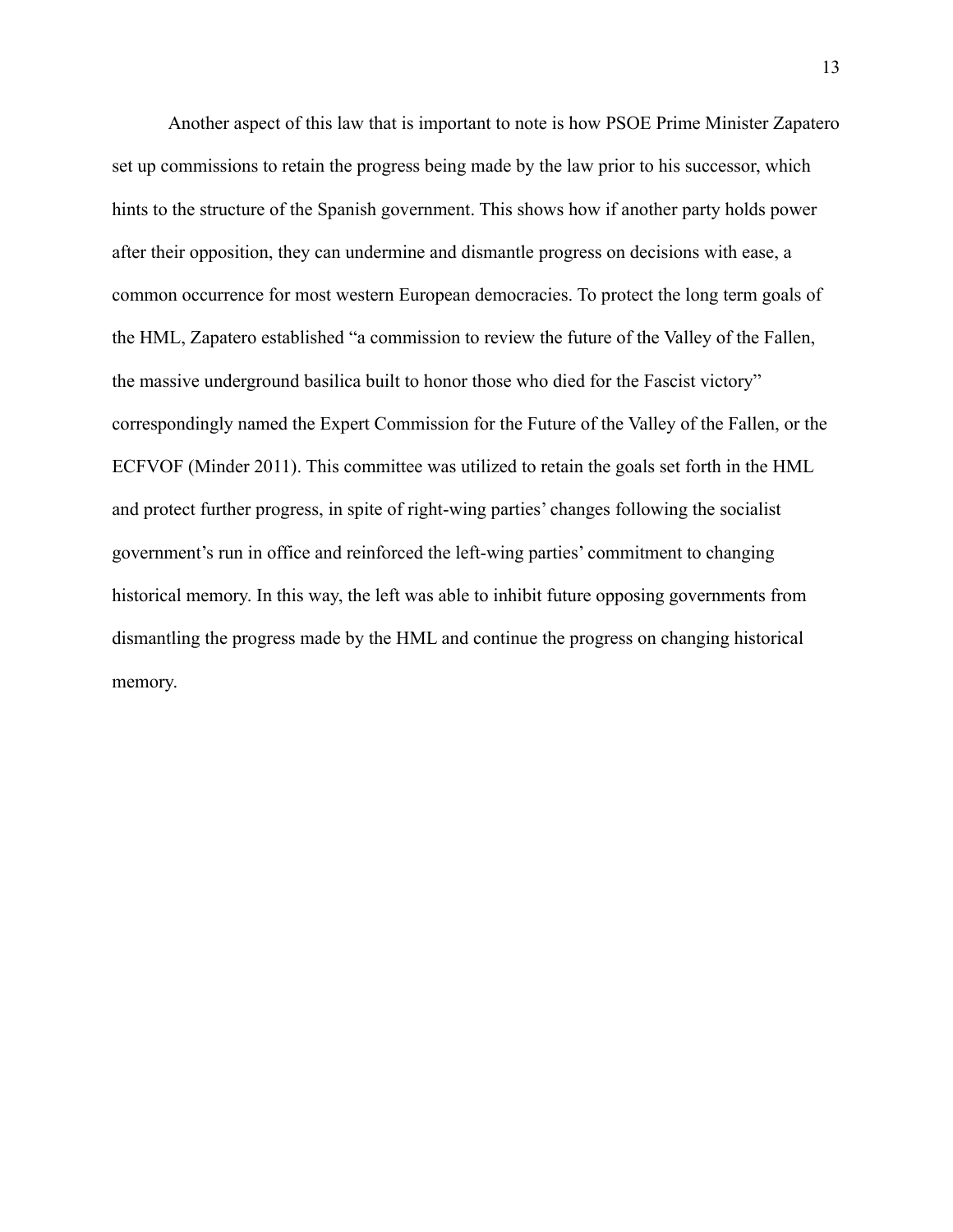Another aspect of this law that is important to note is how PSOE Prime Minister Zapatero set up commissions to retain the progress being made by the law prior to his successor, which hints to the structure of the Spanish government. This shows how if another party holds power after their opposition, they can undermine and dismantle progress on decisions with ease, a common occurrence for most western European democracies. To protect the long term goals of the HML, Zapatero established "a commission to review the future of the Valley of the Fallen, the massive underground basilica built to honor those who died for the Fascist victory" correspondingly named the Expert Commission for the Future of the Valley of the Fallen, or the ECFVOF (Minder 2011). This committee was utilized to retain the goals set forth in the HML and protect further progress, in spite of right-wing parties' changes following the socialist government's run in office and reinforced the left-wing parties' commitment to changing historical memory. In this way, the left was able to inhibit future opposing governments from dismantling the progress made by the HML and continue the progress on changing historical memory.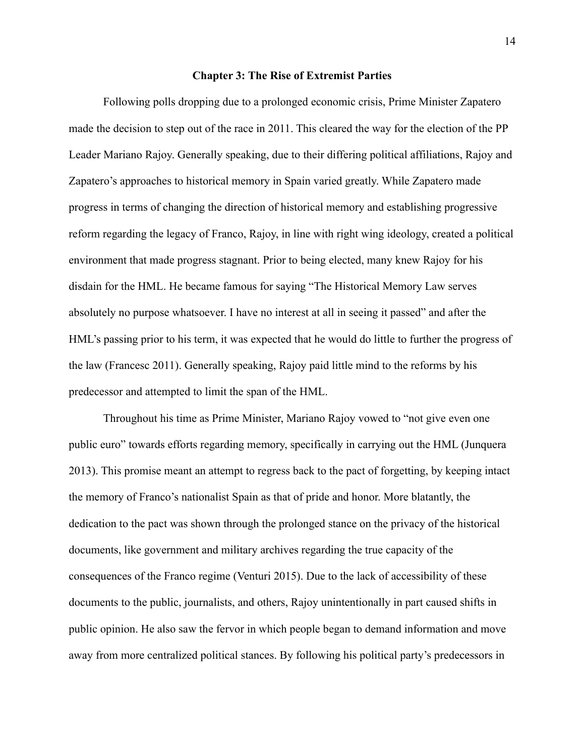## Chapter 3: The Rise of Extremist Parties

Following polls dropping due to a prolonged economic crisis, Prime Minister Zapatero made the decision to step out of the race in 2011. This cleared the way for the election of the PP Leader Mariano Rajoy. Generally speaking, due to their differing political affiliations, Rajoy and Zapatero's approaches to historical memory in Spain varied greatly. While Zapatero made progress in terms of changing the direction of historical memory and establishing progressive reform regarding the legacy of Franco, Rajoy, in line with right wing ideology, created a political environment that made progress stagnant. Prior to being elected, many knew Rajoy for his disdain for the HML. He became famous for saying "The Historical Memory Law serves absolutely no purpose whatsoever. I have no interest at all in seeing it passed" and after the HML's passing prior to his term, it was expected that he would do little to further the progress of the law (Francesc 2011). Generally speaking, Rajoy paid little mind to the reforms by his predecessor and attempted to limit the span of the HML.

Throughout his time as Prime Minister, Mariano Rajoy vowed to "not give even one public euro" towards efforts regarding memory, specifically in carrying out the HML (Junquera 2013). This promise meant an attempt to regress back to the pact of forgetting, by keeping intact the memory of Franco's nationalist Spain as that of pride and honor. More blatantly, the dedication to the pact was shown through the prolonged stance on the privacy of the historical documents, like government and military archives regarding the true capacity of the consequences of the Franco regime (Venturi 2015). Due to the lack of accessibility of these documents to the public, journalists, and others, Rajoy unintentionally in part caused shifts in public opinion. He also saw the fervor in which people began to demand information and move away from more centralized political stances. By following his political party's predecessors in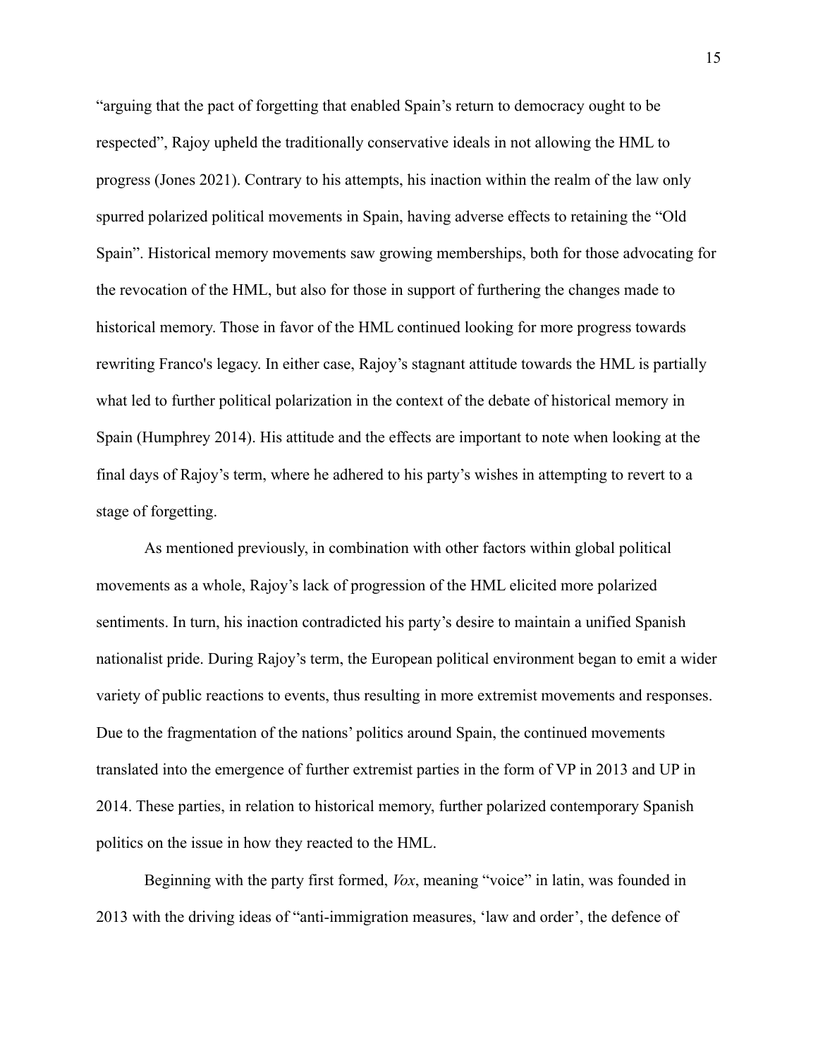"arguing that the pact of forgetting that enabled Spain's return to democracy ought to be respected", Rajoy upheld the traditionally conservative ideals in not allowing the HML to progress (Jones 2021). Contrary to his attempts, his inaction within the realm of the law only spurred polarized political movements in Spain, having adverse effects to retaining the "Old Spain". Historical memory movements saw growing memberships, both for those advocating for the revocation of the HML, but also for those in support of furthering the changes made to historical memory. Those in favor of the HML continued looking for more progress towards rewriting Franco's legacy. In either case, Rajoy's stagnant attitude towards the HML is partially what led to further political polarization in the context of the debate of historical memory in Spain (Humphrey 2014). His attitude and the effects are important to note when looking at the final days of Rajoy's term, where he adhered to his party's wishes in attempting to revert to a stage of forgetting.

As mentioned previously, in combination with other factors within global political movements as a whole, Rajoy's lack of progression of the HML elicited more polarized sentiments. In turn, his inaction contradicted his party's desire to maintain a unified Spanish nationalist pride. During Rajoy's term, the European political environment began to emit a wider variety of public reactions to events, thus resulting in more extremist movements and responses. Due to the fragmentation of the nations' politics around Spain, the continued movements translated into the emergence of further extremist parties in the form of VP in 2013 and UP in 2014. These parties, in relation to historical memory, further polarized contemporary Spanish politics on the issue in how they reacted to the HML.

Beginning with the party first formed, *Vox*, meaning "voice" in latin, was founded in 2013 with the driving ideas of "anti-immigration measures, 'law and order', the defence of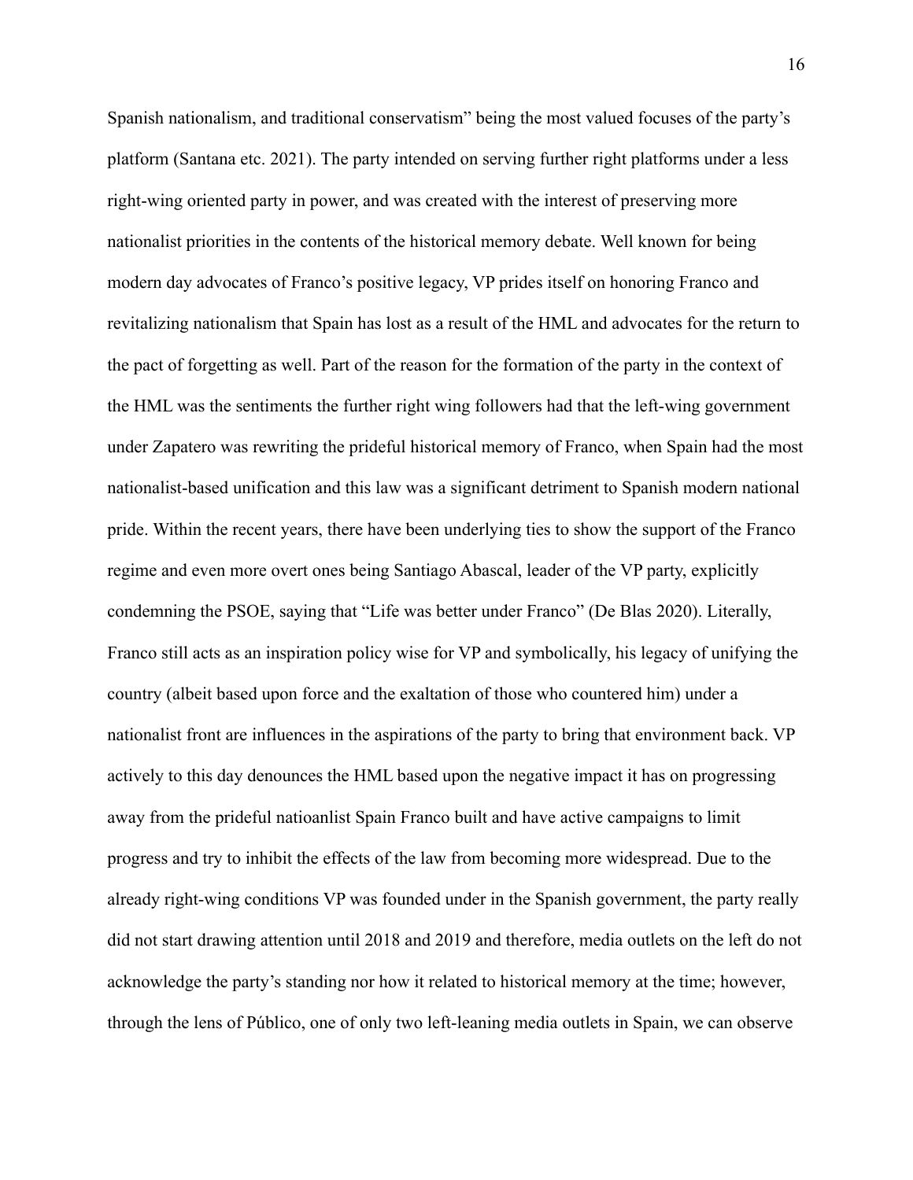Spanish nationalism, and traditional conservatism" being the most valued focuses of the party's platform (Santana etc. 2021). The party intended on serving further right platforms under a less right-wing oriented party in power, and was created with the interest of preserving more nationalist priorities in the contents of the historical memory debate. Well known for being modern day advocates of Franco's positive legacy, VP prides itself on honoring Franco and revitalizing nationalism that Spain has lost as a result of the HML and advocates for the return to the pact of forgetting as well. Part of the reason for the formation of the party in the context of the HML was the sentiments the further right wing followers had that the left-wing government under Zapatero was rewriting the prideful historical memory of Franco, when Spain had the most nationalist-based unification and this law was a significant detriment to Spanish modern national pride. Within the recent years, there have been underlying ties to show the support of the Franco regime and even more overt ones being Santiago Abascal, leader of the VP party, explicitly condemning the PSOE, saying that "Life was better under Franco" (De Blas 2020). Literally, Franco still acts as an inspiration policy wise for VP and symbolically, his legacy of unifying the country (albeit based upon force and the exaltation of those who countered him) under a nationalist front are influences in the aspirations of the party to bring that environment back. VP actively to this day denounces the HML based upon the negative impact it has on progressing away from the prideful natioanlist Spain Franco built and have active campaigns to limit progress and try to inhibit the effects of the law from becoming more widespread. Due to the already right-wing conditions VP was founded under in the Spanish government, the party really did not start drawing attention until 2018 and 2019 and therefore, media outlets on the left do not acknowledge the party's standing nor how it related to historical memory at the time; however, through the lens of Público, one of only two left-leaning media outlets in Spain, we can observe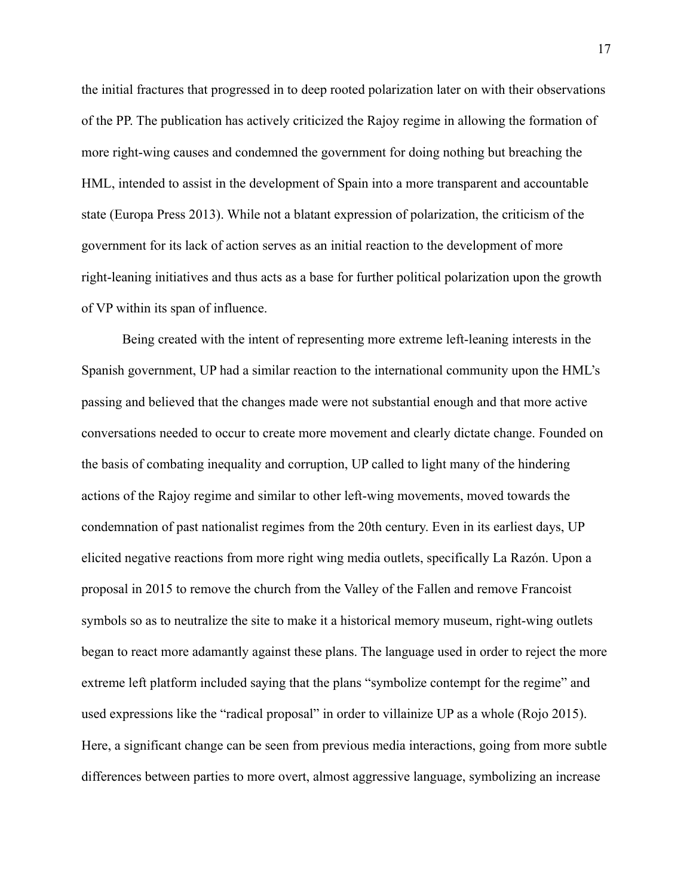the initial fractures that progressed in to deep rooted polarization later on with their observations of the PP. The publication has actively criticized the Rajoy regime in allowing the formation of more right-wing causes and condemned the government for doing nothing but breaching the HML, intended to assist in the development of Spain into a more transparent and accountable state (Europa Press 2013). While not a blatant expression of polarization, the criticism of the government for its lack of action serves as an initial reaction to the development of more right-leaning initiatives and thus acts as a base for further political polarization upon the growth of VP within its span of influence.

Being created with the intent of representing more extreme left-leaning interests in the Spanish government, UP had a similar reaction to the international community upon the HML's passing and believed that the changes made were not substantial enough and that more active conversations needed to occur to create more movement and clearly dictate change. Founded on the basis of combating inequality and corruption, UP called to light many of the hindering actions of the Rajoy regime and similar to other left-wing movements, moved towards the condemnation of past nationalist regimes from the 20th century. Even in its earliest days, UP elicited negative reactions from more right wing media outlets, specifically La Razón. Upon a proposal in 2015 to remove the church from the Valley of the Fallen and remove Francoist symbols so as to neutralize the site to make it a historical memory museum, right-wing outlets began to react more adamantly against these plans. The language used in order to reject the more extreme left platform included saying that the plans "symbolize contempt for the regime" and used expressions like the "radical proposal" in order to villainize UP as a whole (Rojo 2015). Here, a significant change can be seen from previous media interactions, going from more subtle differences between parties to more overt, almost aggressive language, symbolizing an increase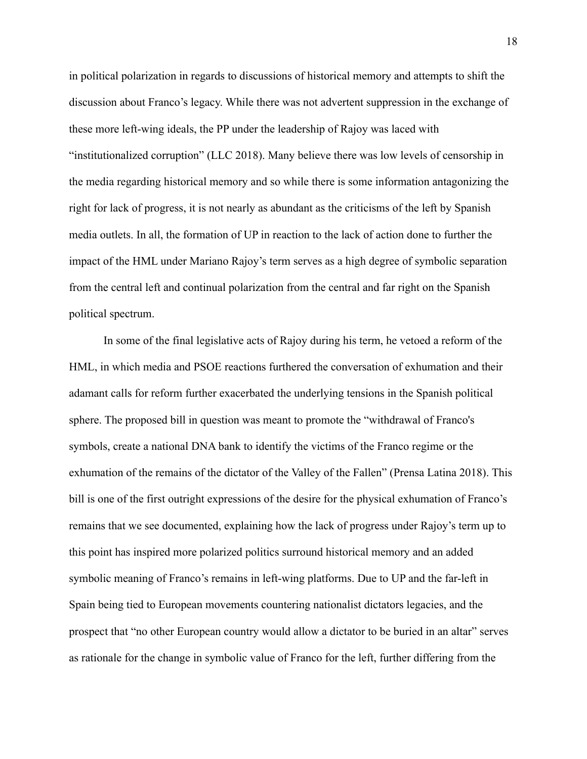in political polarization in regards to discussions of historical memory and attempts to shift the discussion about Franco's legacy. While there was not advertent suppression in the exchange of these more left-wing ideals, the PP under the leadership of Rajoy was laced with "institutionalized corruption" (LLC 2018). Many believe there was low levels of censorship in the media regarding historical memory and so while there is some information antagonizing the right for lack of progress, it is not nearly as abundant as the criticisms of the left by Spanish media outlets. In all, the formation of UP in reaction to the lack of action done to further the impact of the HML under Mariano Rajoy's term serves as a high degree of symbolic separation from the central left and continual polarization from the central and far right on the Spanish political spectrum.

In some of the final legislative acts of Rajoy during his term, he vetoed a reform of the HML, in which media and PSOE reactions furthered the conversation of exhumation and their adamant calls for reform further exacerbated the underlying tensions in the Spanish political sphere. The proposed bill in question was meant to promote the "withdrawal of Franco's symbols, create a national DNA bank to identify the victims of the Franco regime or the exhumation of the remains of the dictator of the Valley of the Fallen" (Prensa Latina 2018). This bill is one of the first outright expressions of the desire for the physical exhumation of Franco's remains that we see documented, explaining how the lack of progress under Rajoy's term up to this point has inspired more polarized politics surround historical memory and an added symbolic meaning of Franco's remains in left-wing platforms. Due to UP and the far-left in Spain being tied to European movements countering nationalist dictators legacies, and the prospect that "no other European country would allow a dictator to be buried in an altar" serves as rationale for the change in symbolic value of Franco for the left, further differing from the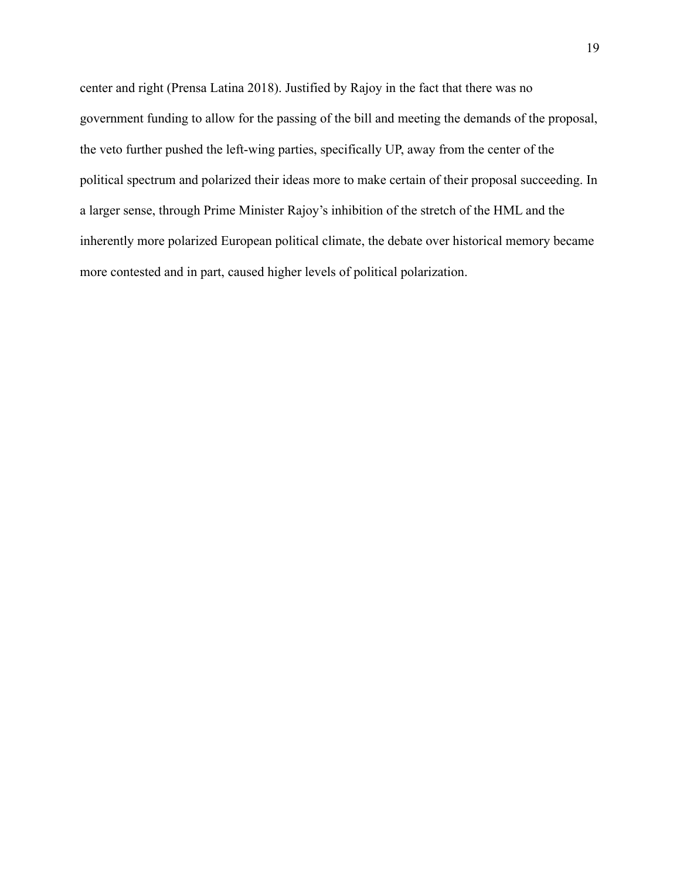center and right (Prensa Latina 2018). Justified by Rajoy in the fact that there was no government funding to allow for the passing of the bill and meeting the demands of the proposal, the veto further pushed the left-wing parties, specifically UP, away from the center of the political spectrum and polarized their ideas more to make certain of their proposal succeeding. In a larger sense, through Prime Minister Rajoy's inhibition of the stretch of the HML and the inherently more polarized European political climate, the debate over historical memory became more contested and in part, caused higher levels of political polarization.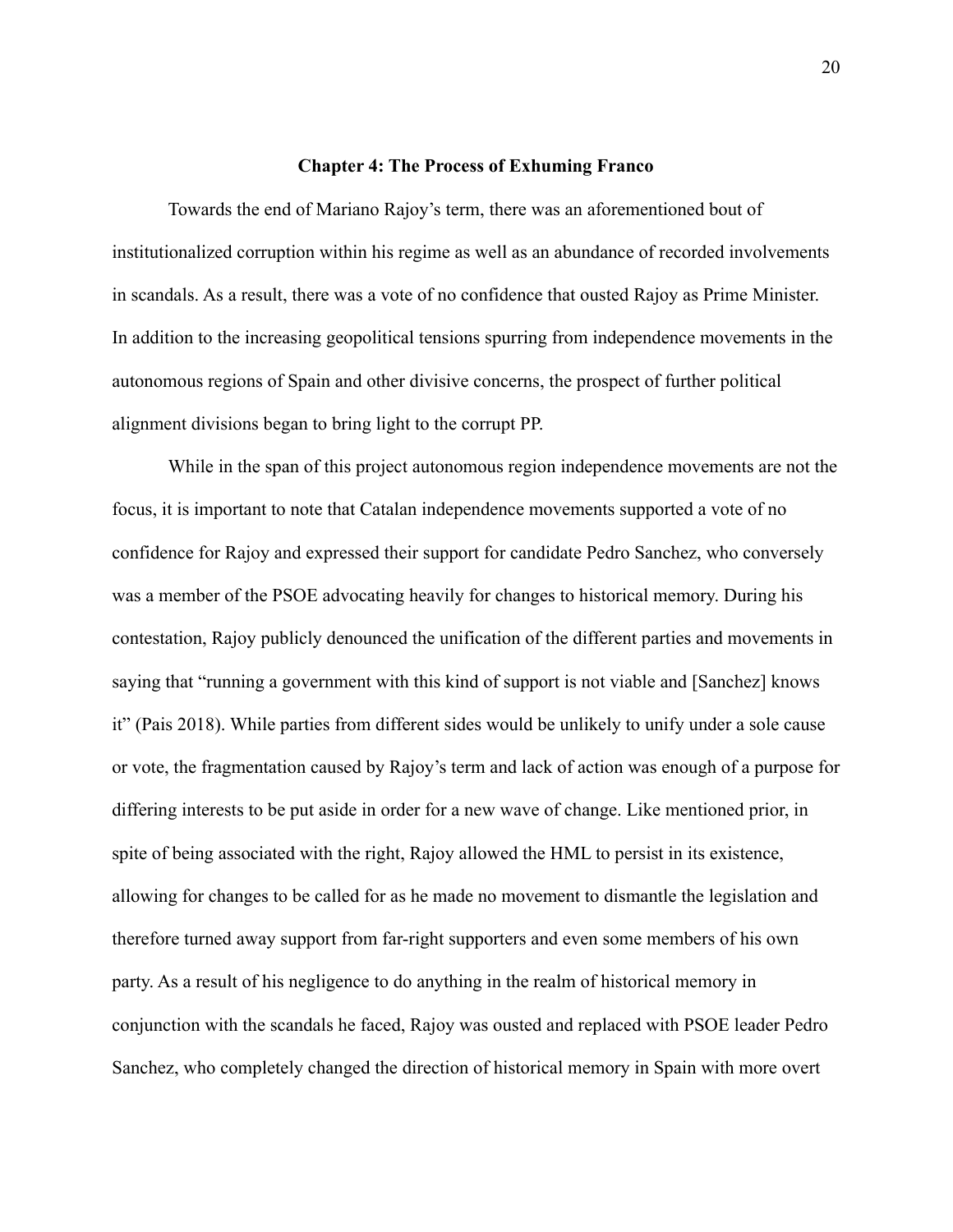## Chapter 4: The Process of Exhuming Franco

Towards the end of Mariano Rajoy's term, there was an aforementioned bout of institutionalized corruption within his regime as well as an abundance of recorded involvements in scandals. As a result, there was a vote of no confidence that ousted Rajoy as Prime Minister. In addition to the increasing geopolitical tensions spurring from independence movements in the autonomous regions of Spain and other divisive concerns, the prospect of further political alignment divisions began to bring light to the corrupt PP.

While in the span of this project autonomous region independence movements are not the focus, it is important to note that Catalan independence movements supported a vote of no confidence for Rajoy and expressed their support for candidate Pedro Sanchez, who conversely was a member of the PSOE advocating heavily for changes to historical memory. During his contestation, Rajoy publicly denounced the unification of the different parties and movements in saying that "running a government with this kind of support is not viable and [Sanchez] knows it" (Pais 2018). While parties from different sides would be unlikely to unify under a sole cause or vote, the fragmentation caused by Rajoy's term and lack of action was enough of a purpose for differing interests to be put aside in order for a new wave of change. Like mentioned prior, in spite of being associated with the right, Rajoy allowed the HML to persist in its existence, allowing for changes to be called for as he made no movement to dismantle the legislation and therefore turned away support from far-right supporters and even some members of his own party. As a result of his negligence to do anything in the realm of historical memory in conjunction with the scandals he faced, Rajoy was ousted and replaced with PSOE leader Pedro Sanchez, who completely changed the direction of historical memory in Spain with more overt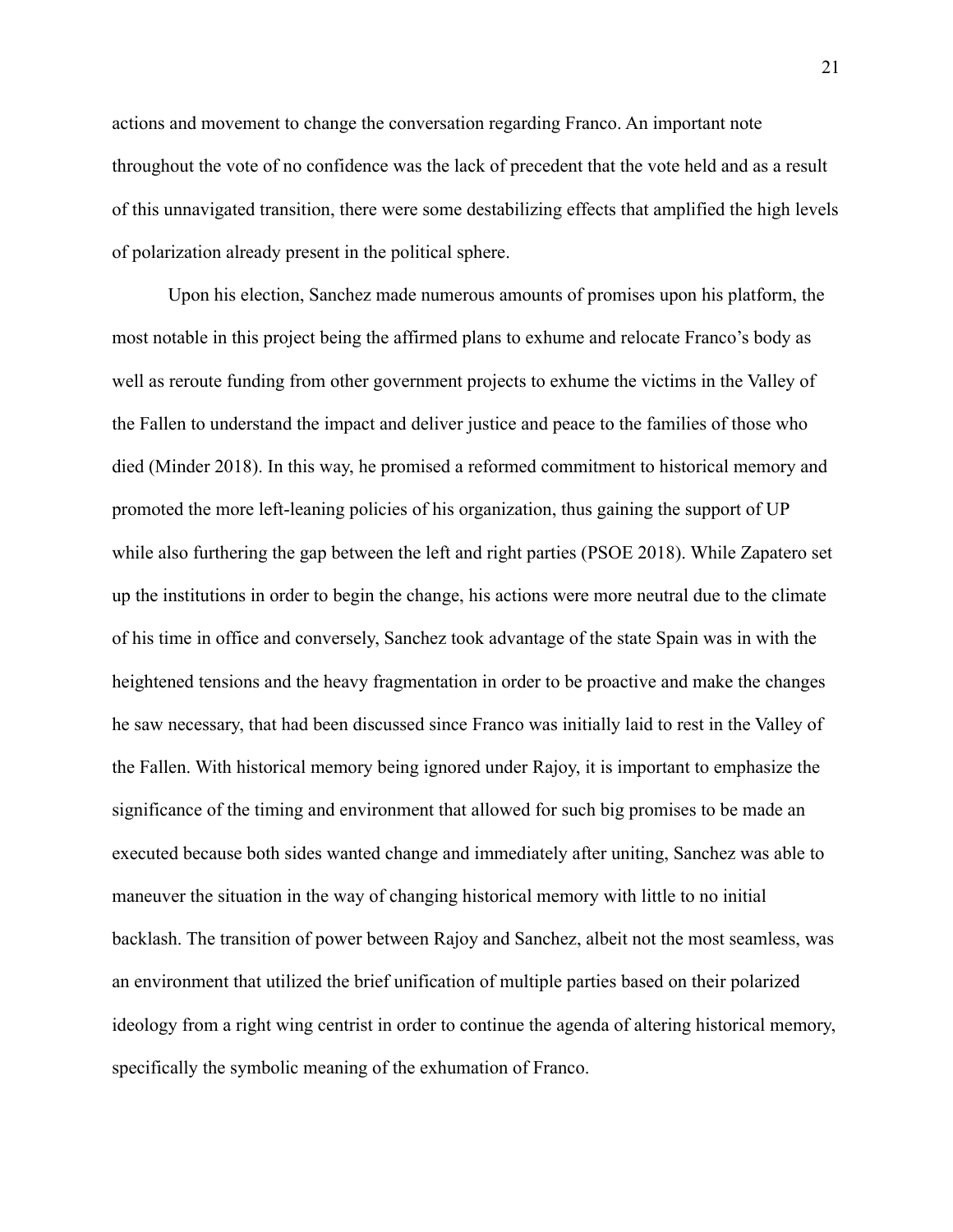actions and movement to change the conversation regarding Franco. An important note throughout the vote of no confidence was the lack of precedent that the vote held and as a result of this unnavigated transition, there were some destabilizing effects that amplified the high levels of polarization already present in the political sphere.

Upon his election, Sanchez made numerous amounts of promises upon his platform, the most notable in this project being the affirmed plans to exhume and relocate Franco's body as well as reroute funding from other government projects to exhume the victims in the Valley of the Fallen to understand the impact and deliver justice and peace to the families of those who died (Minder 2018). In this way, he promised a reformed commitment to historical memory and promoted the more left-leaning policies of his organization, thus gaining the support of UP while also furthering the gap between the left and right parties (PSOE 2018). While Zapatero set up the institutions in order to begin the change, his actions were more neutral due to the climate of his time in office and conversely, Sanchez took advantage of the state Spain was in with the heightened tensions and the heavy fragmentation in order to be proactive and make the changes he saw necessary, that had been discussed since Franco was initially laid to rest in the Valley of the Fallen. With historical memory being ignored under Rajoy, it is important to emphasize the significance of the timing and environment that allowed for such big promises to be made an executed because both sides wanted change and immediately after uniting, Sanchez was able to maneuver the situation in the way of changing historical memory with little to no initial backlash. The transition of power between Rajoy and Sanchez, albeit not the most seamless, was an environment that utilized the brief unification of multiple parties based on their polarized ideology from a right wing centrist in order to continue the agenda of altering historical memory, specifically the symbolic meaning of the exhumation of Franco.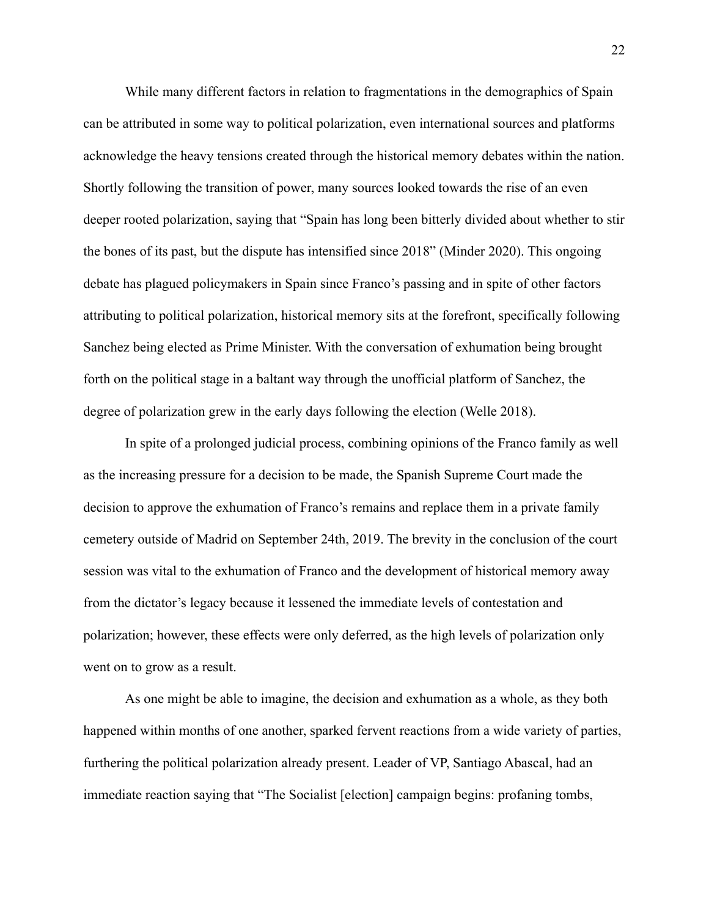While many different factors in relation to fragmentations in the demographics of Spain can be attributed in some way to political polarization, even international sources and platforms acknowledge the heavy tensions created through the historical memory debates within the nation. Shortly following the transition of power, many sources looked towards the rise of an even deeper rooted polarization, saying that "Spain has long been bitterly divided about whether to stir the bones of its past, but the dispute has intensified since 2018" (Minder 2020). This ongoing debate has plagued policymakers in Spain since Franco's passing and in spite of other factors attributing to political polarization, historical memory sits at the forefront, specifically following Sanchez being elected as Prime Minister. With the conversation of exhumation being brought forth on the political stage in a baltant way through the unofficial platform of Sanchez, the degree of polarization grew in the early days following the election (Welle 2018).

In spite of a prolonged judicial process, combining opinions of the Franco family as well as the increasing pressure for a decision to be made, the Spanish Supreme Court made the decision to approve the exhumation of Franco's remains and replace them in a private family cemetery outside of Madrid on September 24th, 2019. The brevity in the conclusion of the court session was vital to the exhumation of Franco and the development of historical memory away from the dictator's legacy because it lessened the immediate levels of contestation and polarization; however, these effects were only deferred, as the high levels of polarization only went on to grow as a result.

As one might be able to imagine, the decision and exhumation as a whole, as they both happened within months of one another, sparked fervent reactions from a wide variety of parties, furthering the political polarization already present. Leader of VP, Santiago Abascal, had an immediate reaction saying that "The Socialist [election] campaign begins: profaning tombs,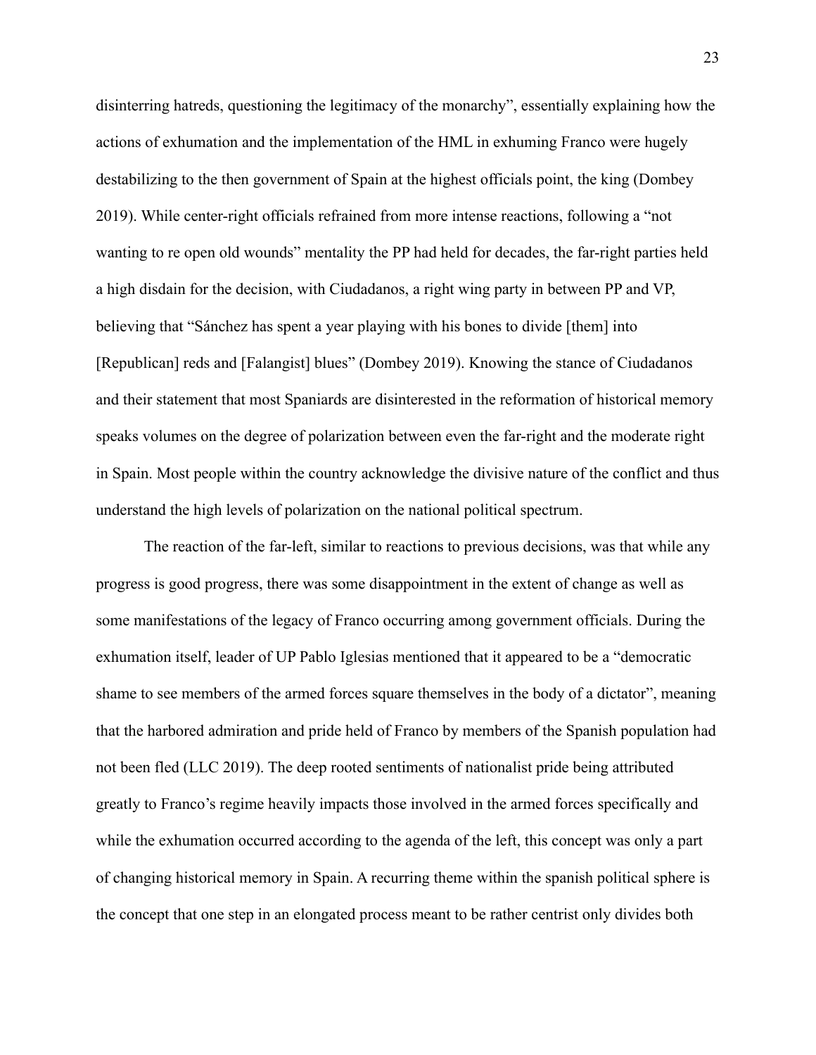disinterring hatreds, questioning the legitimacy of the monarchy", essentially explaining how the actions of exhumation and the implementation of the HML in exhuming Franco were hugely destabilizing to the then government of Spain at the highest officials point, the king (Dombey 2019). While center-right officials refrained from more intense reactions, following a "not wanting to re open old wounds" mentality the PP had held for decades, the far-right parties held a high disdain for the decision, with Ciudadanos, a right wing party in between PP and VP, believing that "Sánchez has spent a year playing with his bones to divide [them] into [Republican] reds and [Falangist] blues" (Dombey 2019). Knowing the stance of Ciudadanos and their statement that most Spaniards are disinterested in the reformation of historical memory speaks volumes on the degree of polarization between even the far-right and the moderate right in Spain. Most people within the country acknowledge the divisive nature of the conflict and thus understand the high levels of polarization on the national political spectrum.

The reaction of the far-left, similar to reactions to previous decisions, was that while any progress is good progress, there was some disappointment in the extent of change as well as some manifestations of the legacy of Franco occurring among government officials. During the exhumation itself, leader of UP Pablo Iglesias mentioned that it appeared to be a "democratic shame to see members of the armed forces square themselves in the body of a dictator", meaning that the harbored admiration and pride held of Franco by members of the Spanish population had not been fled (LLC 2019). The deep rooted sentiments of nationalist pride being attributed greatly to Franco's regime heavily impacts those involved in the armed forces specifically and while the exhumation occurred according to the agenda of the left, this concept was only a part of changing historical memory in Spain. A recurring theme within the spanish political sphere is the concept that one step in an elongated process meant to be rather centrist only divides both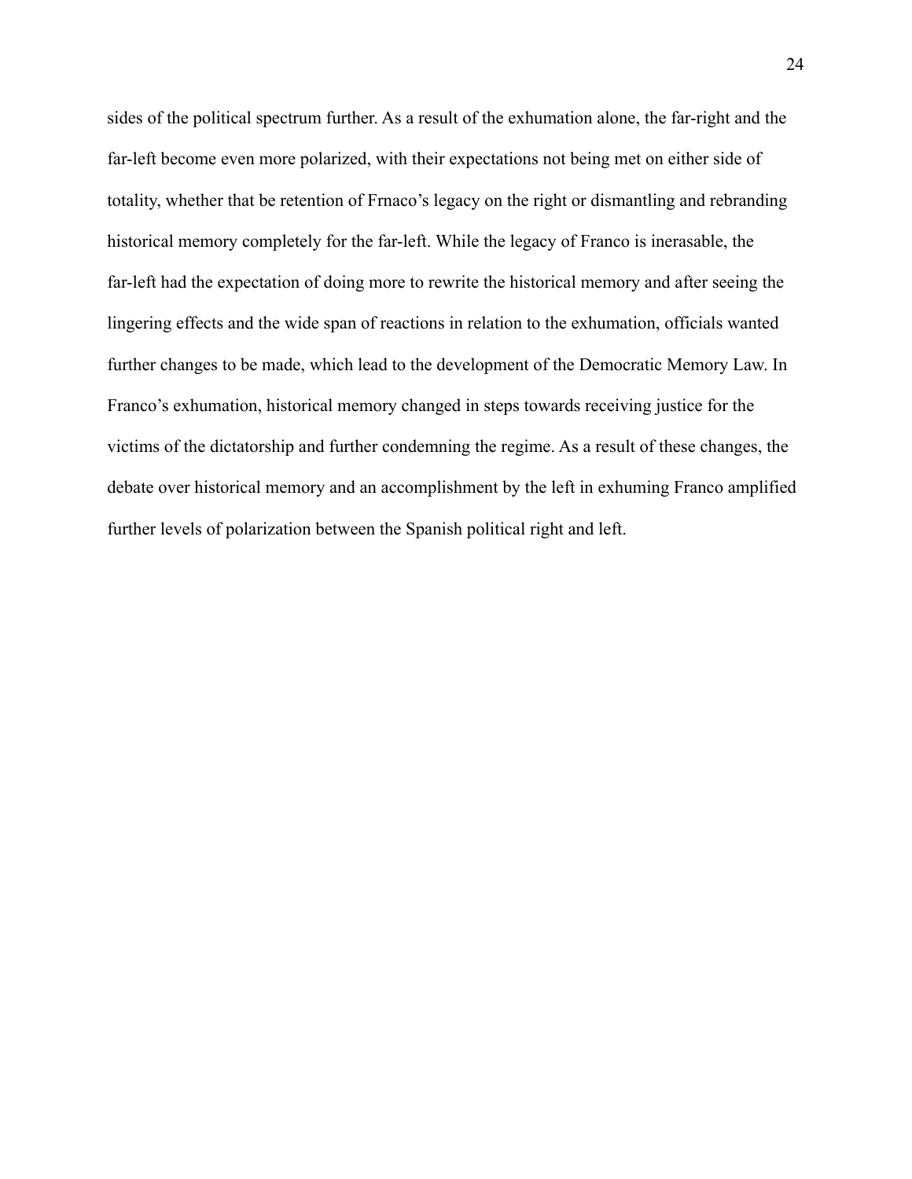sides of the political spectrum further. As a result of the exhumation alone, the far-right and the far-left become even more polarized, with their expectations not being met on either side of totality, whether that be retention of Frnaco's legacy on the right or dismantling and rebranding historical memory completely for the far-left. While the legacy of Franco is inerasable, the far-left had the expectation of doing more to rewrite the historical memory and after seeing the lingering effects and the wide span of reactions in relation to the exhumation, officials wanted further changes to be made, which lead to the development of the Democratic Memory Law. In Franco's exhumation, historical memory changed in steps towards receiving justice for the victims of the dictatorship and further condemning the regime. As a result of these changes, the debate over historical memory and an accomplishment by the left in exhuming Franco amplified further levels of polarization between the Spanish political right and left.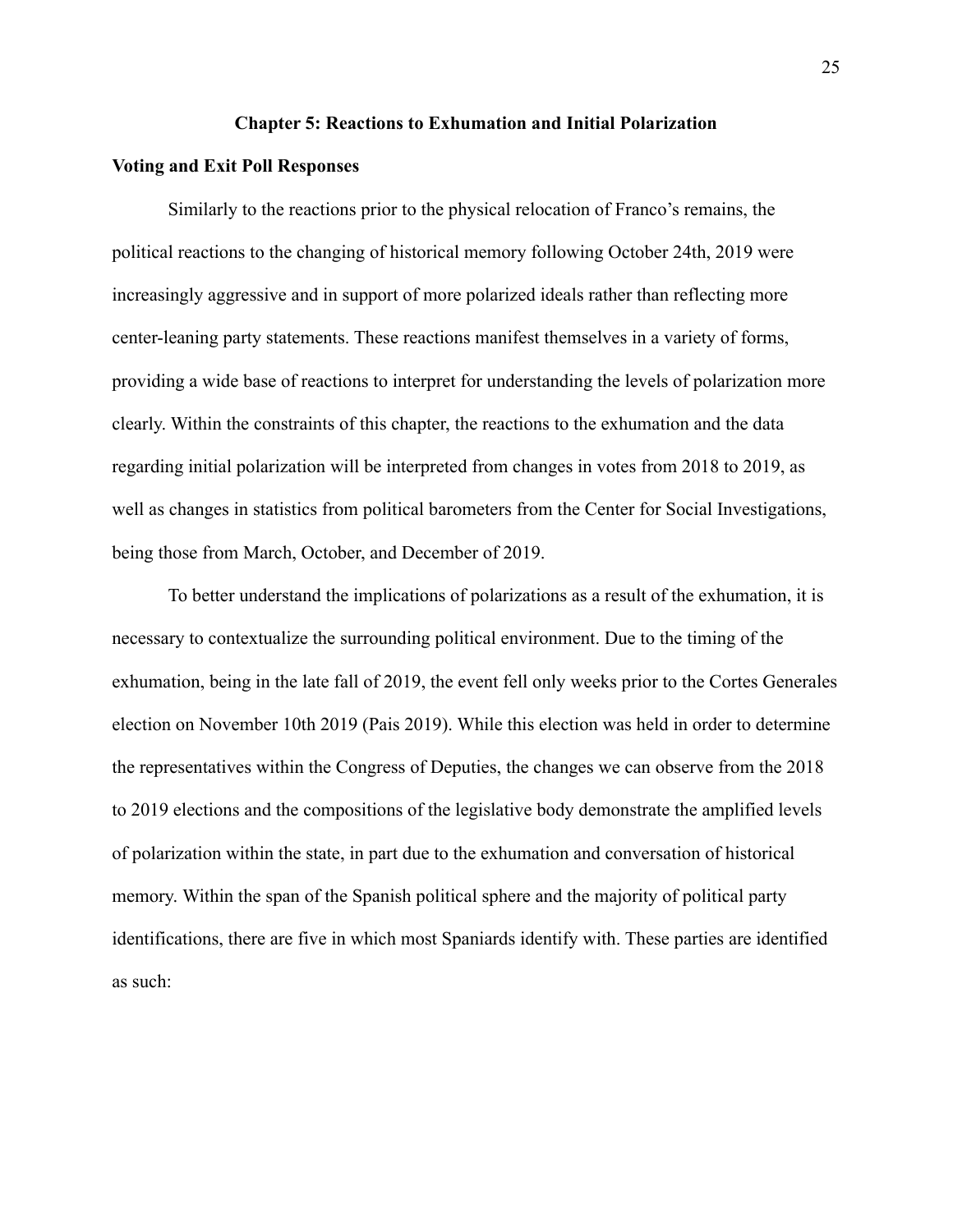## Chapter 5: Reactions to Exhumation and Initial Polarization

### Voting and Exit Poll Responses

Similarly to the reactions prior to the physical relocation of Franco's remains, the political reactions to the changing of historical memory following October 24th, 2019 were increasingly aggressive and in support of more polarized ideals rather than reflecting more center-leaning party statements. These reactions manifest themselves in a variety of forms, providing a wide base of reactions to interpret for understanding the levels of polarization more clearly. Within the constraints of this chapter, the reactions to the exhumation and the data regarding initial polarization will be interpreted from changes in votes from 2018 to 2019, as well as changes in statistics from political barometers from the Center for Social Investigations, being those from March, October, and December of 2019.

To better understand the implications of polarizations as a result of the exhumation, it is necessary to contextualize the surrounding political environment. Due to the timing of the exhumation, being in the late fall of 2019, the event fell only weeks prior to the Cortes Generales election on November 10th 2019 (Pais 2019). While this election was held in order to determine the representatives within the Congress of Deputies, the changes we can observe from the 2018 to 2019 elections and the compositions of the legislative body demonstrate the amplified levels of polarization within the state, in part due to the exhumation and conversation of historical memory. Within the span of the Spanish political sphere and the majority of political party identifications, there are five in which most Spaniards identify with. These parties are identified as such: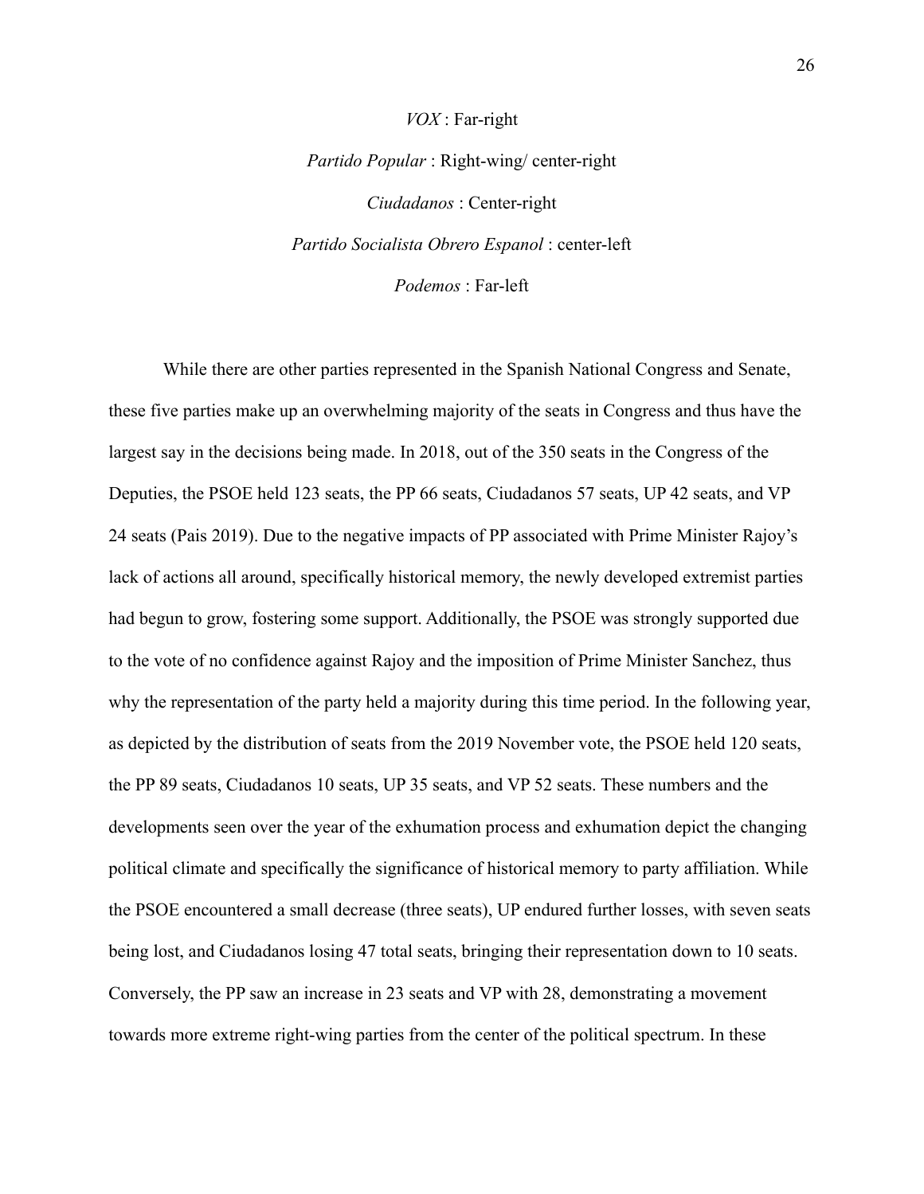*VOX* : Far-right

*Partido Popular* : Right-wing/ center-right

*Ciudadanos* : Center-right

*Partido Socialista Obrero Espanol* : center-left

*Podemos* : Far-left

While there are other parties represented in the Spanish National Congress and Senate, these five parties make up an overwhelming majority of the seats in Congress and thus have the largest say in the decisions being made. In 2018, out of the 350 seats in the Congress of the Deputies, the PSOE held 123 seats, the PP 66 seats, Ciudadanos 57 seats, UP 42 seats, and VP 24 seats (Pais 2019). Due to the negative impacts of PP associated with Prime Minister Rajoy's lack of actions all around, specifically historical memory, the newly developed extremist parties had begun to grow, fostering some support. Additionally, the PSOE was strongly supported due to the vote of no confidence against Rajoy and the imposition of Prime Minister Sanchez, thus why the representation of the party held a majority during this time period. In the following year, as depicted by the distribution of seats from the 2019 November vote, the PSOE held 120 seats, the PP 89 seats, Ciudadanos 10 seats, UP 35 seats, and VP 52 seats. These numbers and the developments seen over the year of the exhumation process and exhumation depict the changing political climate and specifically the significance of historical memory to party affiliation. While the PSOE encountered a small decrease (three seats), UP endured further losses, with seven seats being lost, and Ciudadanos losing 47 total seats, bringing their representation down to 10 seats. Conversely, the PP saw an increase in 23 seats and VP with 28, demonstrating a movement towards more extreme right-wing parties from the center of the political spectrum. In these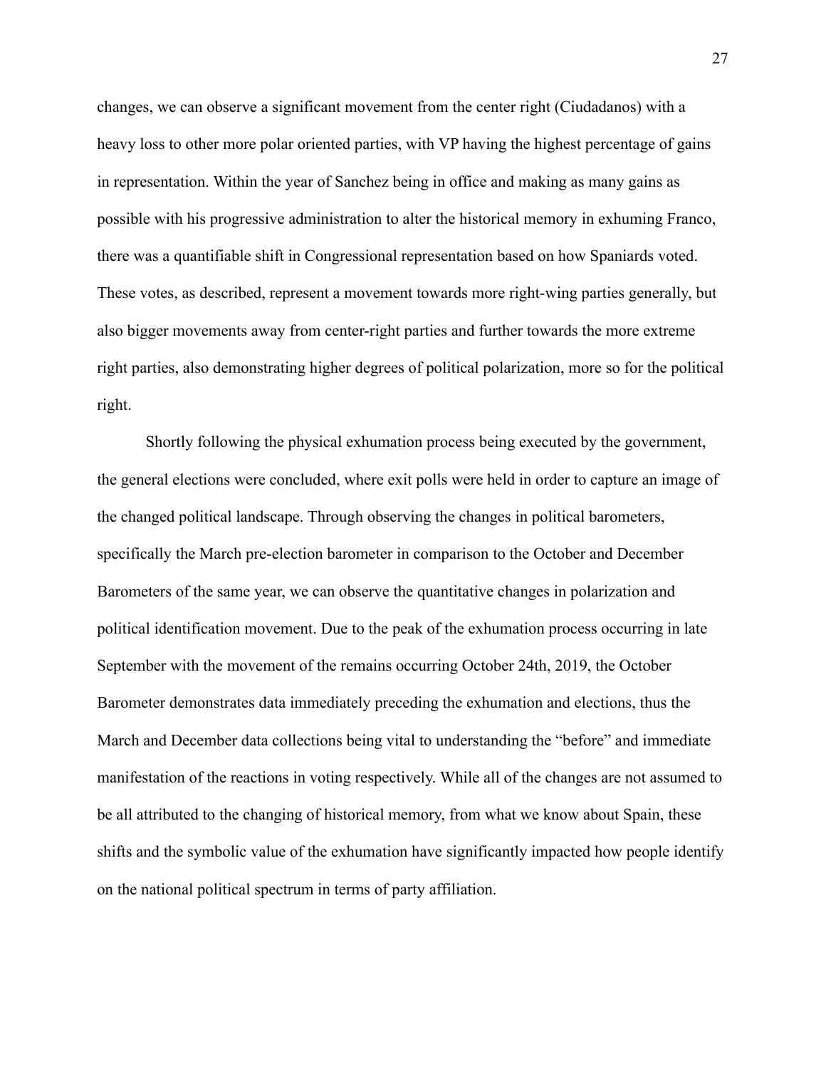changes, we can observe a significant movement from the center right (Ciudadanos) with a heavy loss to other more polar oriented parties, with VP having the highest percentage of gains in representation. Within the year of Sanchez being in office and making as many gains as possible with his progressive administration to alter the historical memory in exhuming Franco, there was a quantifiable shift in Congressional representation based on how Spaniards voted. These votes, as described, represent a movement towards more right-wing parties generally, but also bigger movements away from center-right parties and further towards the more extreme right parties, also demonstrating higher degrees of political polarization, more so for the political right.

Shortly following the physical exhumation process being executed by the government, the general elections were concluded, where exit polls were held in order to capture an image of the changed political landscape. Through observing the changes in political barometers, specifically the March pre-election barometer in comparison to the October and December Barometers of the same year, we can observe the quantitative changes in polarization and political identification movement. Due to the peak of the exhumation process occurring in late September with the movement of the remains occurring October 24th, 2019, the October Barometer demonstrates data immediately preceding the exhumation and elections, thus the March and December data collections being vital to understanding the "before" and immediate manifestation of the reactions in voting respectively. While all of the changes are not assumed to be all attributed to the changing of historical memory, from what we know about Spain, these shifts and the symbolic value of the exhumation have significantly impacted how people identify on the national political spectrum in terms of party affiliation.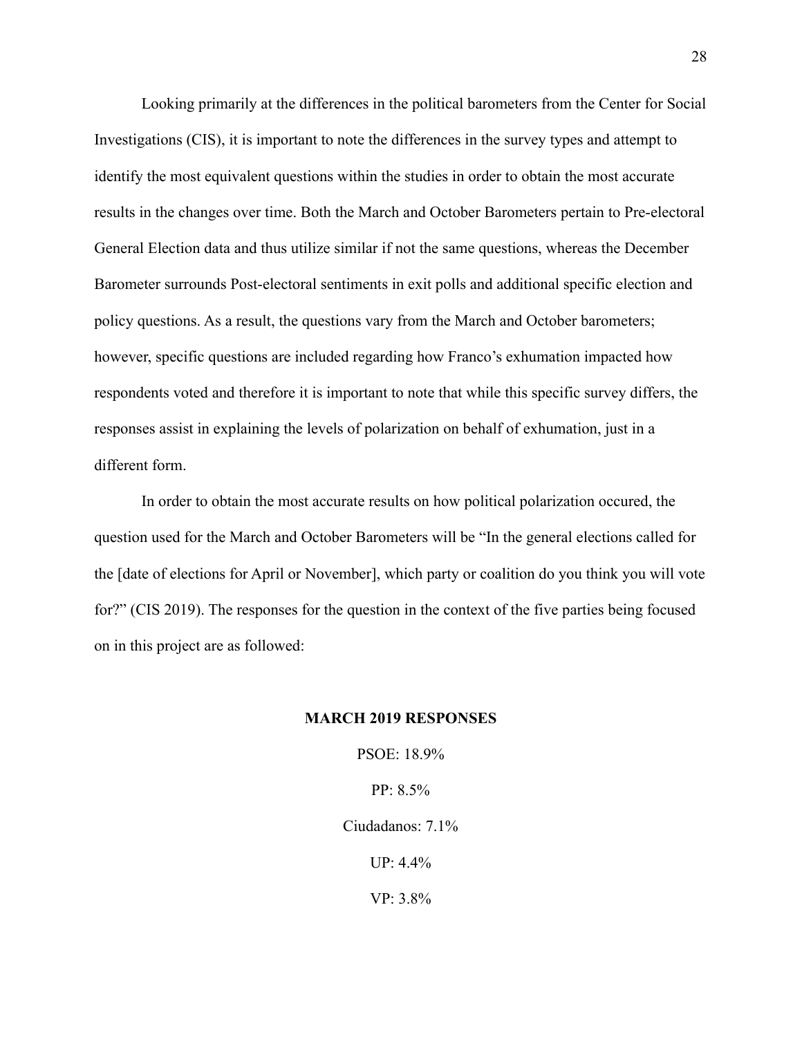Looking primarily at the differences in the political barometers from the Center for Social Investigations (CIS), it is important to note the differences in the survey types and attempt to identify the most equivalent questions within the studies in order to obtain the most accurate results in the changes over time. Both the March and October Barometers pertain to Pre-electoral General Election data and thus utilize similar if not the same questions, whereas the December Barometer surrounds Post-electoral sentiments in exit polls and additional specific election and policy questions. As a result, the questions vary from the March and October barometers; however, specific questions are included regarding how Franco's exhumation impacted how respondents voted and therefore it is important to note that while this specific survey differs, the responses assist in explaining the levels of polarization on behalf of exhumation, just in a different form.

In order to obtain the most accurate results on how political polarization occured, the question used for the March and October Barometers will be "In the general elections called for the [date of elections for April or November], which party or coalition do you think you will vote for?" (CIS 2019). The responses for the question in the context of the five parties being focused on in this project are as followed:

**MARCH 2019 RESPONSES**

PSOE: 18.9%

PP: 8.5%

Ciudadanos: 7.1%

UP: 4.4%

VP: 3.8%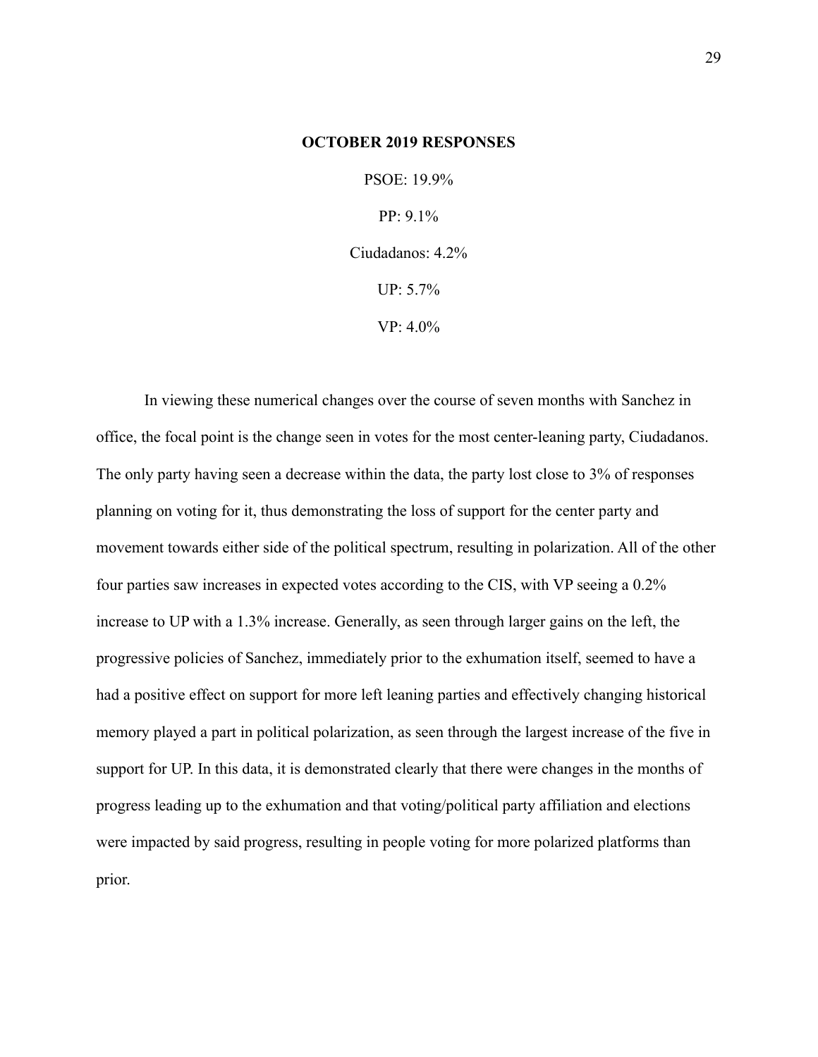**OCTOBER 2019 RESPONSES**

PSOE: 19.9%

PP: 9.1%

Ciudadanos: 4.2%

UP: 5.7%

VP: 4.0%

In viewing these numerical changes over the course of seven months with Sanchez in office, the focal point is the change seen in votes for the most center-leaning party, Ciudadanos. The only party having seen a decrease within the data, the party lost close to 3% of responses planning on voting for it, thus demonstrating the loss of support for the center party and movement towards either side of the political spectrum, resulting in polarization. All of the other four parties saw increases in expected votes according to the CIS, with VP seeing a 0.2% increase to UP with a 1.3% increase. Generally, as seen through larger gains on the left, the progressive policies of Sanchez, immediately prior to the exhumation itself, seemed to have a had a positive effect on support for more left leaning parties and effectively changing historical memory played a part in political polarization, as seen through the largest increase of the five in support for UP. In this data, it is demonstrated clearly that there were changes in the months of progress leading up to the exhumation and that voting/political party affiliation and elections were impacted by said progress, resulting in people voting for more polarized platforms than prior.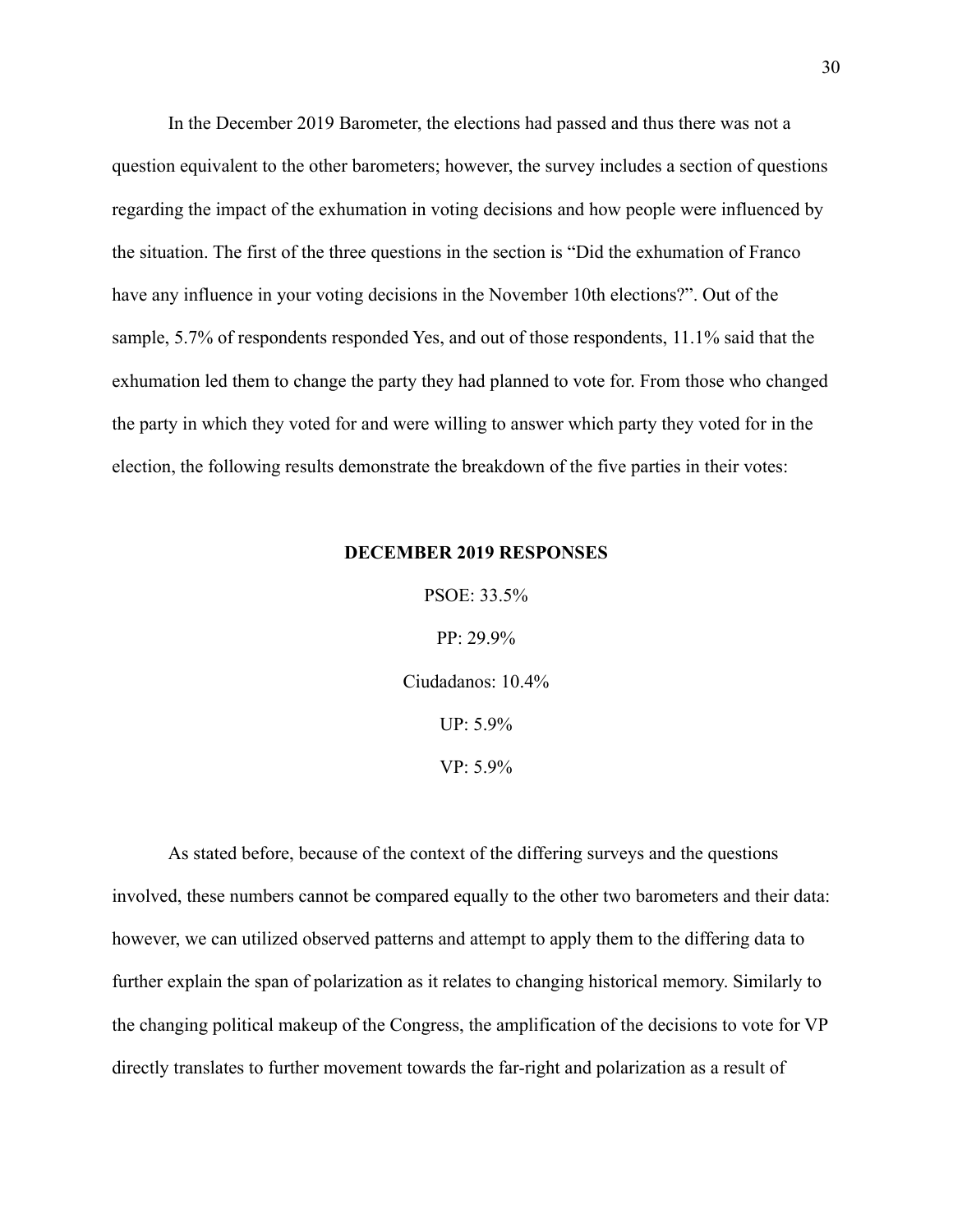In the December 2019 Barometer, the elections had passed and thus there was not a question equivalent to the other barometers; however, the survey includes a section of questions regarding the impact of the exhumation in voting decisions and how people were influenced by the situation. The first of the three questions in the section is "Did the exhumation of Franco have any influence in your voting decisions in the November 10th elections?". Out of the sample, 5.7% of respondents responded Yes, and out of those respondents, 11.1% said that the exhumation led them to change the party they had planned to vote for. From those who changed the party in which they voted for and were willing to answer which party they voted for in the election, the following results demonstrate the breakdown of the five parties in their votes:

**DECEMBER 2019 RESPONSES**

PSOE: 33.5%

PP: 29.9%

Ciudadanos: 10.4%

UP: 5.9%

VP: 5.9%

As stated before, because of the context of the differing surveys and the questions involved, these numbers cannot be compared equally to the other two barometers and their data: however, we can utilized observed patterns and attempt to apply them to the differing data to further explain the span of polarization as it relates to changing historical memory. Similarly to the changing political makeup of the Congress, the amplification of the decisions to vote for VP directly translates to further movement towards the far-right and polarization as a result of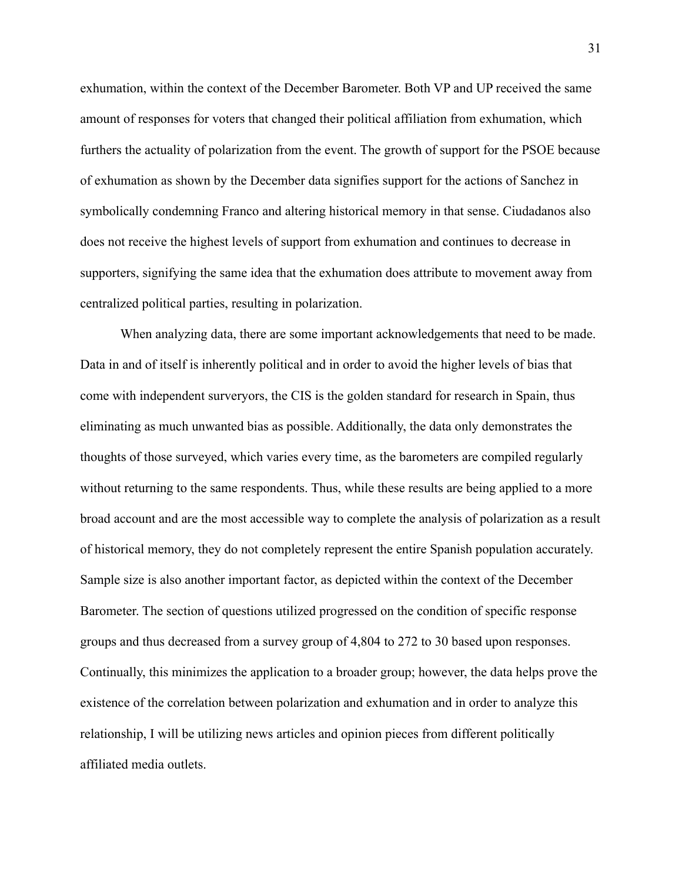exhumation, within the context of the December Barometer. Both VP and UP received the same amount of responses for voters that changed their political affiliation from exhumation, which furthers the actuality of polarization from the event. The growth of support for the PSOE because of exhumation as shown by the December data signifies support for the actions of Sanchez in symbolically condemning Franco and altering historical memory in that sense. Ciudadanos also does not receive the highest levels of support from exhumation and continues to decrease in supporters, signifying the same idea that the exhumation does attribute to movement away from centralized political parties, resulting in polarization.

When analyzing data, there are some important acknowledgements that need to be made. Data in and of itself is inherently political and in order to avoid the higher levels of bias that come with independent surveryors, the CIS is the golden standard for research in Spain, thus eliminating as much unwanted bias as possible. Additionally, the data only demonstrates the thoughts of those surveyed, which varies every time, as the barometers are compiled regularly without returning to the same respondents. Thus, while these results are being applied to a more broad account and are the most accessible way to complete the analysis of polarization as a result of historical memory, they do not completely represent the entire Spanish population accurately. Sample size is also another important factor, as depicted within the context of the December Barometer. The section of questions utilized progressed on the condition of specific response groups and thus decreased from a survey group of 4,804 to 272 to 30 based upon responses. Continually, this minimizes the application to a broader group; however, the data helps prove the existence of the correlation between polarization and exhumation and in order to analyze this relationship, I will be utilizing news articles and opinion pieces from different politically affiliated media outlets.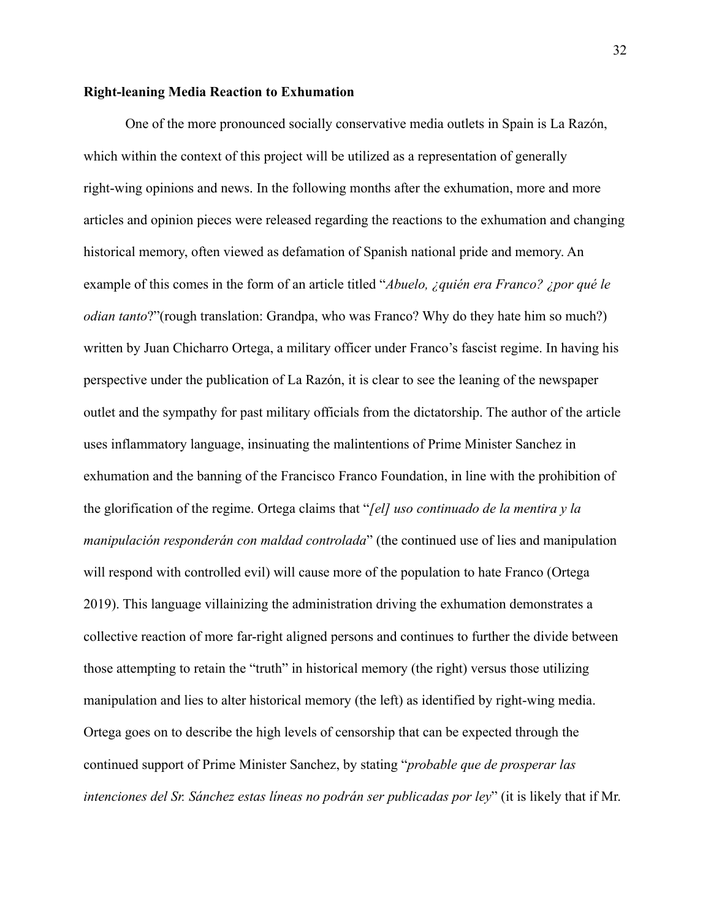**Right-leaning Media Reaction to Exhumation**

One of the more pronounced socially conservative media outlets in Spain is La Razón, which within the context of this project will be utilized as a representation of generally right-wing opinions and news. In the following months after the exhumation, more and more articles and opinion pieces were released regarding the reactions to the exhumation and changing historical memory, often viewed as defamation of Spanish national pride and memory. An example of this comes in the form of an article titled "*Abuelo, ¿quién era Franco? ¿por qué le odian tanto*?"(rough translation: Grandpa, who was Franco? Why do they hate him so much?) written by Juan Chicharro Ortega, a military officer under Franco's fascist regime. In having his perspective under the publication of La Razón, it is clear to see the leaning of the newspaper outlet and the sympathy for past military officials from the dictatorship. The author of the article uses inflammatory language, insinuating the malintentions of Prime Minister Sanchez in exhumation and the banning of the Francisco Franco Foundation, in line with the prohibition of the glorification of the regime. Ortega claims that "*[el] uso continuado de la mentira y la manipulación responderán con maldad controlada*" (the continued use of lies and manipulation will respond with controlled evil) will cause more of the population to hate Franco (Ortega 2019). This language villainizing the administration driving the exhumation demonstrates a collective reaction of more far-right aligned persons and continues to further the divide between those attempting to retain the "truth" in historical memory (the right) versus those utilizing manipulation and lies to alter historical memory (the left) as identified by right-wing media. Ortega goes on to describe the high levels of censorship that can be expected through the continued support of Prime Minister Sanchez, by stating "*probable que de prosperar las intenciones del Sr. Sánchez estas líneas no podrán ser publicadas por ley*" (it is likely that if Mr.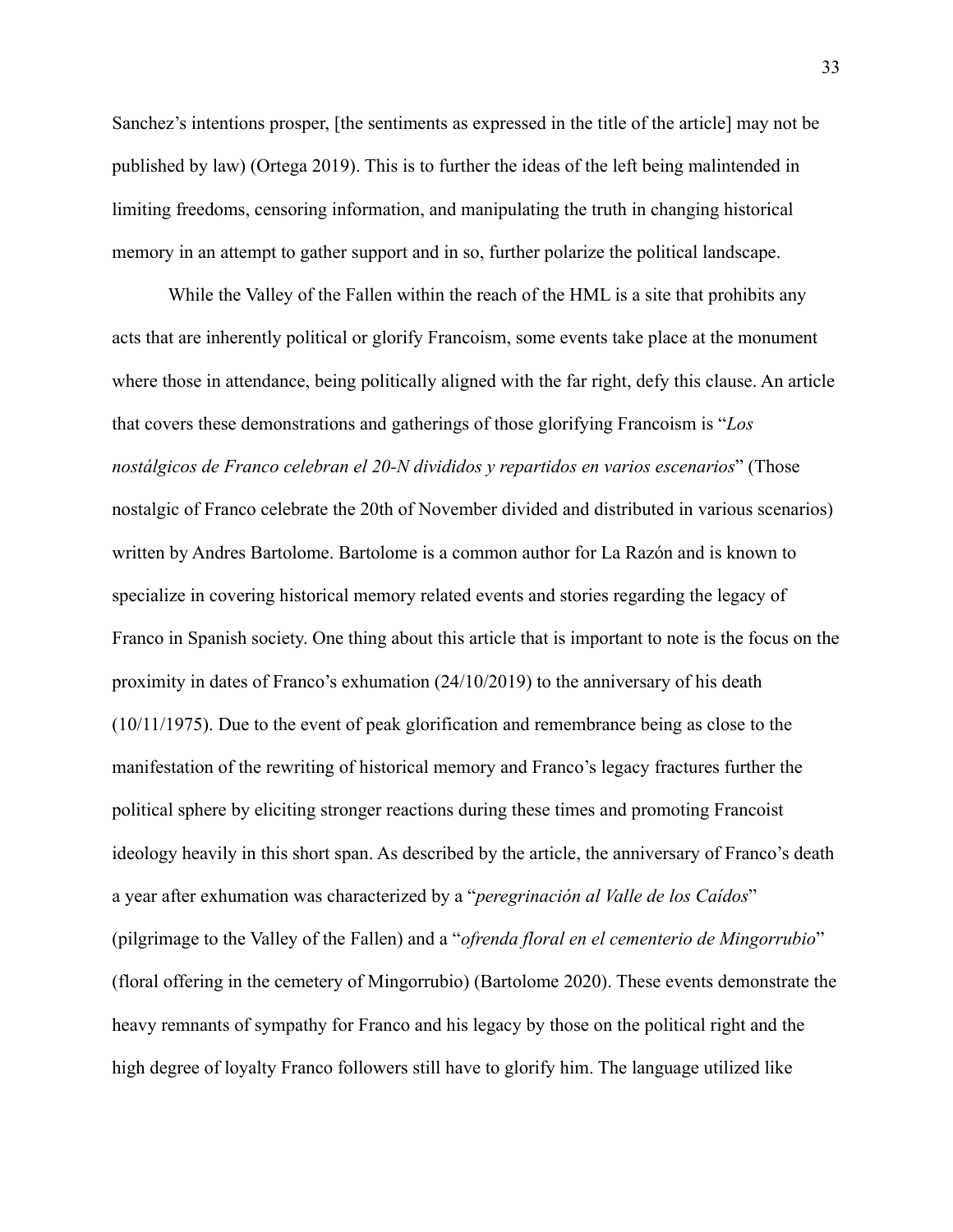Sanchez's intentions prosper, [the sentiments as expressed in the title of the article] may not be published by law) (Ortega 2019). This is to further the ideas of the left being malintended in limiting freedoms, censoring information, and manipulating the truth in changing historical memory in an attempt to gather support and in so, further polarize the political landscape.

While the Valley of the Fallen within the reach of the HML is a site that prohibits any acts that are inherently political or glorify Francoism, some events take place at the monument where those in attendance, being politically aligned with the far right, defy this clause. An article that covers these demonstrations and gatherings of those glorifying Francoism is "*Los nostálgicos de Franco celebran el 20-N divididos y repartidos en varios escenarios*" (Those nostalgic of Franco celebrate the 20th of November divided and distributed in various scenarios) written by Andres Bartolome. Bartolome is a common author for La Razón and is known to specialize in covering historical memory related events and stories regarding the legacy of Franco in Spanish society. One thing about this article that is important to note is the focus on the proximity in dates of Franco's exhumation (24/10/2019) to the anniversary of his death (10/11/1975). Due to the event of peak glorification and remembrance being as close to the manifestation of the rewriting of historical memory and Franco's legacy fractures further the political sphere by eliciting stronger reactions during these times and promoting Francoist ideology heavily in this short span. As described by the article, the anniversary of Franco's death a year after exhumation was characterized by a "*peregrinación al Valle de los Caídos*" (pilgrimage to the Valley of the Fallen) and a "*ofrenda floral en el cementerio de Mingorrubio*" (floral offering in the cemetery of Mingorrubio) (Bartolome 2020). These events demonstrate the heavy remnants of sympathy for Franco and his legacy by those on the political right and the high degree of loyalty Franco followers still have to glorify him. The language utilized like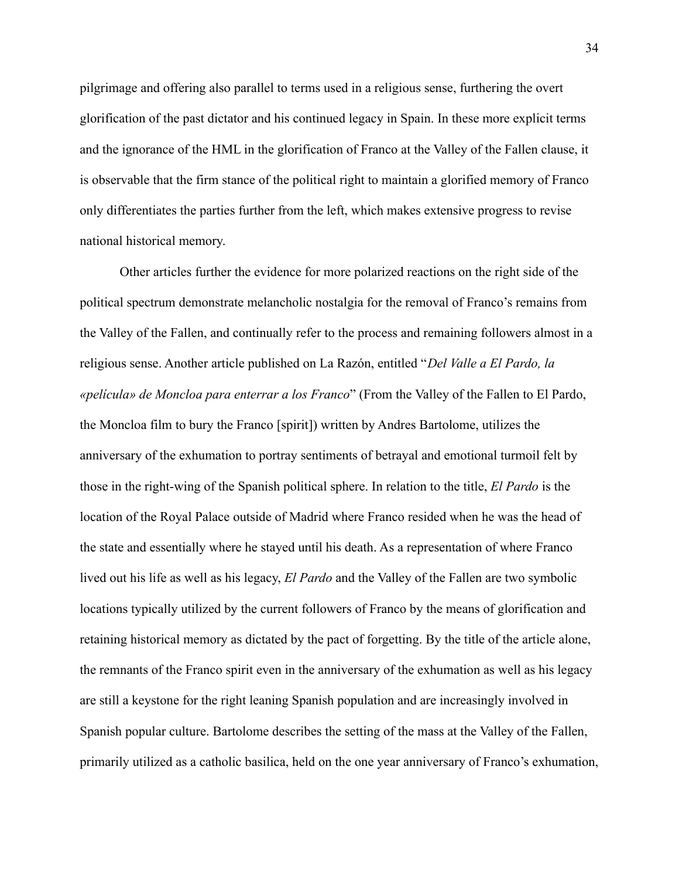pilgrimage and offering also parallel to terms used in a religious sense, furthering the overt glorification of the past dictator and his continued legacy in Spain. In these more explicit terms and the ignorance of the HML in the glorification of Franco at the Valley of the Fallen clause, it is observable that the firm stance of the political right to maintain a glorified memory of Franco only differentiates the parties further from the left, which makes extensive progress to revise national historical memory.

Other articles further the evidence for more polarized reactions on the right side of the political spectrum demonstrate melancholic nostalgia for the removal of Franco's remains from the Valley of the Fallen, and continually refer to the process and remaining followers almost in a religious sense. Another article published on La Razón, entitled "*Del Valle a El Pardo, la «película» de Moncloa para enterrar a los Franco*" (From the Valley of the Fallen to El Pardo, the Moncloa film to bury the Franco [spirit]) written by Andres Bartolome, utilizes the anniversary of the exhumation to portray sentiments of betrayal and emotional turmoil felt by those in the right-wing of the Spanish political sphere. In relation to the title, *El Pardo* is the location of the Royal Palace outside of Madrid where Franco resided when he was the head of the state and essentially where he stayed until his death. As a representation of where Franco lived out his life as well as his legacy, *El Pardo* and the Valley of the Fallen are two symbolic locations typically utilized by the current followers of Franco by the means of glorification and retaining historical memory as dictated by the pact of forgetting. By the title of the article alone, the remnants of the Franco spirit even in the anniversary of the exhumation as well as his legacy are still a keystone for the right leaning Spanish population and are increasingly involved in Spanish popular culture. Bartolome describes the setting of the mass at the Valley of the Fallen, primarily utilized as a catholic basilica, held on the one year anniversary of Franco's exhumation,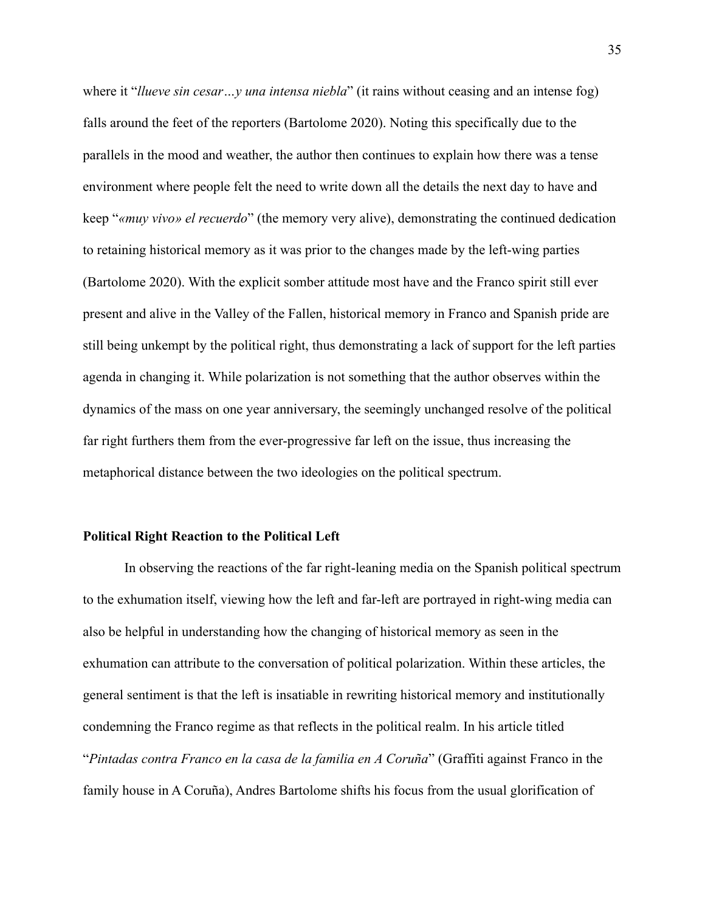where it "*llueve sin cesar…y una intensa niebla*" (it rains without ceasing and an intense fog) falls around the feet of the reporters (Bartolome 2020). Noting this specifically due to the parallels in the mood and weather, the author then continues to explain how there was a tense environment where people felt the need to write down all the details the next day to have and keep "*«muy vivo» el recuerdo*" (the memory very alive), demonstrating the continued dedication to retaining historical memory as it was prior to the changes made by the left-wing parties (Bartolome 2020). With the explicit somber attitude most have and the Franco spirit still ever present and alive in the Valley of the Fallen, historical memory in Franco and Spanish pride are still being unkempt by the political right, thus demonstrating a lack of support for the left parties agenda in changing it. While polarization is not something that the author observes within the dynamics of the mass on one year anniversary, the seemingly unchanged resolve of the political far right furthers them from the ever-progressive far left on the issue, thus increasing the metaphorical distance between the two ideologies on the political spectrum.

**Political Right Reaction to the Political Left**

In observing the reactions of the far right-leaning media on the Spanish political spectrum to the exhumation itself, viewing how the left and far-left are portrayed in right-wing media can also be helpful in understanding how the changing of historical memory as seen in the exhumation can attribute to the conversation of political polarization. Within these articles, the general sentiment is that the left is insatiable in rewriting historical memory and institutionally condemning the Franco regime as that reflects in the political realm. In his article titled "*Pintadas contra Franco en la casa de la familia en A Coruña*" (Graffiti against Franco in the family house in A Coruña), Andres Bartolome shifts his focus from the usual glorification of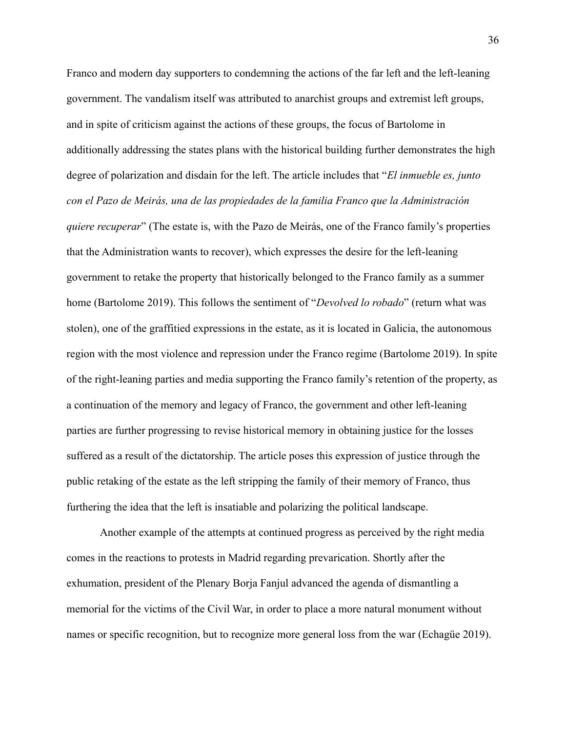Franco and modern day supporters to condemning the actions of the far left and the left-leaning government. The vandalism itself was attributed to anarchist groups and extremist left groups, and in spite of criticism against the actions of these groups, the focus of Bartolome in additionally addressing the states plans with the historical building further demonstrates the high degree of polarization and disdain for the left. The article includes that "*El inmueble es, junto con el Pazo de Meirás, una de las propiedades de la familia Franco que la Administración quiere recuperar*" (The estate is, with the Pazo de Meirás, one of the Franco family's properties that the Administration wants to recover), which expresses the desire for the left-leaning government to retake the property that historically belonged to the Franco family as a summer home (Bartolome 2019). This follows the sentiment of "*Devolved lo robado*" (return what was stolen), one of the graffitied expressions in the estate, as it is located in Galicia, the autonomous region with the most violence and repression under the Franco regime (Bartolome 2019). In spite of the right-leaning parties and media supporting the Franco family's retention of the property, as a continuation of the memory and legacy of Franco, the government and other left-leaning parties are further progressing to revise historical memory in obtaining justice for the losses suffered as a result of the dictatorship. The article poses this expression of justice through the public retaking of the estate as the left stripping the family of their memory of Franco, thus furthering the idea that the left is insatiable and polarizing the political landscape.

Another example of the attempts at continued progress as perceived by the right media comes in the reactions to protests in Madrid regarding prevarication. Shortly after the exhumation, president of the Plenary Borja Fanjul advanced the agenda of dismantling a memorial for the victims of the Civil War, in order to place a more natural monument without names or specific recognition, but to recognize more general loss from the war (Echagüe 2019).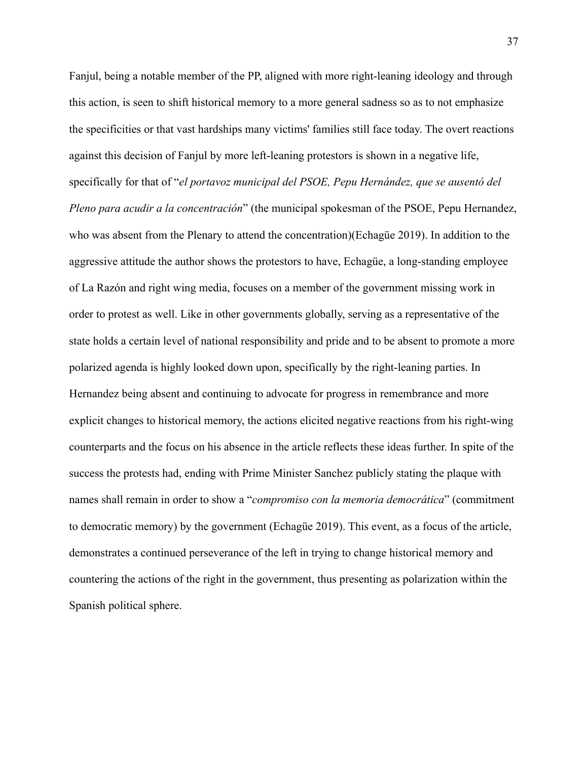Fanjul, being a notable member of the PP, aligned with more right-leaning ideology and through this action, is seen to shift historical memory to a more general sadness so as to not emphasize the specificities or that vast hardships many victims' families still face today. The overt reactions against this decision of Fanjul by more left-leaning protestors is shown in a negative life, specifically for that of "*el portavoz municipal del PSOE, Pepu Hernández, que se ausentó del Pleno para acudir a la concentración*" (the municipal spokesman of the PSOE, Pepu Hernandez, who was absent from the Plenary to attend the concentration)(Echagüe 2019). In addition to the aggressive attitude the author shows the protestors to have, Echagüe, a long-standing employee of La Razón and right wing media, focuses on a member of the government missing work in order to protest as well. Like in other governments globally, serving as a representative of the state holds a certain level of national responsibility and pride and to be absent to promote a more polarized agenda is highly looked down upon, specifically by the right-leaning parties. In Hernandez being absent and continuing to advocate for progress in remembrance and more explicit changes to historical memory, the actions elicited negative reactions from his right-wing counterparts and the focus on his absence in the article reflects these ideas further. In spite of the success the protests had, ending with Prime Minister Sanchez publicly stating the plaque with names shall remain in order to show a "*compromiso con la memoria democrática*" (commitment to democratic memory) by the government (Echagüe 2019). This event, as a focus of the article, demonstrates a continued perseverance of the left in trying to change historical memory and countering the actions of the right in the government, thus presenting as polarization within the Spanish political sphere.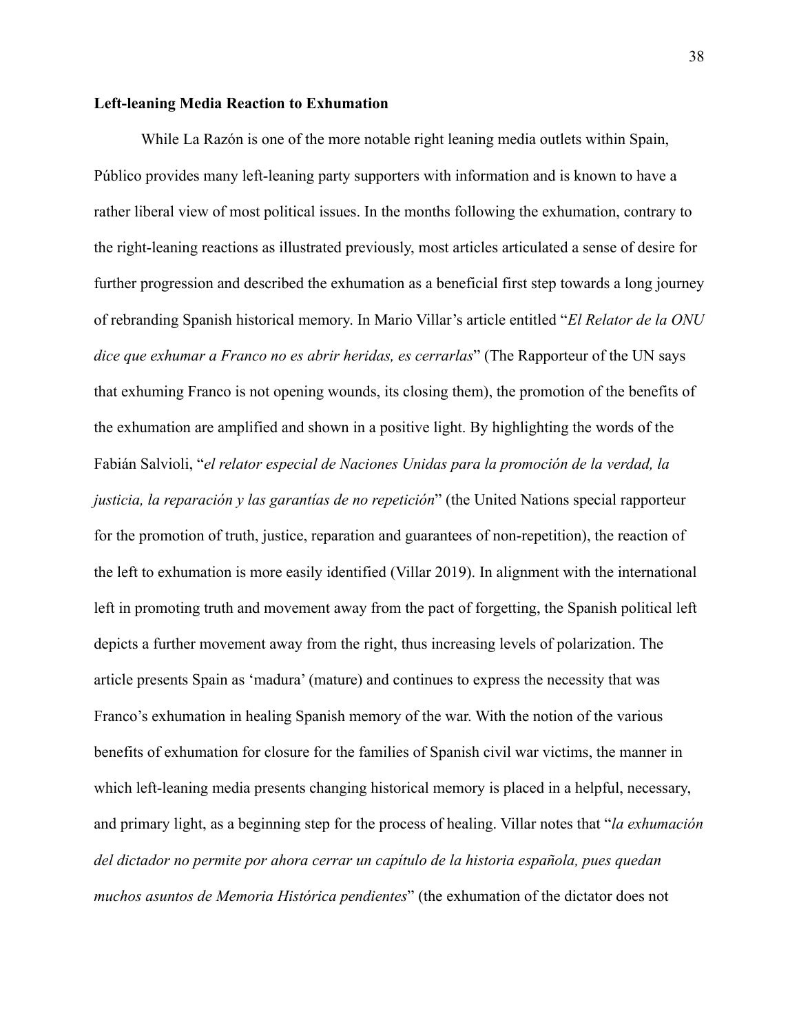**Left-leaning Media Reaction to Exhumation**

While La Razón is one of the more notable right leaning media outlets within Spain, Público provides many left-leaning party supporters with information and is known to have a rather liberal view of most political issues. In the months following the exhumation, contrary to the right-leaning reactions as illustrated previously, most articles articulated a sense of desire for further progression and described the exhumation as a beneficial first step towards a long journey of rebranding Spanish historical memory. In Mario Villar's article entitled "*El Relator de la ONU dice que exhumar a Franco no es abrir heridas, es cerrarlas*" (The Rapporteur of the UN says that exhuming Franco is not opening wounds, its closing them), the promotion of the benefits of the exhumation are amplified and shown in a positive light. By highlighting the words of the Fabián Salvioli, "*el relator especial de Naciones Unidas para la promoción de la verdad, la justicia, la reparación y las garantías de no repetición*" (the United Nations special rapporteur for the promotion of truth, justice, reparation and guarantees of non-repetition), the reaction of the left to exhumation is more easily identified (Villar 2019). In alignment with the international left in promoting truth and movement away from the pact of forgetting, the Spanish political left depicts a further movement away from the right, thus increasing levels of polarization. The article presents Spain as 'madura' (mature) and continues to express the necessity that was Franco's exhumation in healing Spanish memory of the war. With the notion of the various benefits of exhumation for closure for the families of Spanish civil war victims, the manner in which left-leaning media presents changing historical memory is placed in a helpful, necessary, and primary light, as a beginning step for the process of healing. Villar notes that "*la exhumación del dictador no permite por ahora cerrar un capítulo de la historia española, pues quedan muchos asuntos de Memoria Histórica pendientes*" (the exhumation of the dictator does not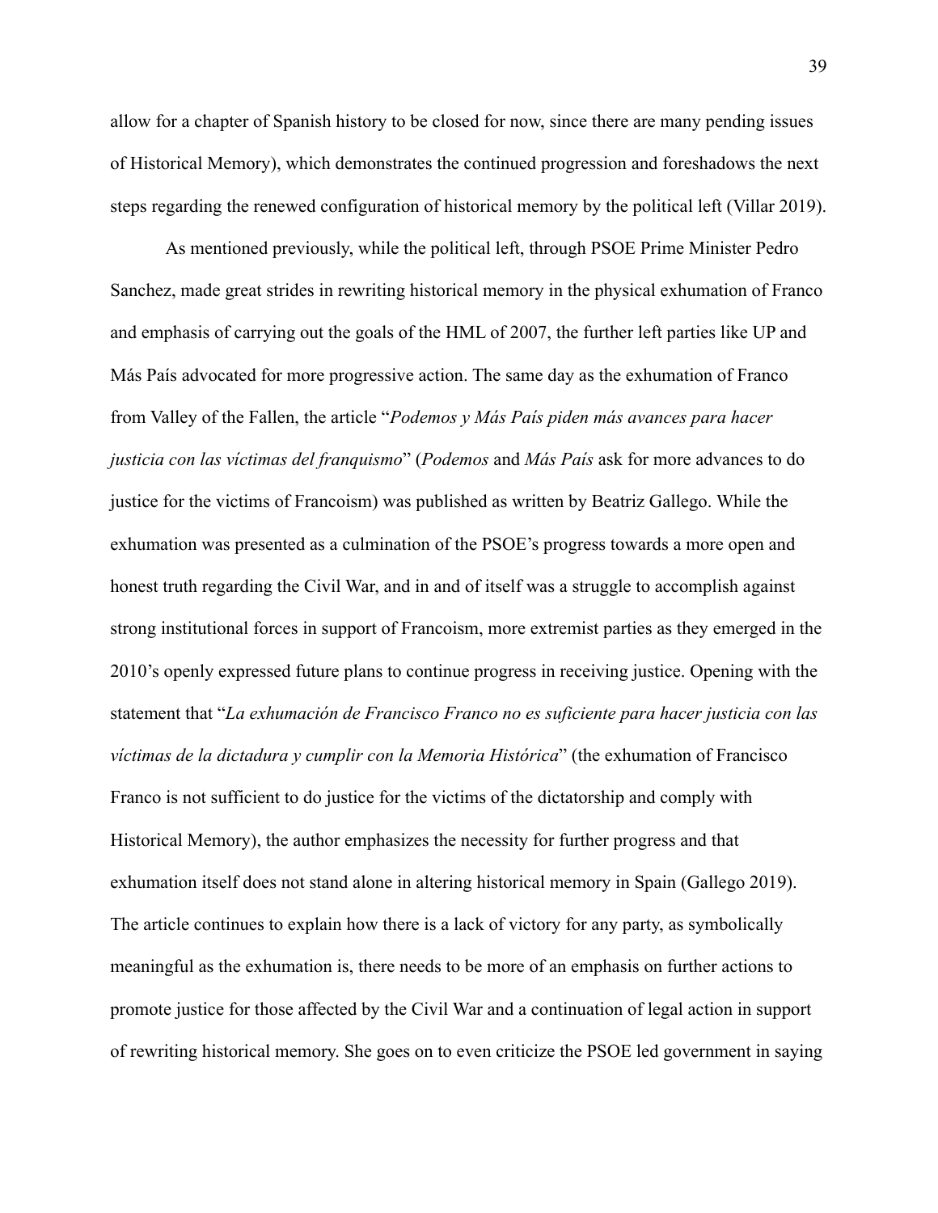allow for a chapter of Spanish history to be closed for now, since there are many pending issues of Historical Memory), which demonstrates the continued progression and foreshadows the next steps regarding the renewed configuration of historical memory by the political left (Villar 2019).

As mentioned previously, while the political left, through PSOE Prime Minister Pedro Sanchez, made great strides in rewriting historical memory in the physical exhumation of Franco and emphasis of carrying out the goals of the HML of 2007, the further left parties like UP and Más País advocated for more progressive action. The same day as the exhumation of Franco from Valley of the Fallen, the article "*Podemos y Más País piden más avances para hacer justicia con las víctimas del franquismo*" (*Podemos* and *Más País* ask for more advances to do justice for the victims of Francoism) was published as written by Beatriz Gallego. While the exhumation was presented as a culmination of the PSOE's progress towards a more open and honest truth regarding the Civil War, and in and of itself was a struggle to accomplish against strong institutional forces in support of Francoism, more extremist parties as they emerged in the 2010's openly expressed future plans to continue progress in receiving justice. Opening with the statement that "*La exhumación de Francisco Franco no es suficiente para hacer justicia con las víctimas de la dictadura y cumplir con la Memoria Histórica*" (the exhumation of Francisco Franco is not sufficient to do justice for the victims of the dictatorship and comply with Historical Memory), the author emphasizes the necessity for further progress and that exhumation itself does not stand alone in altering historical memory in Spain (Gallego 2019). The article continues to explain how there is a lack of victory for any party, as symbolically meaningful as the exhumation is, there needs to be more of an emphasis on further actions to promote justice for those affected by the Civil War and a continuation of legal action in support of rewriting historical memory. She goes on to even criticize the PSOE led government in saying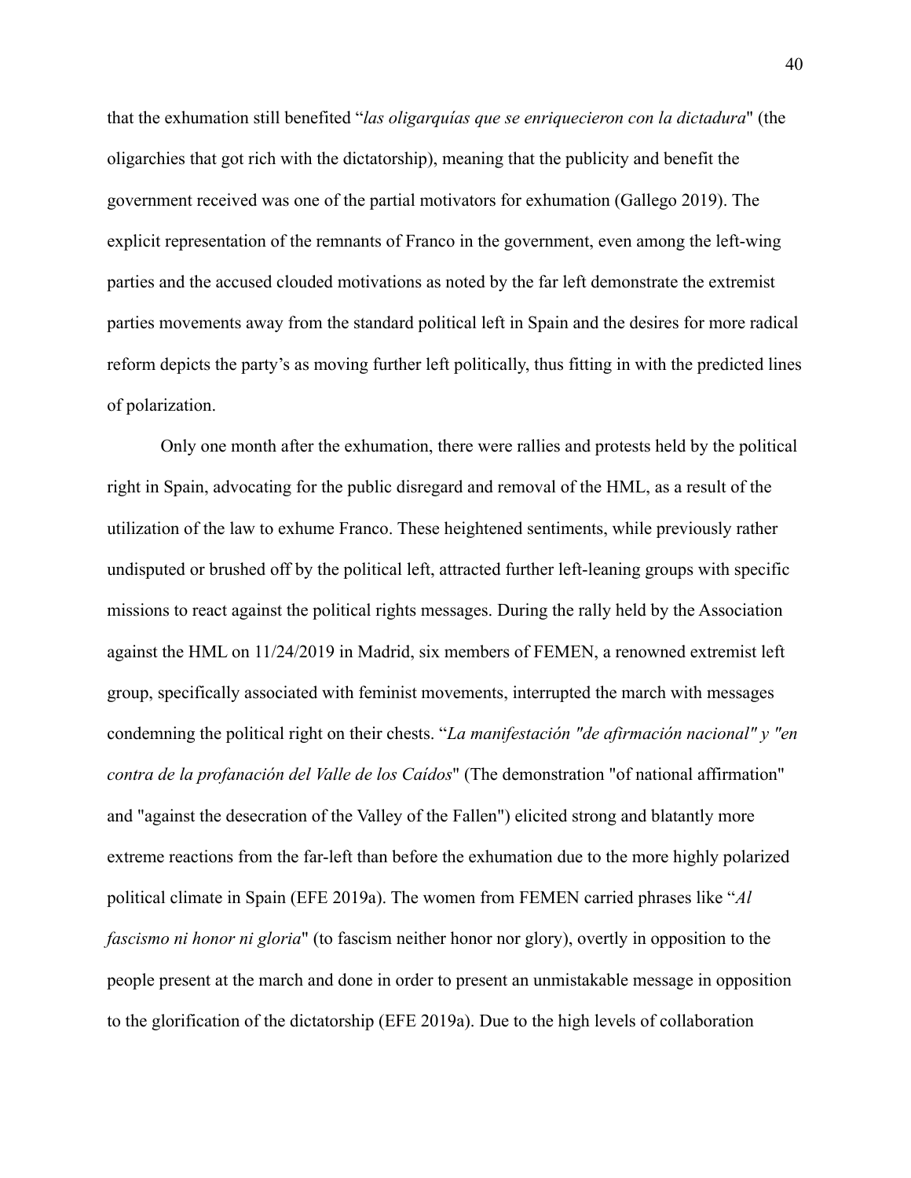that the exhumation still benefited "*las oligarquías que se enriquecieron con la dictadura*" (the oligarchies that got rich with the dictatorship), meaning that the publicity and benefit the government received was one of the partial motivators for exhumation (Gallego 2019). The explicit representation of the remnants of Franco in the government, even among the left-wing parties and the accused clouded motivations as noted by the far left demonstrate the extremist parties movements away from the standard political left in Spain and the desires for more radical reform depicts the party's as moving further left politically, thus fitting in with the predicted lines of polarization.

Only one month after the exhumation, there were rallies and protests held by the political right in Spain, advocating for the public disregard and removal of the HML, as a result of the utilization of the law to exhume Franco. These heightened sentiments, while previously rather undisputed or brushed off by the political left, attracted further left-leaning groups with specific missions to react against the political rights messages. During the rally held by the Association against the HML on 11/24/2019 in Madrid, six members of FEMEN, a renowned extremist left group, specifically associated with feminist movements, interrupted the march with messages condemning the political right on their chests. "*La manifestación "de afirmación nacional" y "en contra de la profanación del Valle de los Caídos*" (The demonstration "of national affirmation" and "against the desecration of the Valley of the Fallen") elicited strong and blatantly more extreme reactions from the far-left than before the exhumation due to the more highly polarized political climate in Spain (EFE 2019a). The women from FEMEN carried phrases like "*Al fascismo ni honor ni gloria*" (to fascism neither honor nor glory), overtly in opposition to the people present at the march and done in order to present an unmistakable message in opposition to the glorification of the dictatorship (EFE 2019a). Due to the high levels of collaboration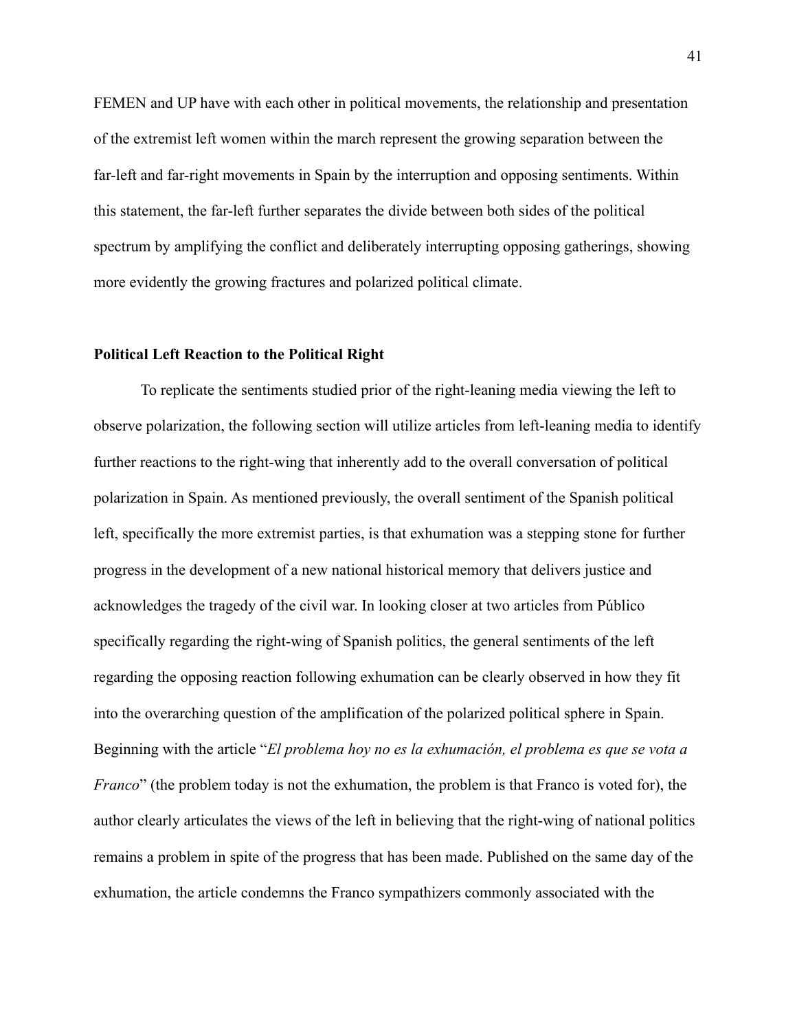FEMEN and UP have with each other in political movements, the relationship and presentation of the extremist left women within the march represent the growing separation between the far-left and far-right movements in Spain by the interruption and opposing sentiments. Within this statement, the far-left further separates the divide between both sides of the political spectrum by amplifying the conflict and deliberately interrupting opposing gatherings, showing more evidently the growing fractures and polarized political climate.

**Political Left Reaction to the Political Right**

To replicate the sentiments studied prior of the right-leaning media viewing the left to observe polarization, the following section will utilize articles from left-leaning media to identify further reactions to the right-wing that inherently add to the overall conversation of political polarization in Spain. As mentioned previously, the overall sentiment of the Spanish political left, specifically the more extremist parties, is that exhumation was a stepping stone for further progress in the development of a new national historical memory that delivers justice and acknowledges the tragedy of the civil war. In looking closer at two articles from Público specifically regarding the right-wing of Spanish politics, the general sentiments of the left regarding the opposing reaction following exhumation can be clearly observed in how they fit into the overarching question of the amplification of the polarized political sphere in Spain. Beginning with the article "*El problema hoy no es la exhumación, el problema es que se vota a Franco*" (the problem today is not the exhumation, the problem is that Franco is voted for), the author clearly articulates the views of the left in believing that the right-wing of national politics remains a problem in spite of the progress that has been made. Published on the same day of the exhumation, the article condemns the Franco sympathizers commonly associated with the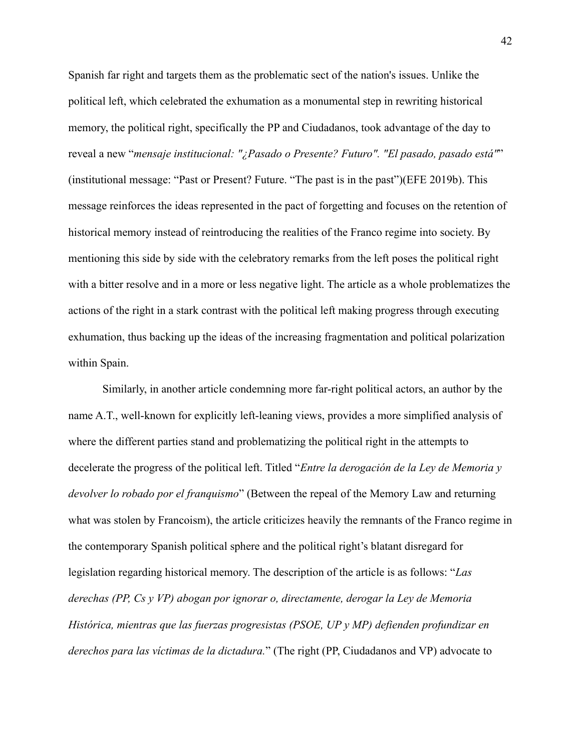Spanish far right and targets them as the problematic sect of the nation's issues. Unlike the political left, which celebrated the exhumation as a monumental step in rewriting historical memory, the political right, specifically the PP and Ciudadanos, took advantage of the day to reveal a new "*mensaje institucional: "¿Pasado o Presente? Futuro". "El pasado, pasado está"*" (institutional message: "Past or Present? Future. "The past is in the past")(EFE 2019b). This message reinforces the ideas represented in the pact of forgetting and focuses on the retention of historical memory instead of reintroducing the realities of the Franco regime into society. By mentioning this side by side with the celebratory remarks from the left poses the political right with a bitter resolve and in a more or less negative light. The article as a whole problematizes the actions of the right in a stark contrast with the political left making progress through executing exhumation, thus backing up the ideas of the increasing fragmentation and political polarization within Spain.

Similarly, in another article condemning more far-right political actors, an author by the name A.T., well-known for explicitly left-leaning views, provides a more simplified analysis of where the different parties stand and problematizing the political right in the attempts to decelerate the progress of the political left. Titled "*Entre la derogación de la Ley de Memoria y devolver lo robado por el franquismo*" (Between the repeal of the Memory Law and returning what was stolen by Francoism), the article criticizes heavily the remnants of the Franco regime in the contemporary Spanish political sphere and the political right's blatant disregard for legislation regarding historical memory. The description of the article is as follows: "*Las derechas (PP, Cs y VP) abogan por ignorar o, directamente, derogar la Ley de Memoria Histórica, mientras que las fuerzas progresistas (PSOE, UP y MP) defienden profundizar en derechos para las víctimas de la dictadura.*" (The right (PP, Ciudadanos and VP) advocate to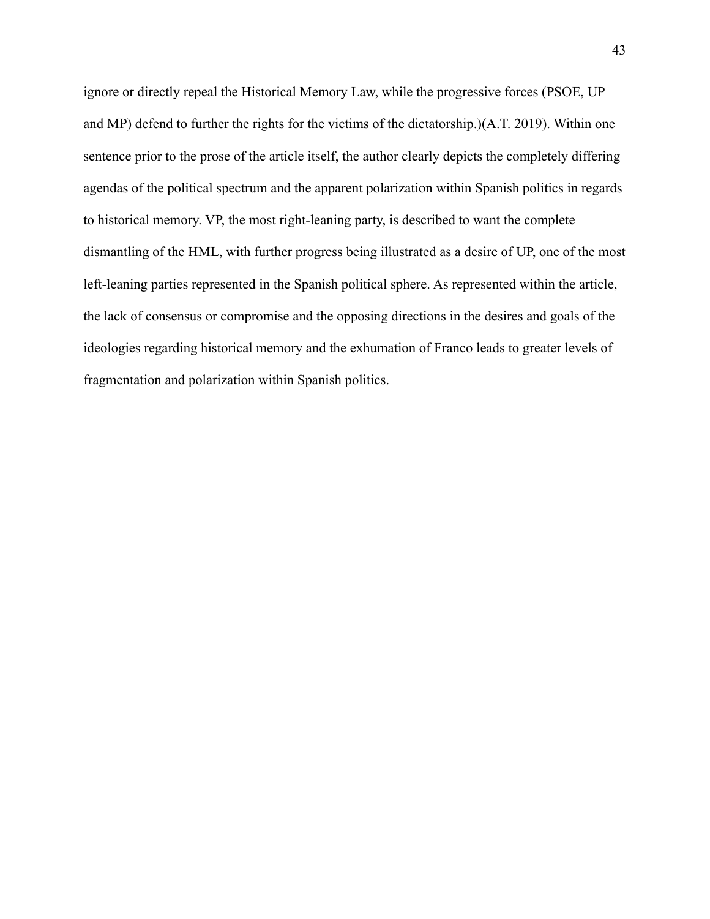ignore or directly repeal the Historical Memory Law, while the progressive forces (PSOE, UP and MP) defend to further the rights for the victims of the dictatorship.)(A.T. 2019). Within one sentence prior to the prose of the article itself, the author clearly depicts the completely differing agendas of the political spectrum and the apparent polarization within Spanish politics in regards to historical memory. VP, the most right-leaning party, is described to want the complete dismantling of the HML, with further progress being illustrated as a desire of UP, one of the most left-leaning parties represented in the Spanish political sphere. As represented within the article, the lack of consensus or compromise and the opposing directions in the desires and goals of the ideologies regarding historical memory and the exhumation of Franco leads to greater levels of fragmentation and polarization within Spanish politics.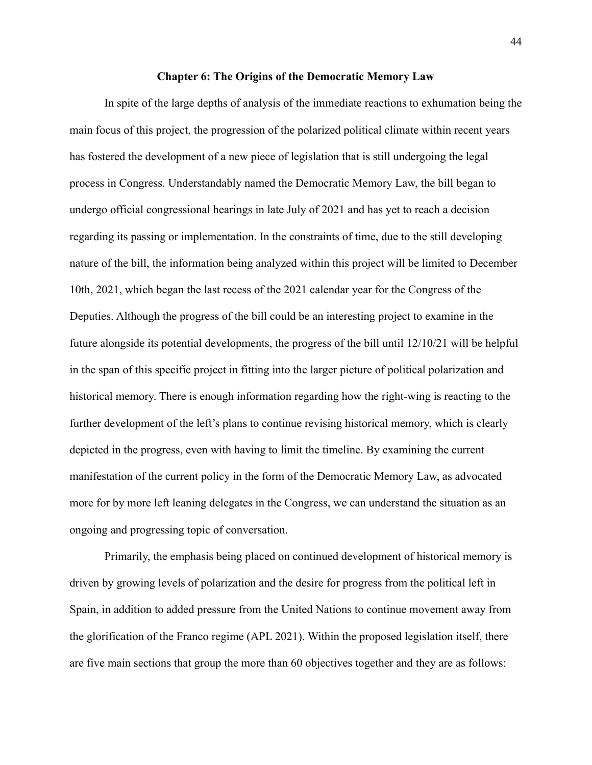## Chapter 6: The Origins of the Democratic Memory Law

In spite of the large depths of analysis of the immediate reactions to exhumation being the main focus of this project, the progression of the polarized political climate within recent years has fostered the development of a new piece of legislation that is still undergoing the legal process in Congress. Understandably named the Democratic Memory Law, the bill began to undergo official congressional hearings in late July of 2021 and has yet to reach a decision regarding its passing or implementation. In the constraints of time, due to the still developing nature of the bill, the information being analyzed within this project will be limited to December 10th, 2021, which began the last recess of the 2021 calendar year for the Congress of the Deputies. Although the progress of the bill could be an interesting project to examine in the future alongside its potential developments, the progress of the bill until 12/10/21 will be helpful in the span of this specific project in fitting into the larger picture of political polarization and historical memory. There is enough information regarding how the right-wing is reacting to the further development of the left's plans to continue revising historical memory, which is clearly depicted in the progress, even with having to limit the timeline. By examining the current manifestation of the current policy in the form of the Democratic Memory Law, as advocated more for by more left leaning delegates in the Congress, we can understand the situation as an ongoing and progressing topic of conversation.

Primarily, the emphasis being placed on continued development of historical memory is driven by growing levels of polarization and the desire for progress from the political left in Spain, in addition to added pressure from the United Nations to continue movement away from the glorification of the Franco regime (APL 2021). Within the proposed legislation itself, there are five main sections that group the more than 60 objectives together and they are as follows: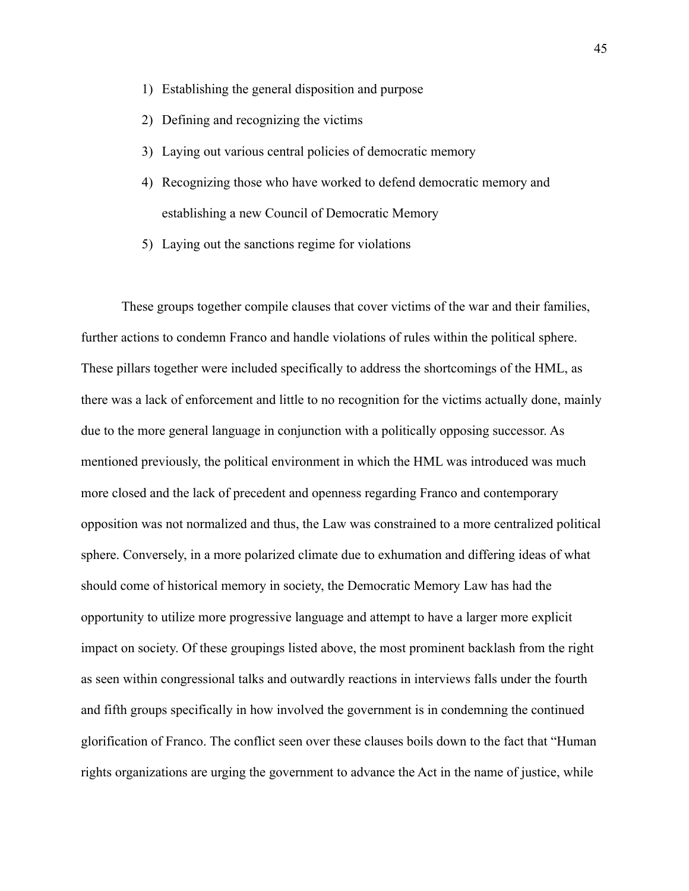1) Establishing the general disposition and purpose
2) Defining and recognizing the victims
3) Laying out various central policies of democratic memory
4) Recognizing those who have worked to defend democratic memory and establishing a new Council of Democratic Memory
5) Laying out the sanctions regime for violations

These groups together compile clauses that cover victims of the war and their families, further actions to condemn Franco and handle violations of rules within the political sphere. These pillars together were included specifically to address the shortcomings of the HML, as there was a lack of enforcement and little to no recognition for the victims actually done, mainly due to the more general language in conjunction with a politically opposing successor. As mentioned previously, the political environment in which the HML was introduced was much more closed and the lack of precedent and openness regarding Franco and contemporary opposition was not normalized and thus, the Law was constrained to a more centralized political sphere. Conversely, in a more polarized climate due to exhumation and differing ideas of what should come of historical memory in society, the Democratic Memory Law has had the opportunity to utilize more progressive language and attempt to have a larger more explicit impact on society. Of these groupings listed above, the most prominent backlash from the right as seen within congressional talks and outwardly reactions in interviews falls under the fourth and fifth groups specifically in how involved the government is in condemning the continued glorification of Franco. The conflict seen over these clauses boils down to the fact that "Human rights organizations are urging the government to advance the Act in the name of justice, while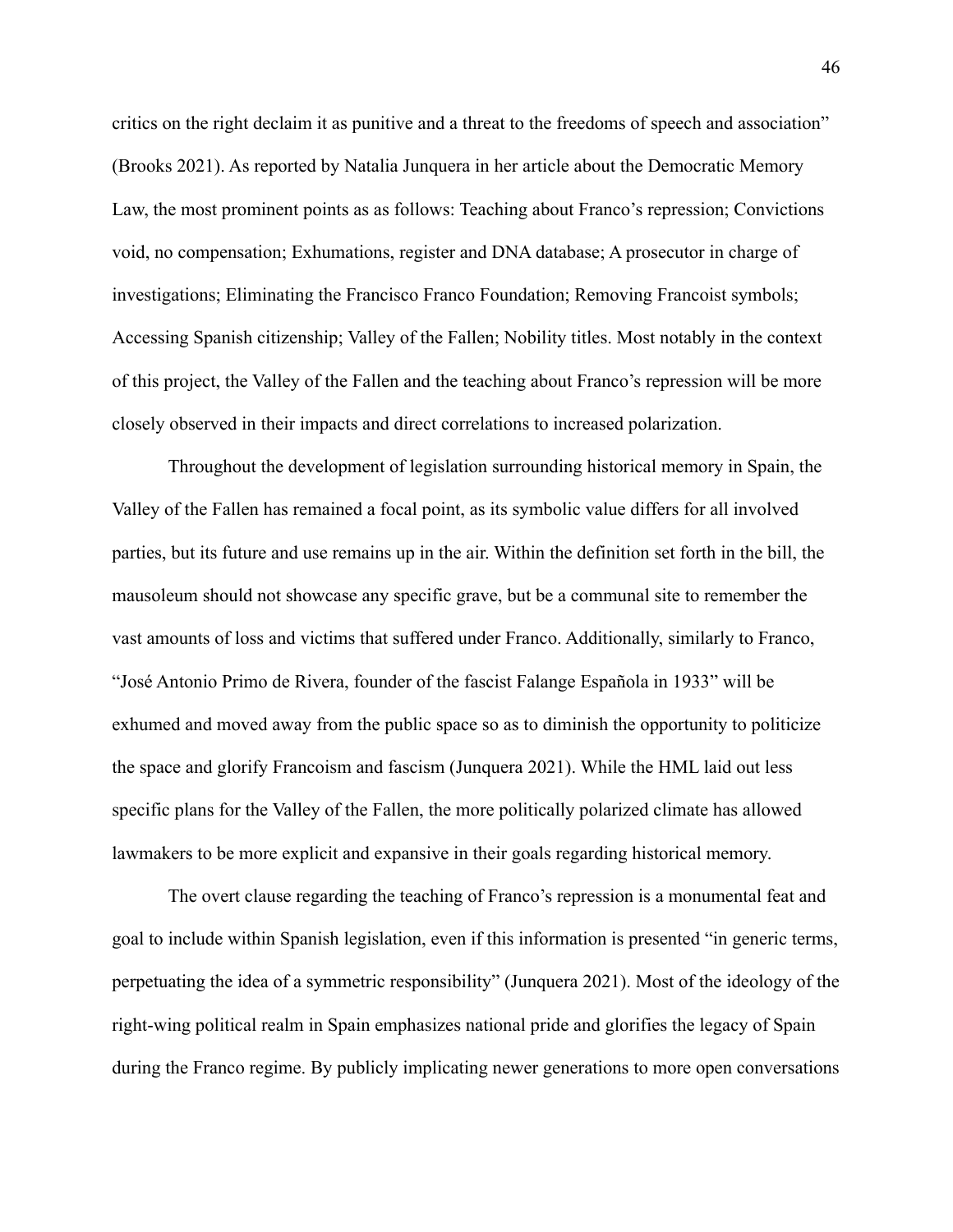critics on the right declaim it as punitive and a threat to the freedoms of speech and association" (Brooks 2021). As reported by Natalia Junquera in her article about the Democratic Memory Law, the most prominent points as as follows: Teaching about Franco's repression; Convictions void, no compensation; Exhumations, register and DNA database; A prosecutor in charge of investigations; Eliminating the Francisco Franco Foundation; Removing Francoist symbols; Accessing Spanish citizenship; Valley of the Fallen; Nobility titles. Most notably in the context of this project, the Valley of the Fallen and the teaching about Franco's repression will be more closely observed in their impacts and direct correlations to increased polarization.

Throughout the development of legislation surrounding historical memory in Spain, the Valley of the Fallen has remained a focal point, as its symbolic value differs for all involved parties, but its future and use remains up in the air. Within the definition set forth in the bill, the mausoleum should not showcase any specific grave, but be a communal site to remember the vast amounts of loss and victims that suffered under Franco. Additionally, similarly to Franco, "José Antonio Primo de Rivera, founder of the fascist Falange Española in 1933" will be exhumed and moved away from the public space so as to diminish the opportunity to politicize the space and glorify Francoism and fascism (Junquera 2021). While the HML laid out less specific plans for the Valley of the Fallen, the more politically polarized climate has allowed lawmakers to be more explicit and expansive in their goals regarding historical memory.

The overt clause regarding the teaching of Franco's repression is a monumental feat and goal to include within Spanish legislation, even if this information is presented "in generic terms, perpetuating the idea of a symmetric responsibility" (Junquera 2021). Most of the ideology of the right-wing political realm in Spain emphasizes national pride and glorifies the legacy of Spain during the Franco regime. By publicly implicating newer generations to more open conversations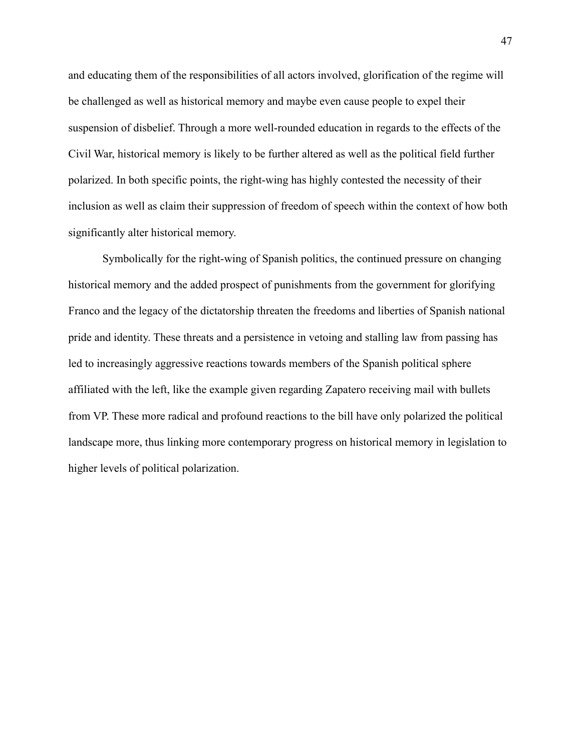and educating them of the responsibilities of all actors involved, glorification of the regime will be challenged as well as historical memory and maybe even cause people to expel their suspension of disbelief. Through a more well-rounded education in regards to the effects of the Civil War, historical memory is likely to be further altered as well as the political field further polarized. In both specific points, the right-wing has highly contested the necessity of their inclusion as well as claim their suppression of freedom of speech within the context of how both significantly alter historical memory.

Symbolically for the right-wing of Spanish politics, the continued pressure on changing historical memory and the added prospect of punishments from the government for glorifying Franco and the legacy of the dictatorship threaten the freedoms and liberties of Spanish national pride and identity. These threats and a persistence in vetoing and stalling law from passing has led to increasingly aggressive reactions towards members of the Spanish political sphere affiliated with the left, like the example given regarding Zapatero receiving mail with bullets from VP. These more radical and profound reactions to the bill have only polarized the political landscape more, thus linking more contemporary progress on historical memory in legislation to higher levels of political polarization.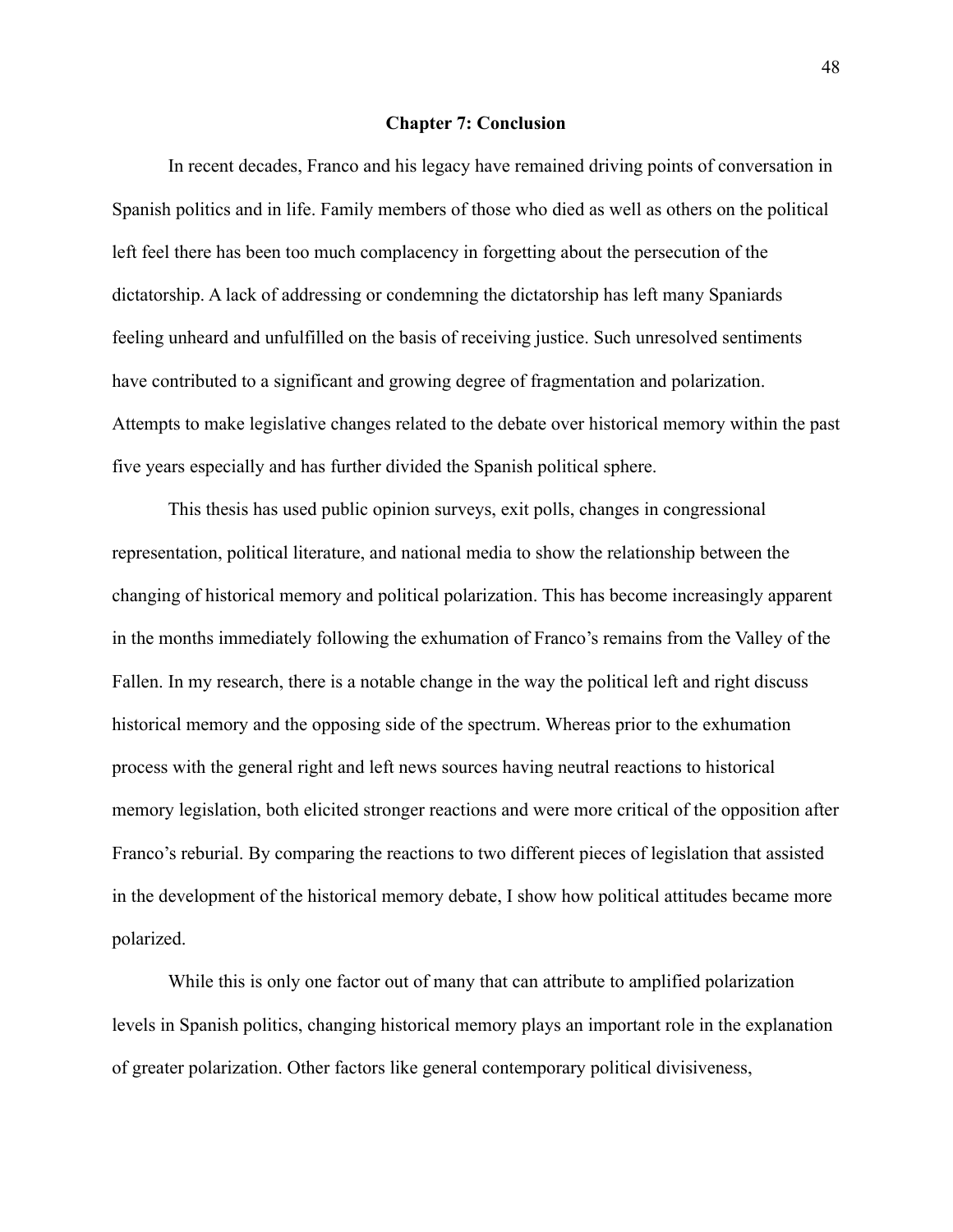## Chapter 7: Conclusion

In recent decades, Franco and his legacy have remained driving points of conversation in Spanish politics and in life. Family members of those who died as well as others on the political left feel there has been too much complacency in forgetting about the persecution of the dictatorship. A lack of addressing or condemning the dictatorship has left many Spaniards feeling unheard and unfulfilled on the basis of receiving justice. Such unresolved sentiments have contributed to a significant and growing degree of fragmentation and polarization. Attempts to make legislative changes related to the debate over historical memory within the past five years especially and has further divided the Spanish political sphere.

This thesis has used public opinion surveys, exit polls, changes in congressional representation, political literature, and national media to show the relationship between the changing of historical memory and political polarization. This has become increasingly apparent in the months immediately following the exhumation of Franco's remains from the Valley of the Fallen. In my research, there is a notable change in the way the political left and right discuss historical memory and the opposing side of the spectrum. Whereas prior to the exhumation process with the general right and left news sources having neutral reactions to historical memory legislation, both elicited stronger reactions and were more critical of the opposition after Franco's reburial. By comparing the reactions to two different pieces of legislation that assisted in the development of the historical memory debate, I show how political attitudes became more polarized.

While this is only one factor out of many that can attribute to amplified polarization levels in Spanish politics, changing historical memory plays an important role in the explanation of greater polarization. Other factors like general contemporary political divisiveness,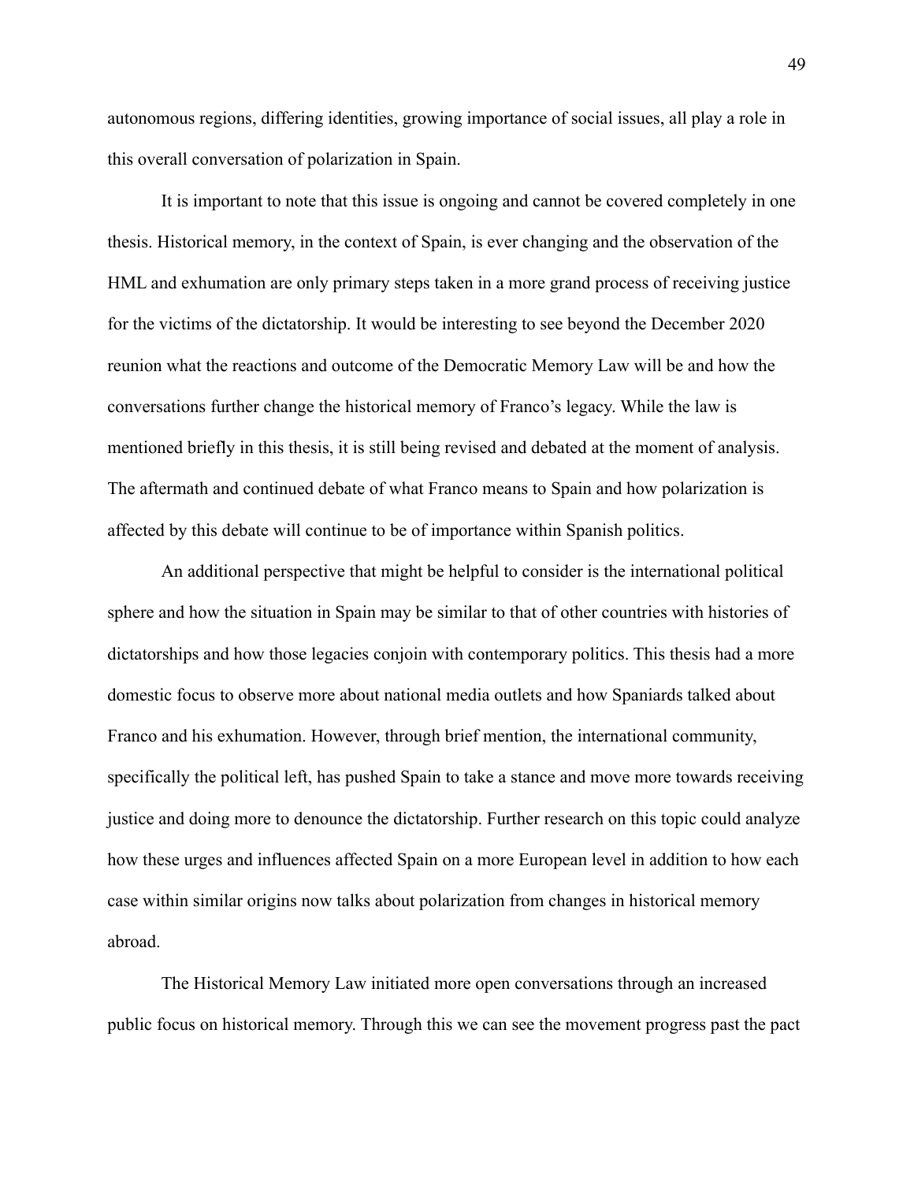autonomous regions, differing identities, growing importance of social issues, all play a role in this overall conversation of polarization in Spain.

It is important to note that this issue is ongoing and cannot be covered completely in one thesis. Historical memory, in the context of Spain, is ever changing and the observation of the HML and exhumation are only primary steps taken in a more grand process of receiving justice for the victims of the dictatorship. It would be interesting to see beyond the December 2020 reunion what the reactions and outcome of the Democratic Memory Law will be and how the conversations further change the historical memory of Franco's legacy. While the law is mentioned briefly in this thesis, it is still being revised and debated at the moment of analysis. The aftermath and continued debate of what Franco means to Spain and how polarization is affected by this debate will continue to be of importance within Spanish politics.

An additional perspective that might be helpful to consider is the international political sphere and how the situation in Spain may be similar to that of other countries with histories of dictatorships and how those legacies conjoin with contemporary politics. This thesis had a more domestic focus to observe more about national media outlets and how Spaniards talked about Franco and his exhumation. However, through brief mention, the international community, specifically the political left, has pushed Spain to take a stance and move more towards receiving justice and doing more to denounce the dictatorship. Further research on this topic could analyze how these urges and influences affected Spain on a more European level in addition to how each case within similar origins now talks about polarization from changes in historical memory abroad.

The Historical Memory Law initiated more open conversations through an increased public focus on historical memory. Through this we can see the movement progress past the pact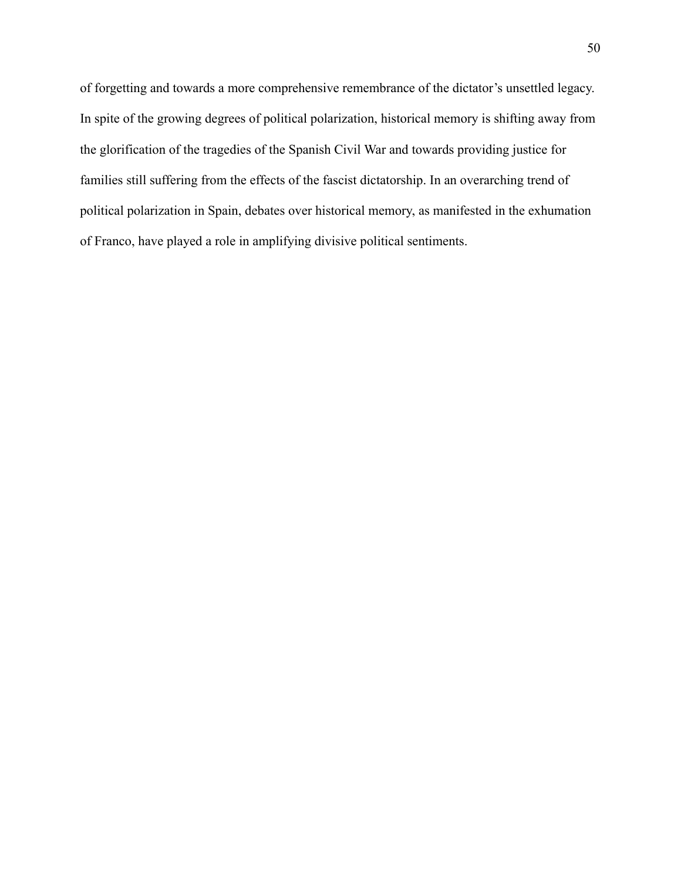of forgetting and towards a more comprehensive remembrance of the dictator's unsettled legacy. In spite of the growing degrees of political polarization, historical memory is shifting away from the glorification of the tragedies of the Spanish Civil War and towards providing justice for families still suffering from the effects of the fascist dictatorship. In an overarching trend of political polarization in Spain, debates over historical memory, as manifested in the exhumation of Franco, have played a role in amplifying divisive political sentiments.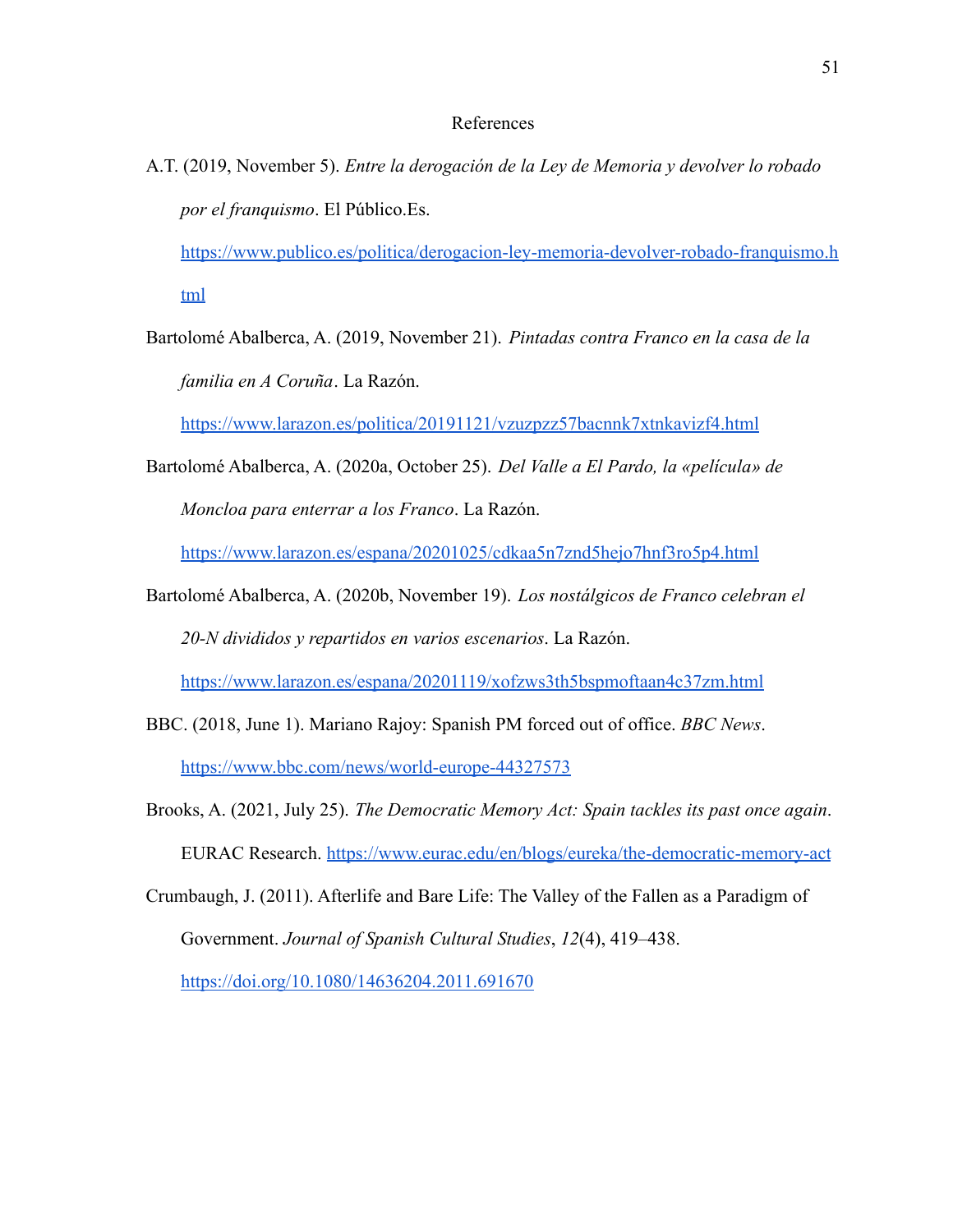# References

A.T. (2019, November 5). *Entre la derogación de la Ley de Memoria y devolver lo robado por el franquismo*. El Público.Es. https://www.publico.es/politica/derogacion-ley-memoria-devolver-robado-franquismo.html

Bartolomé Abalberca, A. (2019, November 21). *Pintadas contra Franco en la casa de la familia en A Coruña*. La Razón. https://www.larazon.es/politica/20191121/vzuzpzz57bacnnk7xtnkavizf4.html

Bartolomé Abalberca, A. (2020a, October 25). *Del Valle a El Pardo, la «película» de Moncloa para enterrar a los Franco*. La Razón. https://www.larazon.es/espana/20201025/cdkaa5n7znd5hejo7hnf3ro5p4.html

Bartolomé Abalberca, A. (2020b, November 19). *Los nostálgicos de Franco celebran el 20-N divididos y repartidos en varios escenarios*. La Razón. https://www.larazon.es/espana/20201119/xofzws3th5bspmoftaan4c37zm.html

BBC. (2018, June 1). Mariano Rajoy: Spanish PM forced out of office. *BBC News*. https://www.bbc.com/news/world-europe-44327573

Brooks, A. (2021, July 25). *The Democratic Memory Act: Spain tackles its past once again*. EURAC Research. https://www.eurac.edu/en/blogs/eureka/the-democratic-memory-act

Crumbaugh, J. (2011). Afterlife and Bare Life: The Valley of the Fallen as a Paradigm of Government. *Journal of Spanish Cultural Studies*, *12*(4), 419–438. https://doi.org/10.1080/14636204.2011.691670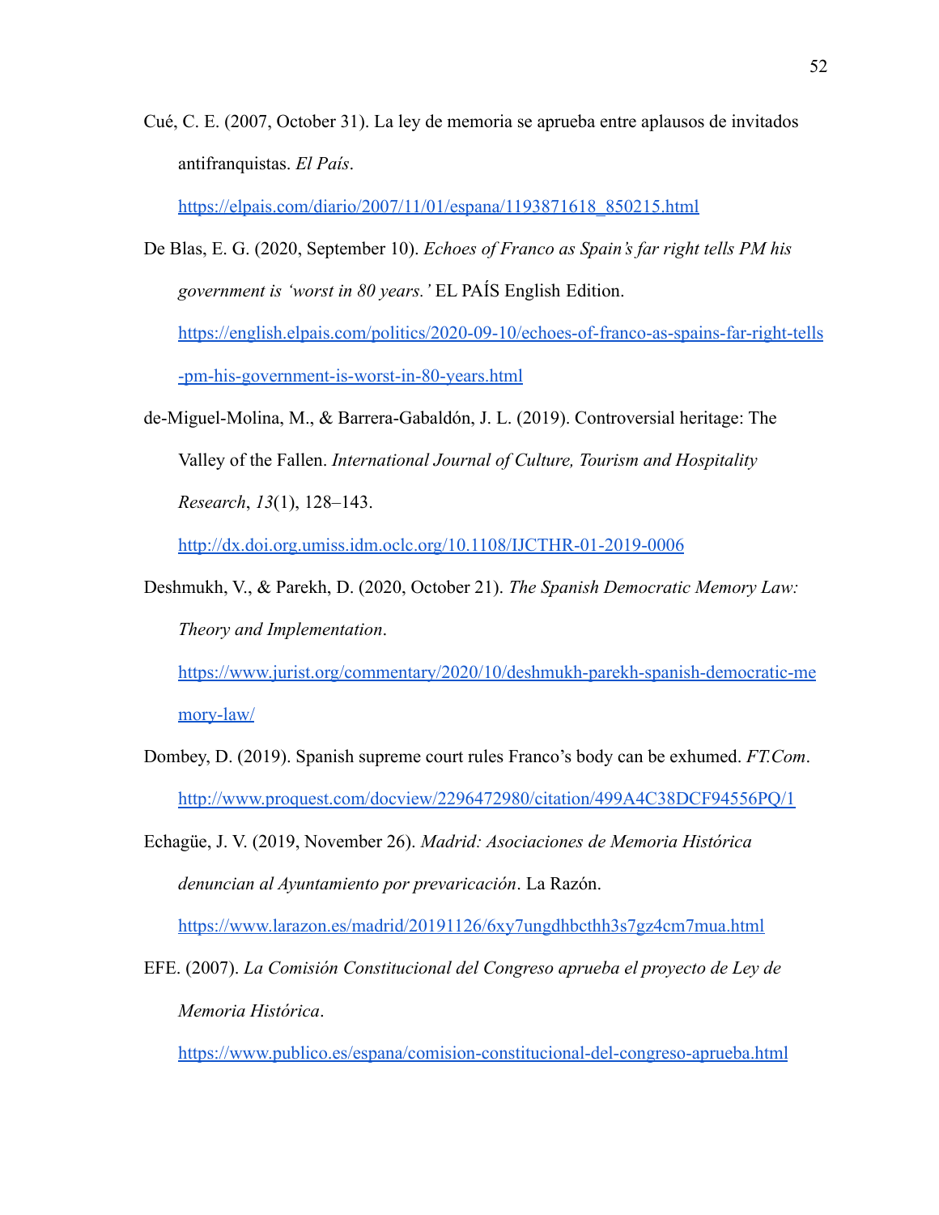Cué, C. E. (2007, October 31). La ley de memoria se aprueba entre aplausos de invitados antifranquistas. *El País*. https://elpais.com/diario/2007/11/01/espana/1193871618_850215.html

De Blas, E. G. (2020, September 10). *Echoes of Franco as Spain's far right tells PM his government is 'worst in 80 years.'* EL PAÍS English Edition. https://english.elpais.com/politics/2020-09-10/echoes-of-franco-as-spains-far-right-tells-pm-his-government-is-worst-in-80-years.html

de-Miguel-Molina, M., & Barrera-Gabaldón, J. L. (2019). Controversial heritage: The Valley of the Fallen. *International Journal of Culture, Tourism and Hospitality Research*, *13*(1), 128–143. http://dx.doi.org.umiss.idm.oclc.org/10.1108/IJCTHR-01-2019-0006

Deshmukh, V., & Parekh, D. (2020, October 21). *The Spanish Democratic Memory Law: Theory and Implementation*. https://www.jurist.org/commentary/2020/10/deshmukh-parekh-spanish-democratic-memory-law/

Dombey, D. (2019). Spanish supreme court rules Franco's body can be exhumed. *FT.Com*. http://www.proquest.com/docview/2296472980/citation/499A4C38DCF94556PQ/1

Echagüe, J. V. (2019, November 26). *Madrid: Asociaciones de Memoria Histórica denuncian al Ayuntamiento por prevaricación*. La Razón. https://www.larazon.es/madrid/20191126/6xy7ungdhbcthh3s7gz4cm7mua.html

EFE. (2007). *La Comisión Constitucional del Congreso aprueba el proyecto de Ley de Memoria Histórica*. https://www.publico.es/espana/comision-constitucional-del-congreso-aprueba.html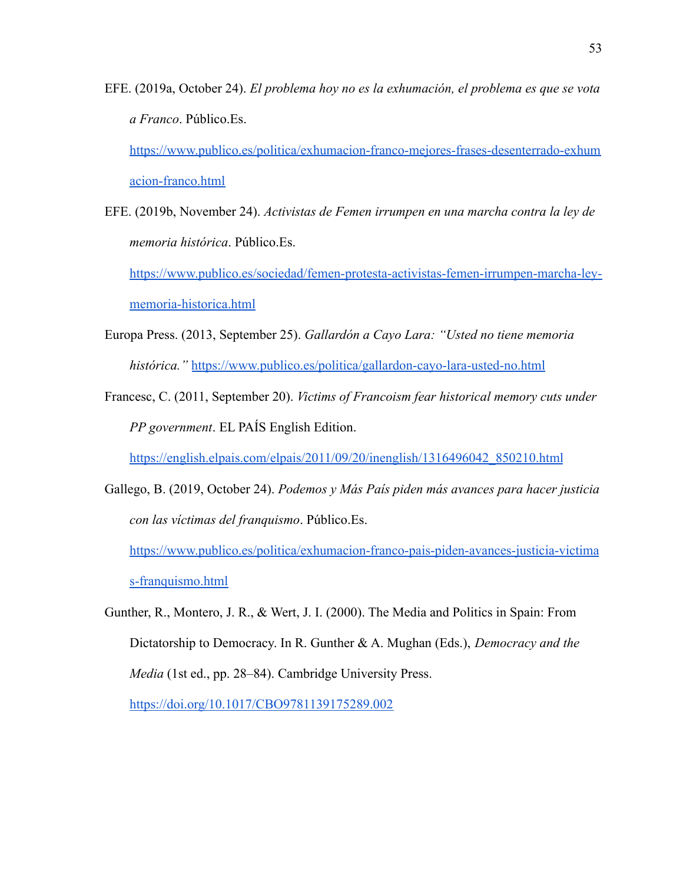EFE. (2019a, October 24). *El problema hoy no es la exhumación, el problema es que se vota a Franco*. Público.Es. https://www.publico.es/politica/exhumacion-franco-mejores-frases-desenterrado-exhumacion-franco.html

EFE. (2019b, November 24). *Activistas de Femen irrumpen en una marcha contra la ley de memoria histórica*. Público.Es. https://www.publico.es/sociedad/femen-protesta-activistas-femen-irrumpen-marcha-ley-memoria-historica.html

Europa Press. (2013, September 25). *Gallardón a Cayo Lara: "Usted no tiene memoria histórica."* https://www.publico.es/politica/gallardon-cayo-lara-usted-no.html

Francesc, C. (2011, September 20). *Victims of Francoism fear historical memory cuts under PP government*. EL PAÍS English Edition. https://english.elpais.com/elpais/2011/09/20/inenglish/1316496042_850210.html

Gallego, B. (2019, October 24). *Podemos y Más País piden más avances para hacer justicia con las víctimas del franquismo*. Público.Es. https://www.publico.es/politica/exhumacion-franco-pais-piden-avances-justicia-victimas-franquismo.html

Gunther, R., Montero, J. R., & Wert, J. I. (2000). The Media and Politics in Spain: From Dictatorship to Democracy. In R. Gunther & A. Mughan (Eds.), *Democracy and the Media* (1st ed., pp. 28–84). Cambridge University Press. https://doi.org/10.1017/CBO9781139175289.002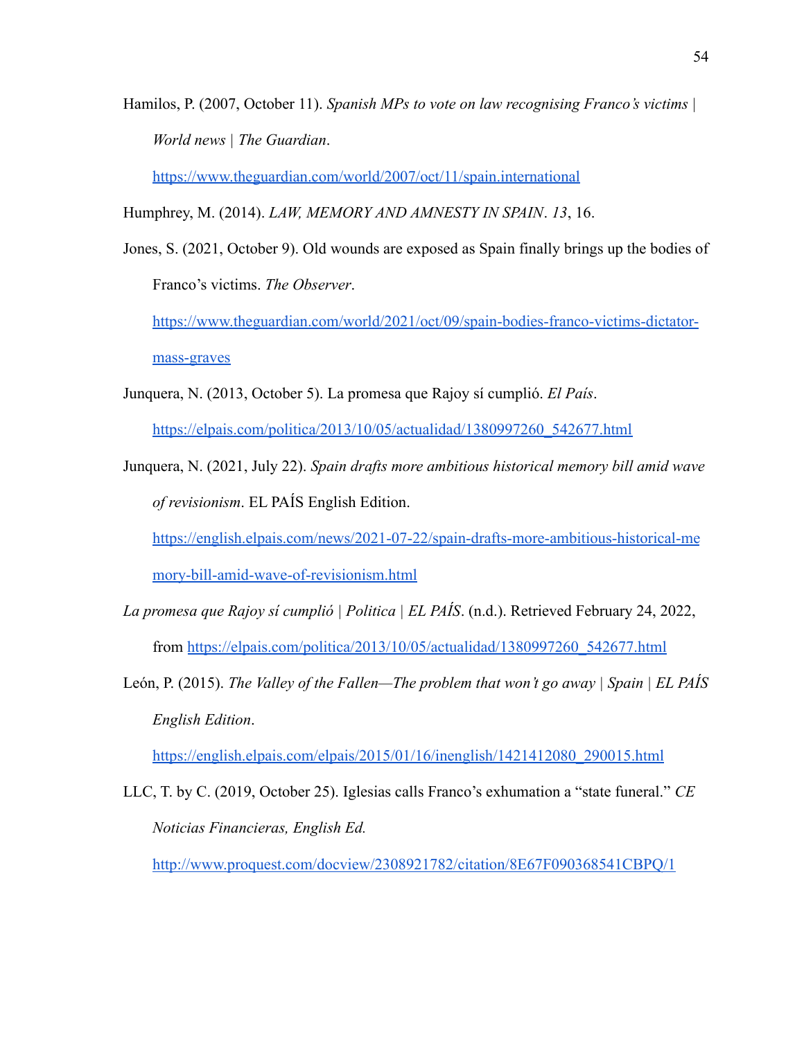Hamilos, P. (2007, October 11). *Spanish MPs to vote on law recognising Franco's victims | World news | The Guardian*. https://www.theguardian.com/world/2007/oct/11/spain.international

Humphrey, M. (2014). *LAW, MEMORY AND AMNESTY IN SPAIN*. *13*, 16.

Jones, S. (2021, October 9). Old wounds are exposed as Spain finally brings up the bodies of Franco's victims. *The Observer*. https://www.theguardian.com/world/2021/oct/09/spain-bodies-franco-victims-dictator-mass-graves

Junquera, N. (2013, October 5). La promesa que Rajoy sí cumplió. *El País*. https://elpais.com/politica/2013/10/05/actualidad/1380997260_542677.html

Junquera, N. (2021, July 22). *Spain drafts more ambitious historical memory bill amid wave of revisionism*. EL PAÍS English Edition. https://english.elpais.com/news/2021-07-22/spain-drafts-more-ambitious-historical-memory-bill-amid-wave-of-revisionism.html

*La promesa que Rajoy sí cumplió | Politica | EL PAÍS*. (n.d.). Retrieved February 24, 2022, from https://elpais.com/politica/2013/10/05/actualidad/1380997260_542677.html

León, P. (2015). *The Valley of the Fallen—The problem that won't go away | Spain | EL PAÍS English Edition*. https://english.elpais.com/elpais/2015/01/16/inenglish/1421412080_290015.html

LLC, T. by C. (2019, October 25). Iglesias calls Franco's exhumation a "state funeral." *CE Noticias Financieras, English Ed.* http://www.proquest.com/docview/2308921782/citation/8E67F090368541CBPQ/1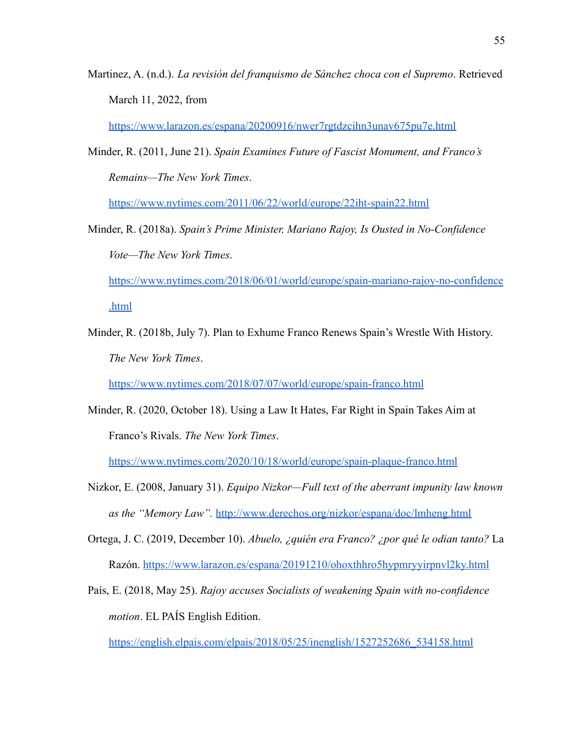Martinez, A. (n.d.). *La revisión del franquismo de Sánchez choca con el Supremo*. Retrieved March 11, 2022, from https://www.larazon.es/espana/20200916/nwer7rgtdzcihn3unav675pu7e.html

Minder, R. (2011, June 21). *Spain Examines Future of Fascist Monument, and Franco's Remains—The New York Times*. https://www.nytimes.com/2011/06/22/world/europe/22iht-spain22.html

Minder, R. (2018a). *Spain's Prime Minister, Mariano Rajoy, Is Ousted in No-Confidence Vote—The New York Times*. https://www.nytimes.com/2018/06/01/world/europe/spain-mariano-rajoy-no-confidence.html

Minder, R. (2018b, July 7). Plan to Exhume Franco Renews Spain's Wrestle With History. *The New York Times*. https://www.nytimes.com/2018/07/07/world/europe/spain-franco.html

Minder, R. (2020, October 18). Using a Law It Hates, Far Right in Spain Takes Aim at Franco's Rivals. *The New York Times*. https://www.nytimes.com/2020/10/18/world/europe/spain-plaque-franco.html

Nizkor, E. (2008, January 31). *Equipo Nizkor—Full text of the aberrant impunity law known as the "Memory Law".* http://www.derechos.org/nizkor/espana/doc/lmheng.html

Ortega, J. C. (2019, December 10). *Abuelo, ¿quién era Franco? ¿por qué le odian tanto?* La Razón. https://www.larazon.es/espana/20191210/ohoxthhro5hypmryyirpnvl2ky.html

País, E. (2018, May 25). *Rajoy accuses Socialists of weakening Spain with no-confidence motion*. EL PAÍS English Edition. https://english.elpais.com/elpais/2018/05/25/inenglish/1527252686_534158.html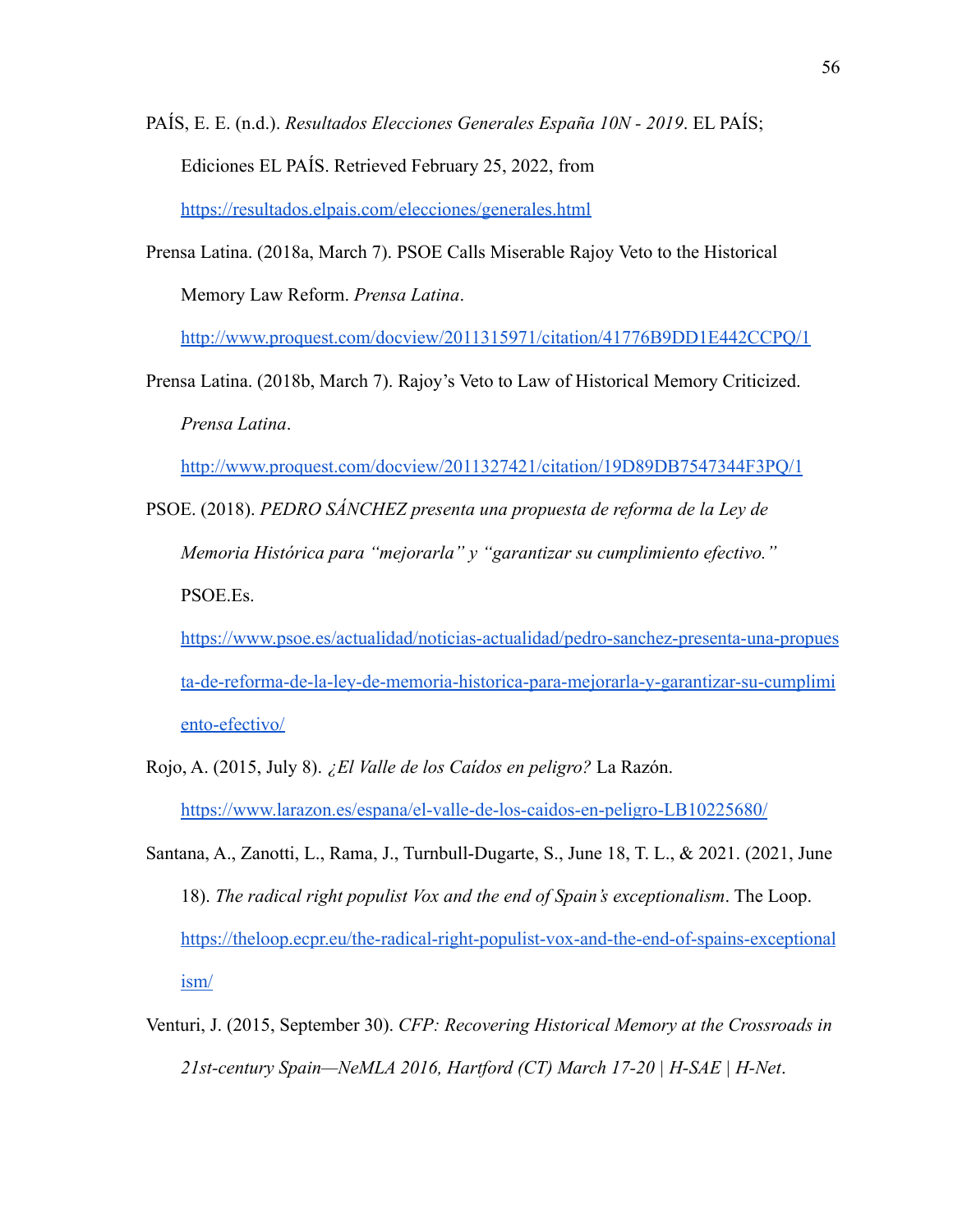PAÍS, E. E. (n.d.). *Resultados Elecciones Generales España 10N - 2019*. EL PAÍS; Ediciones EL PAÍS. Retrieved February 25, 2022, from https://resultados.elpais.com/elecciones/generales.html

Prensa Latina. (2018a, March 7). PSOE Calls Miserable Rajoy Veto to the Historical Memory Law Reform. *Prensa Latina*. http://www.proquest.com/docview/2011315971/citation/41776B9DD1E442CCPQ/1

Prensa Latina. (2018b, March 7). Rajoy's Veto to Law of Historical Memory Criticized. *Prensa Latina*. http://www.proquest.com/docview/2011327421/citation/19D89DB7547344F3PQ/1

PSOE. (2018). *PEDRO SÁNCHEZ presenta una propuesta de reforma de la Ley de Memoria Histórica para "mejorarla" y "garantizar su cumplimiento efectivo."* PSOE.Es. https://www.psoe.es/actualidad/noticias-actualidad/pedro-sanchez-presenta-una-propuesta-de-reforma-de-la-ley-de-memoria-historica-para-mejorarla-y-garantizar-su-cumplimiento-efectivo/

Rojo, A. (2015, July 8). *¿El Valle de los Caídos en peligro?* La Razón. https://www.larazon.es/espana/el-valle-de-los-caidos-en-peligro-LB10225680/

Santana, A., Zanotti, L., Rama, J., Turnbull-Dugarte, S., June 18, T. L., & 2021. (2021, June 18). *The radical right populist Vox and the end of Spain's exceptionalism*. The Loop. https://theloop.ecpr.eu/the-radical-right-populist-vox-and-the-end-of-spains-exceptionalism/

Venturi, J. (2015, September 30). *CFP: Recovering Historical Memory at the Crossroads in 21st-century Spain—NeMLA 2016, Hartford (CT) March 17-20 | H-SAE | H-Net*.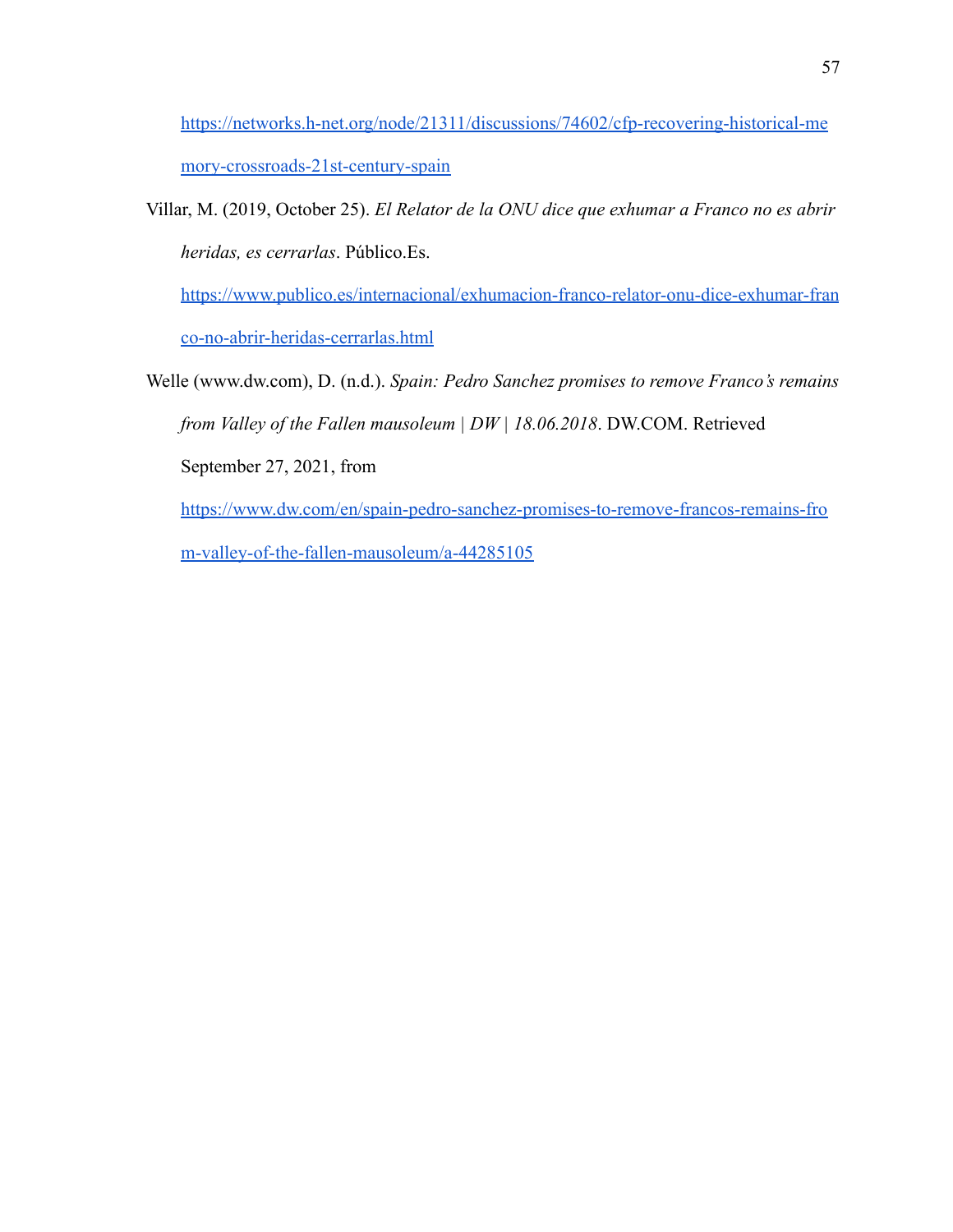https://networks.h-net.org/node/21311/discussions/74602/cfp-recovering-historical-memory-crossroads-21st-century-spain

Villar, M. (2019, October 25). *El Relator de la ONU dice que exhumar a Franco no es abrir heridas, es cerrarlas*. Público.Es. https://www.publico.es/internacional/exhumacion-franco-relator-onu-dice-exhumar-franco-no-abrir-heridas-cerrarlas.html

Welle (www.dw.com), D. (n.d.). *Spain: Pedro Sanchez promises to remove Franco's remains from Valley of the Fallen mausoleum | DW | 18.06.2018*. DW.COM. Retrieved September 27, 2021, from https://www.dw.com/en/spain-pedro-sanchez-promises-to-remove-francos-remains-from-valley-of-the-fallen-mausoleum/a-44285105